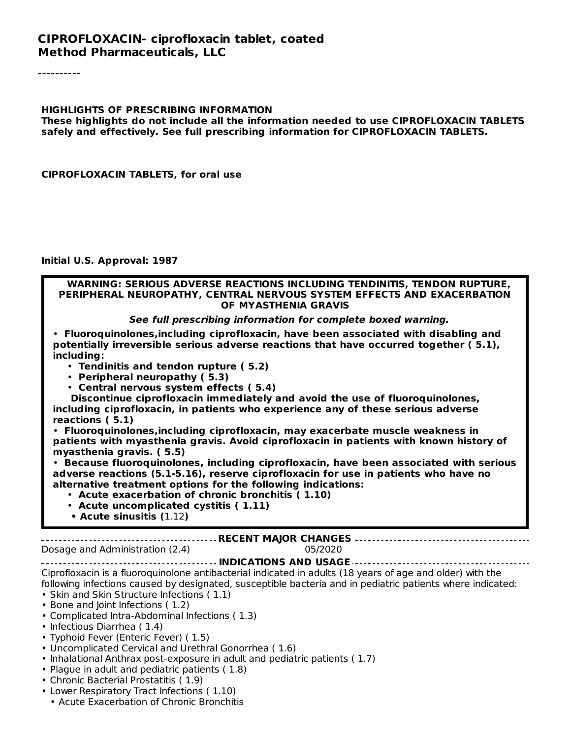**CIPROFLOXACIN- ciprofloxacin tablet, coated**
**Method Pharmaceuticals, LLC**

----------

**HIGHLIGHTS OF PRESCRIBING INFORMATION**
**These highlights do not include all the information needed to use CIPROFLOXACIN TABLETS safely and effectively. See full prescribing information for CIPROFLOXACIN TABLETS.**

**CIPROFLOXACIN TABLETS, for oral use**

**Initial U.S. Approval: 1987**

**WARNING: SERIOUS ADVERSE REACTIONS INCLUDING TENDINITIS, TENDON RUPTURE, PERIPHERAL NEUROPATHY, CENTRAL NERVOUS SYSTEM EFFECTS AND EXACERBATION OF MYASTHENIA GRAVIS**

***See full prescribing information for complete boxed warning.***

- **Fluoroquinolones,including ciprofloxacin, have been associated with disabling and potentially irreversible serious adverse reactions that have occurred together ( 5.1), including:**
  - **Tendinitis and tendon rupture ( 5.2)**
  - **Peripheral neuropathy ( 5.3)**
  - **Central nervous system effects ( 5.4)**

  **Discontinue ciprofloxacin immediately and avoid the use of fluoroquinolones, including ciprofloxacin, in patients who experience any of these serious adverse reactions ( 5.1)**
- **Fluoroquinolones,including ciprofloxacin, may exacerbate muscle weakness in patients with myasthenia gravis. Avoid ciprofloxacin in patients with known history of myasthenia gravis. ( 5.5)**
- **Because fluoroquinolones, including ciprofloxacin, have been associated with serious adverse reactions (5.1-5.16), reserve ciprofloxacin for use in patients who have no alternative treatment options for the following indications:**
  - **Acute exacerbation of chronic bronchitis ( 1.10)**
  - **Acute uncomplicated cystitis ( 1.11)**
  - **Acute sinusitis (**1.12**)**

**RECENT MAJOR CHANGES**

Dosage and Administration (2.4) 05/2020

**INDICATIONS AND USAGE**

Ciprofloxacin is a fluoroquinolone antibacterial indicated in adults (18 years of age and older) with the following infections caused by designated, susceptible bacteria and in pediatric patients where indicated:

- Skin and Skin Structure Infections ( 1.1)
- Bone and Joint Infections ( 1.2)
- Complicated Intra-Abdominal Infections ( 1.3)
- Infectious Diarrhea ( 1.4)
- Typhoid Fever (Enteric Fever) ( 1.5)
- Uncomplicated Cervical and Urethral Gonorrhea ( 1.6)
- Inhalational Anthrax post-exposure in adult and pediatric patients ( 1.7)
- Plague in adult and pediatric patients ( 1.8)
- Chronic Bacterial Prostatitis ( 1.9)
- Lower Respiratory Tract Infections ( 1.10)
  - Acute Exacerbation of Chronic Bronchitis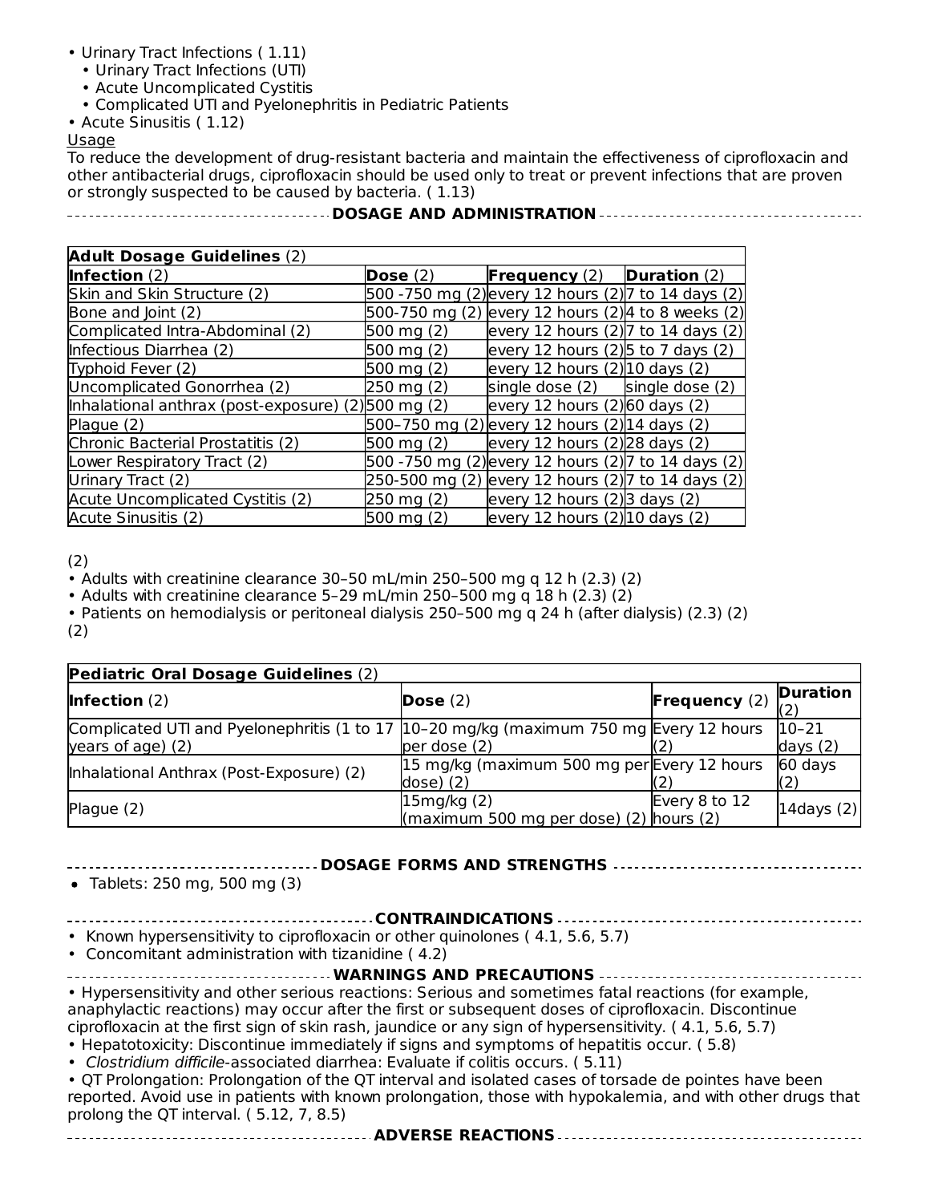- Urinary Tract Infections ( 1.11)
  - Urinary Tract Infections (UTI)
  - Acute Uncomplicated Cystitis
  - Complicated UTI and Pyelonephritis in Pediatric Patients
- Acute Sinusitis ( 1.12)

Usage

To reduce the development of drug-resistant bacteria and maintain the effectiveness of ciprofloxacin and other antibacterial drugs, ciprofloxacin should be used only to treat or prevent infections that are proven or strongly suspected to be caused by bacteria. ( 1.13)

## DOSAGE AND ADMINISTRATION

| **Adult Dosage Guidelines** (2) | | | |
|---|---|---|---|
| **Infection** (2) | **Dose** (2) | **Frequency** (2) | **Duration** (2) |
| Skin and Skin Structure (2) | 500 -750 mg (2) | every 12 hours (2) | 7 to 14 days (2) |
| Bone and Joint (2) | 500-750 mg (2) | every 12 hours (2) | 4 to 8 weeks (2) |
| Complicated Intra-Abdominal (2) | 500 mg (2) | every 12 hours (2) | 7 to 14 days (2) |
| Infectious Diarrhea (2) | 500 mg (2) | every 12 hours (2) | 5 to 7 days (2) |
| Typhoid Fever (2) | 500 mg (2) | every 12 hours (2) | 10 days (2) |
| Uncomplicated Gonorrhea (2) | 250 mg (2) | single dose (2) | single dose (2) |
| Inhalational anthrax (post-exposure) (2) | 500 mg (2) | every 12 hours (2) | 60 days (2) |
| Plague (2) | 500–750 mg (2) | every 12 hours (2) | 14 days (2) |
| Chronic Bacterial Prostatitis (2) | 500 mg (2) | every 12 hours (2) | 28 days (2) |
| Lower Respiratory Tract (2) | 500 -750 mg (2) | every 12 hours (2) | 7 to 14 days (2) |
| Urinary Tract (2) | 250-500 mg (2) | every 12 hours (2) | 7 to 14 days (2) |
| Acute Uncomplicated Cystitis (2) | 250 mg (2) | every 12 hours (2) | 3 days (2) |
| Acute Sinusitis (2) | 500 mg (2) | every 12 hours (2) | 10 days (2) |

(2)
- Adults with creatinine clearance 30–50 mL/min 250–500 mg q 12 h (2.3) (2)
- Adults with creatinine clearance 5–29 mL/min 250–500 mg q 18 h (2.3) (2)
- Patients on hemodialysis or peritoneal dialysis 250–500 mg q 24 h (after dialysis) (2.3) (2)

(2)

| **Pediatric Oral Dosage Guidelines** (2) | | | |
|---|---|---|---|
| **Infection** (2) | **Dose** (2) | **Frequency** (2) | **Duration** (2) |
| Complicated UTI and Pyelonephritis (1 to 17 years of age) (2) | 10–20 mg/kg (maximum 750 mg per dose) (2) | Every 12 hours (2) | 10–21 days (2) |
| Inhalational Anthrax (Post-Exposure) (2) | 15 mg/kg (maximum 500 mg per dose) (2) | Every 12 hours (2) | 60 days (2) |
| Plague (2) | 15mg/kg (2) (maximum 500 mg per dose) (2) | Every 8 to 12 hours (2) | 14days (2) |

## DOSAGE FORMS AND STRENGTHS

- Tablets: 250 mg, 500 mg (3)

## CONTRAINDICATIONS

- Known hypersensitivity to ciprofloxacin or other quinolones ( 4.1, 5.6, 5.7)
- Concomitant administration with tizanidine ( 4.2)

## WARNINGS AND PRECAUTIONS

- Hypersensitivity and other serious reactions: Serious and sometimes fatal reactions (for example, anaphylactic reactions) may occur after the first or subsequent doses of ciprofloxacin. Discontinue ciprofloxacin at the first sign of skin rash, jaundice or any sign of hypersensitivity. ( 4.1, 5.6, 5.7)
- Hepatotoxicity: Discontinue immediately if signs and symptoms of hepatitis occur. ( 5.8)
- *Clostridium difficile*-associated diarrhea: Evaluate if colitis occurs. ( 5.11)
- QT Prolongation: Prolongation of the QT interval and isolated cases of torsade de pointes have been reported. Avoid use in patients with known prolongation, those with hypokalemia, and with other drugs that prolong the QT interval. ( 5.12, 7, 8.5)

## ADVERSE REACTIONS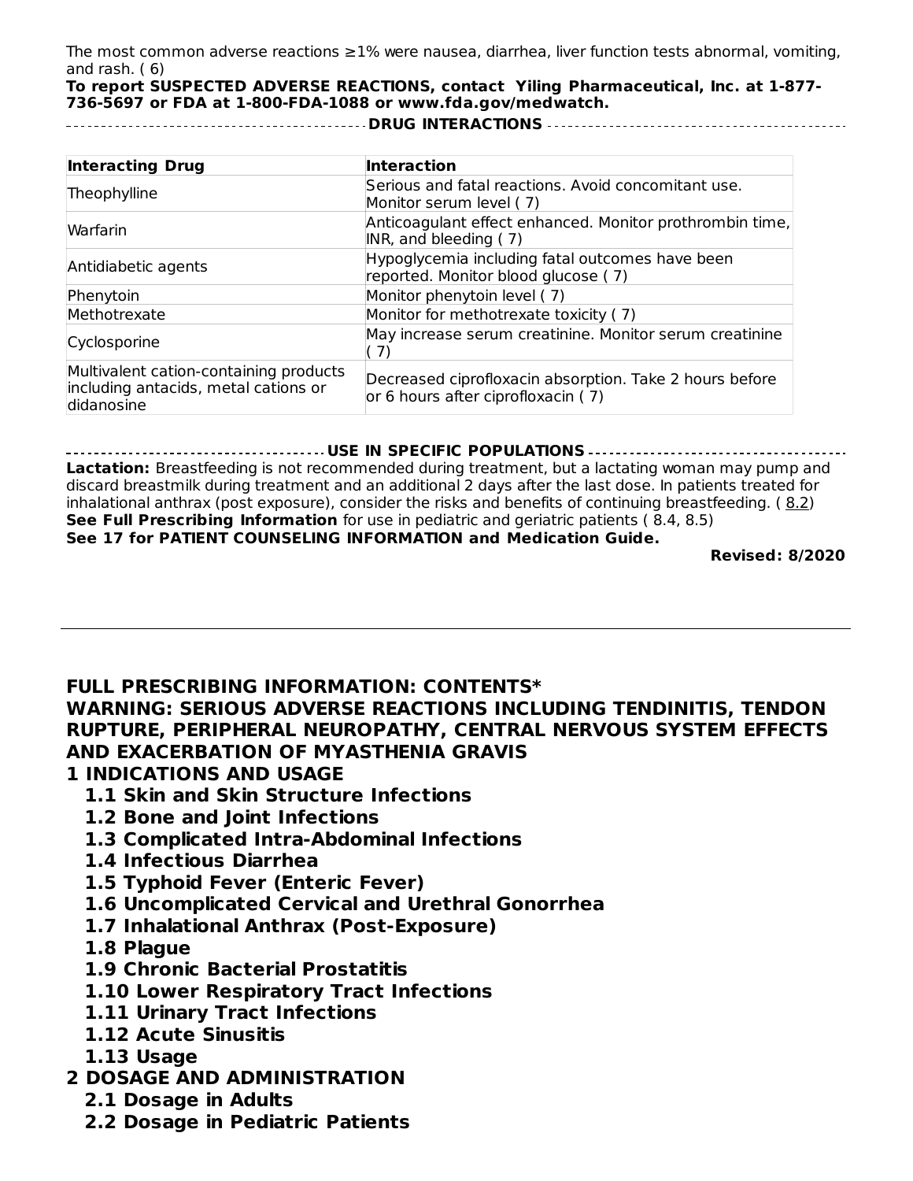The most common adverse reactions ≥1% were nausea, diarrhea, liver function tests abnormal, vomiting, and rash. ( 6)

**To report SUSPECTED ADVERSE REACTIONS, contact Yiling Pharmaceutical, Inc. at 1-877-736-5697 or FDA at 1-800-FDA-1088 or www.fda.gov/medwatch.**

**DRUG INTERACTIONS**

| Interacting Drug | Interaction |
| --- | --- |
| Theophylline | Serious and fatal reactions. Avoid concomitant use. Monitor serum level ( 7) |
| Warfarin | Anticoagulant effect enhanced. Monitor prothrombin time, INR, and bleeding ( 7) |
| Antidiabetic agents | Hypoglycemia including fatal outcomes have been reported. Monitor blood glucose ( 7) |
| Phenytoin | Monitor phenytoin level ( 7) |
| Methotrexate | Monitor for methotrexate toxicity ( 7) |
| Cyclosporine | May increase serum creatinine. Monitor serum creatinine ( 7) |
| Multivalent cation-containing products including antacids, metal cations or didanosine | Decreased ciprofloxacin absorption. Take 2 hours before or 6 hours after ciprofloxacin ( 7) |

**USE IN SPECIFIC POPULATIONS**

**Lactation:** Breastfeeding is not recommended during treatment, but a lactating woman may pump and discard breastmilk during treatment and an additional 2 days after the last dose. In patients treated for inhalational anthrax (post exposure), consider the risks and benefits of continuing breastfeeding. ( 8.2)

**See Full Prescribing Information** for use in pediatric and geriatric patients ( 8.4, 8.5)

**See 17 for PATIENT COUNSELING INFORMATION and Medication Guide.**

**Revised: 8/2020**

---

## FULL PRESCRIBING INFORMATION: CONTENTS*

**WARNING: SERIOUS ADVERSE REACTIONS INCLUDING TENDINITIS, TENDON RUPTURE, PERIPHERAL NEUROPATHY, CENTRAL NERVOUS SYSTEM EFFECTS AND EXACERBATION OF MYASTHENIA GRAVIS**

**1 INDICATIONS AND USAGE**

- **1.1 Skin and Skin Structure Infections**
- **1.2 Bone and Joint Infections**
- **1.3 Complicated Intra-Abdominal Infections**
- **1.4 Infectious Diarrhea**
- **1.5 Typhoid Fever (Enteric Fever)**
- **1.6 Uncomplicated Cervical and Urethral Gonorrhea**
- **1.7 Inhalational Anthrax (Post-Exposure)**
- **1.8 Plague**
- **1.9 Chronic Bacterial Prostatitis**
- **1.10 Lower Respiratory Tract Infections**
- **1.11 Urinary Tract Infections**
- **1.12 Acute Sinusitis**
- **1.13 Usage**

**2 DOSAGE AND ADMINISTRATION**

- **2.1 Dosage in Adults**
- **2.2 Dosage in Pediatric Patients**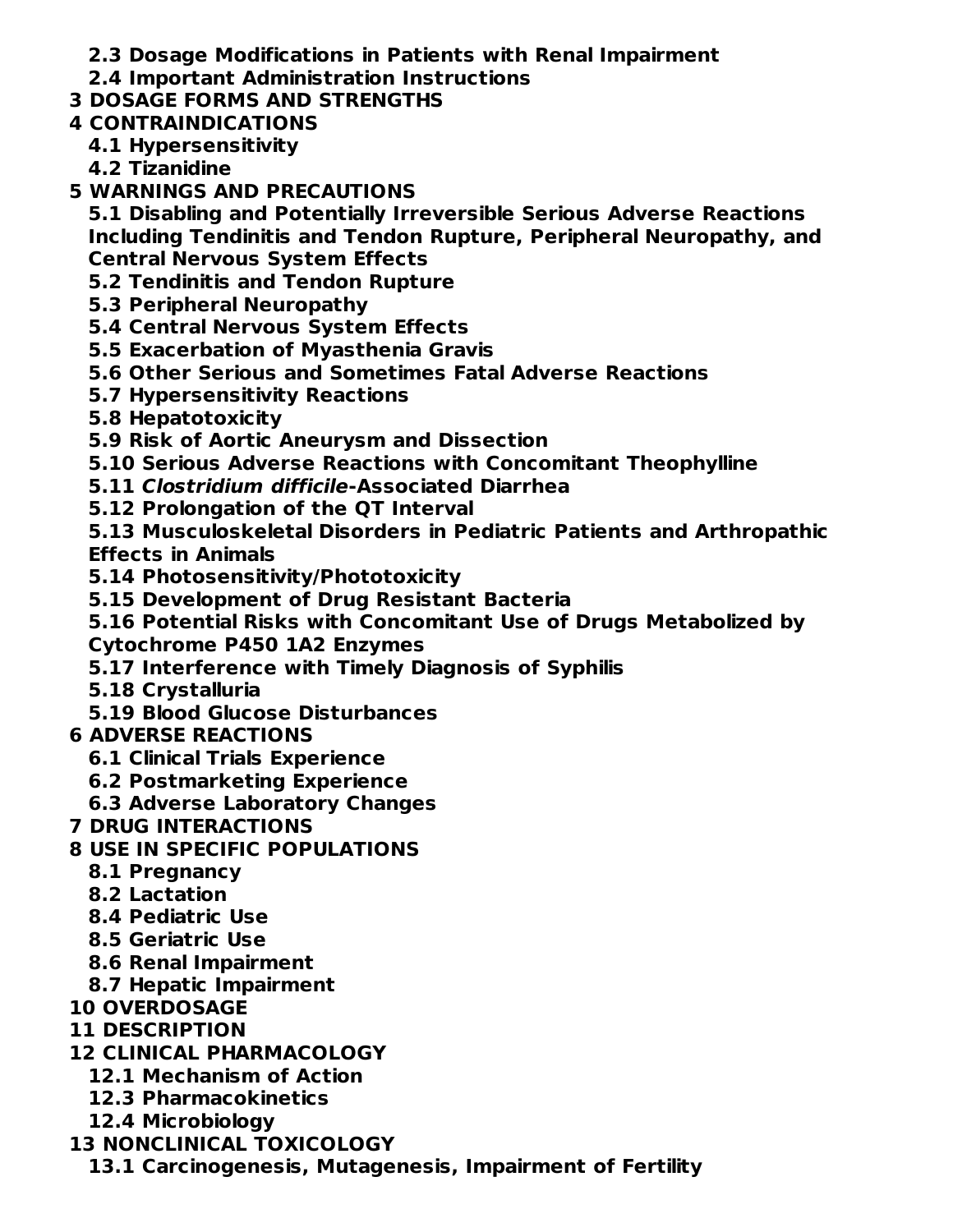**2.3 Dosage Modifications in Patients with Renal Impairment**

**2.4 Important Administration Instructions**

**3 DOSAGE FORMS AND STRENGTHS**

**4 CONTRAINDICATIONS**

**4.1 Hypersensitivity**

**4.2 Tizanidine**

**5 WARNINGS AND PRECAUTIONS**

**5.1 Disabling and Potentially Irreversible Serious Adverse Reactions Including Tendinitis and Tendon Rupture, Peripheral Neuropathy, and Central Nervous System Effects**

**5.2 Tendinitis and Tendon Rupture**

**5.3 Peripheral Neuropathy**

**5.4 Central Nervous System Effects**

**5.5 Exacerbation of Myasthenia Gravis**

**5.6 Other Serious and Sometimes Fatal Adverse Reactions**

**5.7 Hypersensitivity Reactions**

**5.8 Hepatotoxicity**

**5.9 Risk of Aortic Aneurysm and Dissection**

**5.10 Serious Adverse Reactions with Concomitant Theophylline**

**5.11 *Clostridium difficile*-Associated Diarrhea**

**5.12 Prolongation of the QT Interval**

**5.13 Musculoskeletal Disorders in Pediatric Patients and Arthropathic Effects in Animals**

**5.14 Photosensitivity/Phototoxicity**

**5.15 Development of Drug Resistant Bacteria**

**5.16 Potential Risks with Concomitant Use of Drugs Metabolized by Cytochrome P450 1A2 Enzymes**

**5.17 Interference with Timely Diagnosis of Syphilis**

**5.18 Crystalluria**

**5.19 Blood Glucose Disturbances**

**6 ADVERSE REACTIONS**

**6.1 Clinical Trials Experience**

**6.2 Postmarketing Experience**

**6.3 Adverse Laboratory Changes**

**7 DRUG INTERACTIONS**

**8 USE IN SPECIFIC POPULATIONS**

**8.1 Pregnancy**

**8.2 Lactation**

**8.4 Pediatric Use**

**8.5 Geriatric Use**

**8.6 Renal Impairment**

**8.7 Hepatic Impairment**

**10 OVERDOSAGE**

**11 DESCRIPTION**

**12 CLINICAL PHARMACOLOGY**

**12.1 Mechanism of Action**

**12.3 Pharmacokinetics**

**12.4 Microbiology**

**13 NONCLINICAL TOXICOLOGY**

**13.1 Carcinogenesis, Mutagenesis, Impairment of Fertility**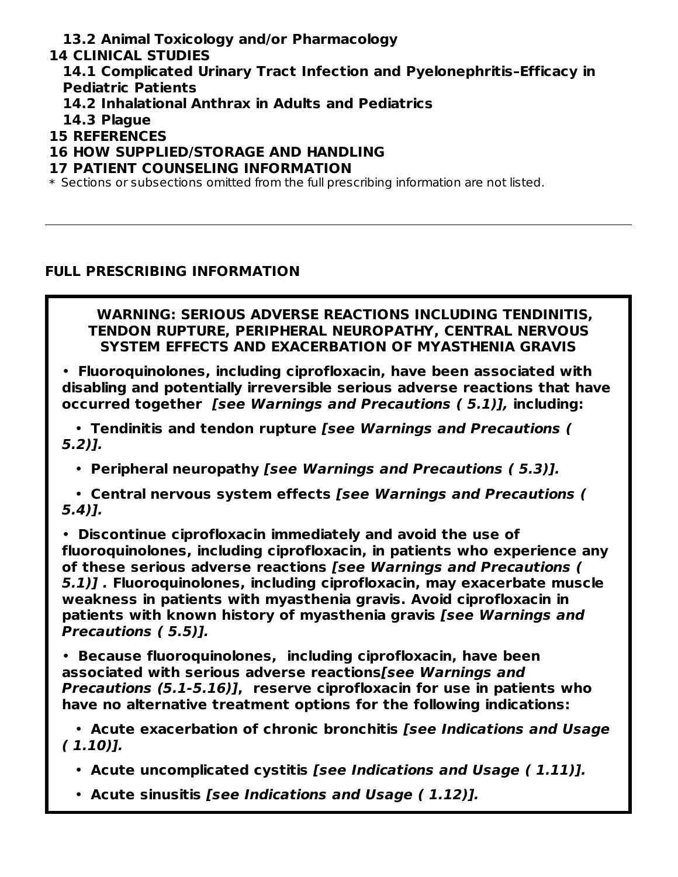**13.2 Animal Toxicology and/or Pharmacology**

**14 CLINICAL STUDIES**

**14.1 Complicated Urinary Tract Infection and Pyelonephritis–Efficacy in Pediatric Patients**

**14.2 Inhalational Anthrax in Adults and Pediatrics**

**14.3 Plague**

**15 REFERENCES**

**16 HOW SUPPLIED/STORAGE AND HANDLING**

**17 PATIENT COUNSELING INFORMATION**

* Sections or subsections omitted from the full prescribing information are not listed.

---

## FULL PRESCRIBING INFORMATION

**WARNING: SERIOUS ADVERSE REACTIONS INCLUDING TENDINITIS, TENDON RUPTURE, PERIPHERAL NEUROPATHY, CENTRAL NERVOUS SYSTEM EFFECTS AND EXACERBATION OF MYASTHENIA GRAVIS**

- **Fluoroquinolones, including ciprofloxacin, have been associated with disabling and potentially irreversible serious adverse reactions that have occurred together** ***[see Warnings and Precautions ( 5.1)],*** **including:**
  - **Tendinitis and tendon rupture** ***[see Warnings and Precautions ( 5.2)].***
  - **Peripheral neuropathy** ***[see Warnings and Precautions ( 5.3)].***
  - **Central nervous system effects** ***[see Warnings and Precautions ( 5.4)].***
- **Discontinue ciprofloxacin immediately and avoid the use of fluoroquinolones, including ciprofloxacin, in patients who experience any of these serious adverse reactions** ***[see Warnings and Precautions ( 5.1)] .*** **Fluoroquinolones, including ciprofloxacin, may exacerbate muscle weakness in patients with myasthenia gravis. Avoid ciprofloxacin in patients with known history of myasthenia gravis** ***[see Warnings and Precautions ( 5.5)].***
- **Because fluoroquinolones, including ciprofloxacin, have been associated with serious adverse reactions*[see Warnings and Precautions (5.1-5.16)]*, reserve ciprofloxacin for use in patients who have no alternative treatment options for the following indications:**
  - **Acute exacerbation of chronic bronchitis** ***[see Indications and Usage ( 1.10)].***
  - **Acute uncomplicated cystitis** ***[see Indications and Usage ( 1.11)].***
  - **Acute sinusitis** ***[see Indications and Usage ( 1.12)].***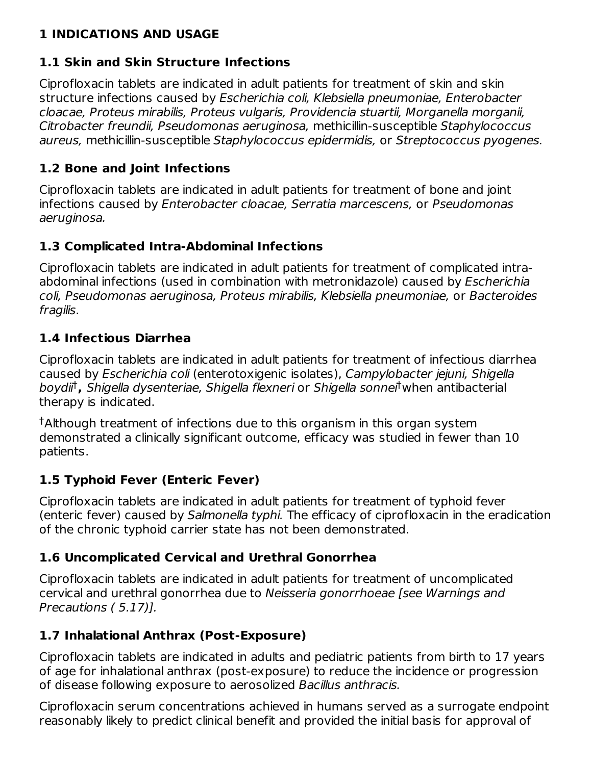# 1 INDICATIONS AND USAGE

## 1.1 Skin and Skin Structure Infections

Ciprofloxacin tablets are indicated in adult patients for treatment of skin and skin structure infections caused by *Escherichia coli, Klebsiella pneumoniae, Enterobacter cloacae, Proteus mirabilis, Proteus vulgaris, Providencia stuartii, Morganella morganii, Citrobacter freundii, Pseudomonas aeruginosa,* methicillin-susceptible *Staphylococcus aureus,* methicillin-susceptible *Staphylococcus epidermidis,* or *Streptococcus pyogenes.*

## 1.2 Bone and Joint Infections

Ciprofloxacin tablets are indicated in adult patients for treatment of bone and joint infections caused by *Enterobacter cloacae, Serratia marcescens,* or *Pseudomonas aeruginosa.*

## 1.3 Complicated Intra-Abdominal Infections

Ciprofloxacin tablets are indicated in adult patients for treatment of complicated intra-abdominal infections (used in combination with metronidazole) caused by *Escherichia coli, Pseudomonas aeruginosa, Proteus mirabilis, Klebsiella pneumoniae,* or *Bacteroides fragilis*.

## 1.4 Infectious Diarrhea

Ciprofloxacin tablets are indicated in adult patients for treatment of infectious diarrhea caused by *Escherichia coli* (enterotoxigenic isolates), *Campylobacter jejuni, Shigella boydii*[†]**,** *Shigella dysenteriae, Shigella flexneri* or *Shigella sonnei*[†] when antibacterial therapy is indicated.

[†]Although treatment of infections due to this organism in this organ system demonstrated a clinically significant outcome, efficacy was studied in fewer than 10 patients.

## 1.5 Typhoid Fever (Enteric Fever)

Ciprofloxacin tablets are indicated in adult patients for treatment of typhoid fever (enteric fever) caused by *Salmonella typhi.* The efficacy of ciprofloxacin in the eradication of the chronic typhoid carrier state has not been demonstrated.

## 1.6 Uncomplicated Cervical and Urethral Gonorrhea

Ciprofloxacin tablets are indicated in adult patients for treatment of uncomplicated cervical and urethral gonorrhea due to *Neisseria gonorrhoeae [see Warnings and Precautions ( 5.17)].*

## 1.7 Inhalational Anthrax (Post-Exposure)

Ciprofloxacin tablets are indicated in adults and pediatric patients from birth to 17 years of age for inhalational anthrax (post-exposure) to reduce the incidence or progression of disease following exposure to aerosolized *Bacillus anthracis.*

Ciprofloxacin serum concentrations achieved in humans served as a surrogate endpoint reasonably likely to predict clinical benefit and provided the initial basis for approval of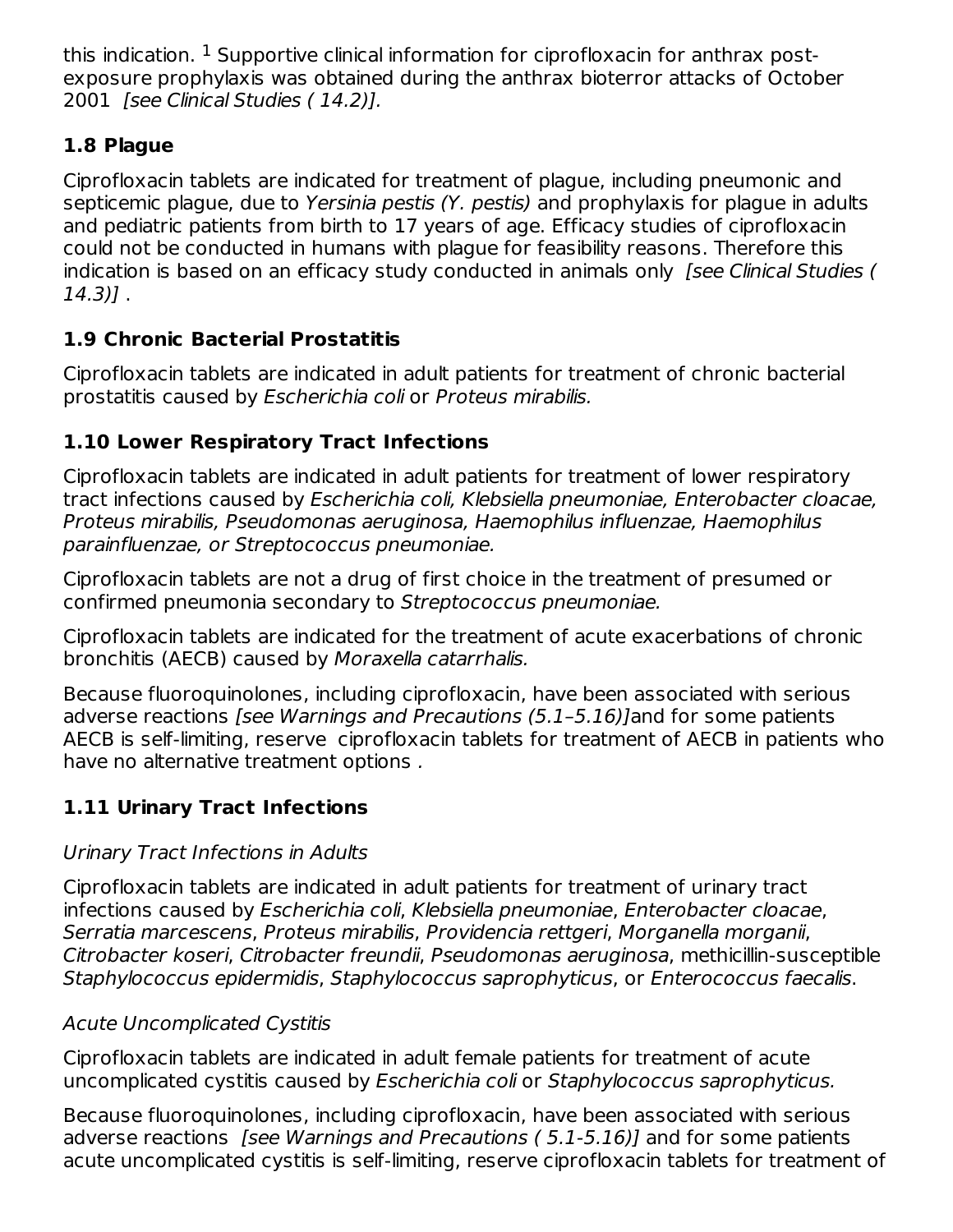this indication. [1] Supportive clinical information for ciprofloxacin for anthrax post-exposure prophylaxis was obtained during the anthrax bioterror attacks of October 2001 *[see Clinical Studies ( 14.2)].*

### 1.8 Plague

Ciprofloxacin tablets are indicated for treatment of plague, including pneumonic and septicemic plague, due to *Yersinia pestis (Y. pestis)* and prophylaxis for plague in adults and pediatric patients from birth to 17 years of age. Efficacy studies of ciprofloxacin could not be conducted in humans with plague for feasibility reasons. Therefore this indication is based on an efficacy study conducted in animals only *[see Clinical Studies ( 14.3)]* .

### 1.9 Chronic Bacterial Prostatitis

Ciprofloxacin tablets are indicated in adult patients for treatment of chronic bacterial prostatitis caused by *Escherichia coli* or *Proteus mirabilis.*

### 1.10 Lower Respiratory Tract Infections

Ciprofloxacin tablets are indicated in adult patients for treatment of lower respiratory tract infections caused by *Escherichia coli, Klebsiella pneumoniae, Enterobacter cloacae, Proteus mirabilis, Pseudomonas aeruginosa, Haemophilus influenzae, Haemophilus parainfluenzae, or Streptococcus pneumoniae.*

Ciprofloxacin tablets are not a drug of first choice in the treatment of presumed or confirmed pneumonia secondary to *Streptococcus pneumoniae.*

Ciprofloxacin tablets are indicated for the treatment of acute exacerbations of chronic bronchitis (AECB) caused by *Moraxella catarrhalis.*

Because fluoroquinolones, including ciprofloxacin, have been associated with serious adverse reactions *[see Warnings and Precautions (5.1–5.16)]*and for some patients AECB is self-limiting, reserve ciprofloxacin tablets for treatment of AECB in patients who have no alternative treatment options .

### 1.11 Urinary Tract Infections

*Urinary Tract Infections in Adults*

Ciprofloxacin tablets are indicated in adult patients for treatment of urinary tract infections caused by *Escherichia coli*, *Klebsiella pneumoniae*, *Enterobacter cloacae*, *Serratia marcescens*, *Proteus mirabilis*, *Providencia rettgeri*, *Morganella morganii*, *Citrobacter koseri*, *Citrobacter freundii*, *Pseudomonas aeruginosa*, methicillin-susceptible *Staphylococcus epidermidis*, *Staphylococcus saprophyticus*, or *Enterococcus faecalis*.

*Acute Uncomplicated Cystitis*

Ciprofloxacin tablets are indicated in adult female patients for treatment of acute uncomplicated cystitis caused by *Escherichia coli* or *Staphylococcus saprophyticus.*

Because fluoroquinolones, including ciprofloxacin, have been associated with serious adverse reactions *[see Warnings and Precautions ( 5.1-5.16)]* and for some patients acute uncomplicated cystitis is self-limiting, reserve ciprofloxacin tablets for treatment of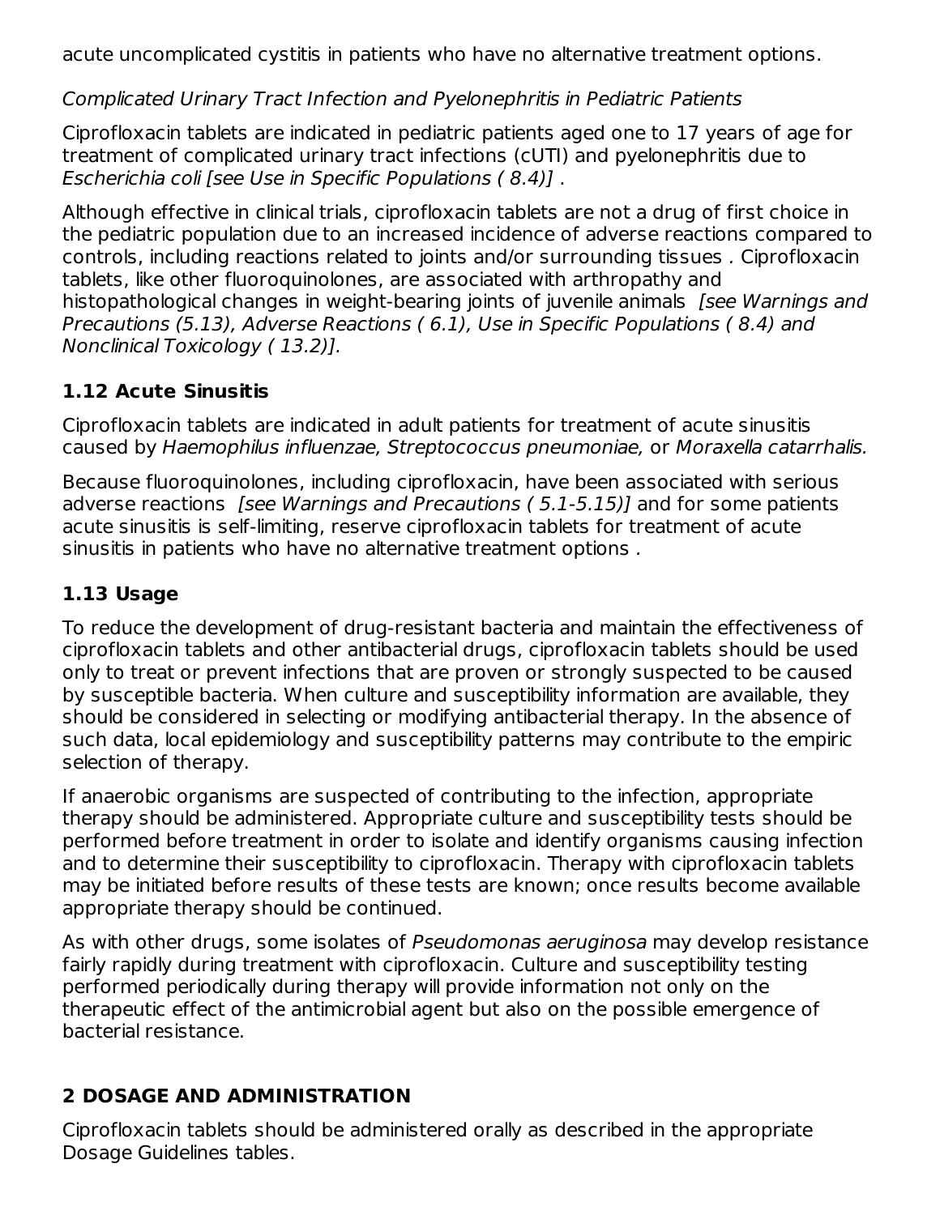acute uncomplicated cystitis in patients who have no alternative treatment options.

*Complicated Urinary Tract Infection and Pyelonephritis in Pediatric Patients*

Ciprofloxacin tablets are indicated in pediatric patients aged one to 17 years of age for treatment of complicated urinary tract infections (cUTI) and pyelonephritis due to *Escherichia coli [see Use in Specific Populations ( 8.4)]* .

Although effective in clinical trials, ciprofloxacin tablets are not a drug of first choice in the pediatric population due to an increased incidence of adverse reactions compared to controls, including reactions related to joints and/or surrounding tissues . Ciprofloxacin tablets, like other fluoroquinolones, are associated with arthropathy and histopathological changes in weight-bearing joints of juvenile animals *[see Warnings and Precautions (5.13), Adverse Reactions ( 6.1), Use in Specific Populations ( 8.4) and Nonclinical Toxicology ( 13.2)].*

## 1.12 Acute Sinusitis

Ciprofloxacin tablets are indicated in adult patients for treatment of acute sinusitis caused by *Haemophilus influenzae, Streptococcus pneumoniae,* or *Moraxella catarrhalis.*

Because fluoroquinolones, including ciprofloxacin, have been associated with serious adverse reactions *[see Warnings and Precautions ( 5.1-5.15)]* and for some patients acute sinusitis is self-limiting, reserve ciprofloxacin tablets for treatment of acute sinusitis in patients who have no alternative treatment options .

## 1.13 Usage

To reduce the development of drug-resistant bacteria and maintain the effectiveness of ciprofloxacin tablets and other antibacterial drugs, ciprofloxacin tablets should be used only to treat or prevent infections that are proven or strongly suspected to be caused by susceptible bacteria. When culture and susceptibility information are available, they should be considered in selecting or modifying antibacterial therapy. In the absence of such data, local epidemiology and susceptibility patterns may contribute to the empiric selection of therapy.

If anaerobic organisms are suspected of contributing to the infection, appropriate therapy should be administered. Appropriate culture and susceptibility tests should be performed before treatment in order to isolate and identify organisms causing infection and to determine their susceptibility to ciprofloxacin. Therapy with ciprofloxacin tablets may be initiated before results of these tests are known; once results become available appropriate therapy should be continued.

As with other drugs, some isolates of *Pseudomonas aeruginosa* may develop resistance fairly rapidly during treatment with ciprofloxacin. Culture and susceptibility testing performed periodically during therapy will provide information not only on the therapeutic effect of the antimicrobial agent but also on the possible emergence of bacterial resistance.

# 2 DOSAGE AND ADMINISTRATION

Ciprofloxacin tablets should be administered orally as described in the appropriate Dosage Guidelines tables.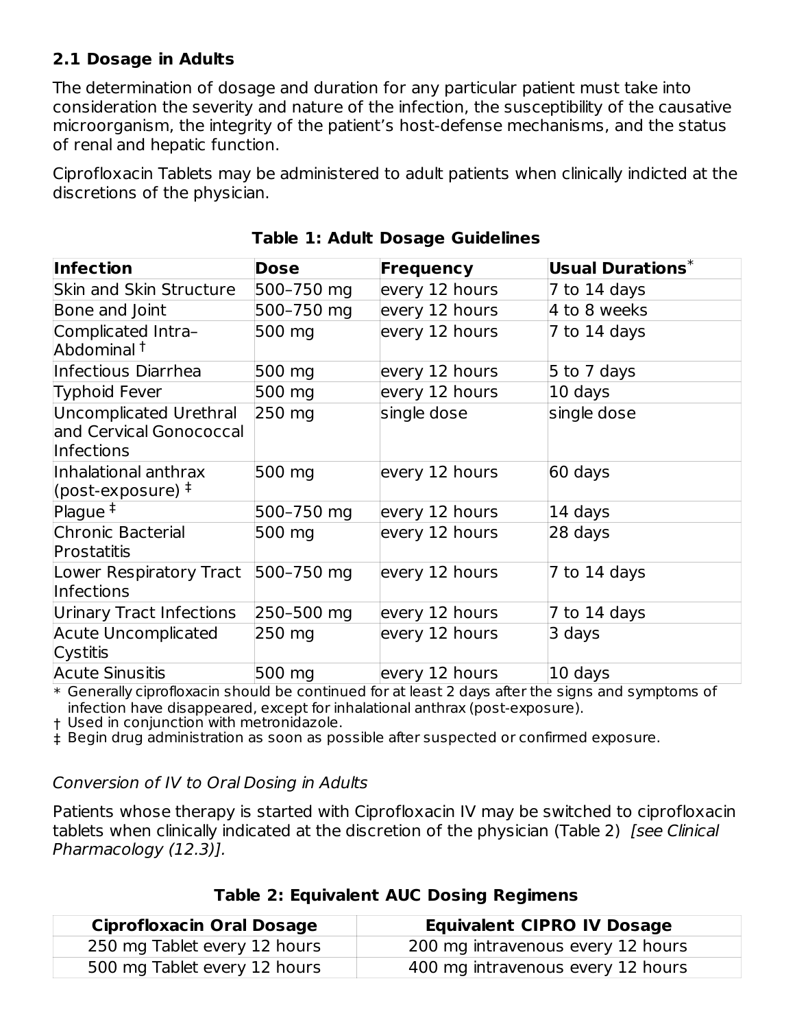### 2.1 Dosage in Adults

The determination of dosage and duration for any particular patient must take into consideration the severity and nature of the infection, the susceptibility of the causative microorganism, the integrity of the patient's host-defense mechanisms, and the status of renal and hepatic function.

Ciprofloxacin Tablets may be administered to adult patients when clinically indicted at the discretions of the physician.

**Table 1: Adult Dosage Guidelines**

| Infection | Dose | Frequency | Usual Durations* |
|---|---|---|---|
| Skin and Skin Structure | 500–750 mg | every 12 hours | 7 to 14 days |
| Bone and Joint | 500–750 mg | every 12 hours | 4 to 8 weeks |
| Complicated Intra–Abdominal † | 500 mg | every 12 hours | 7 to 14 days |
| Infectious Diarrhea | 500 mg | every 12 hours | 5 to 7 days |
| Typhoid Fever | 500 mg | every 12 hours | 10 days |
| Uncomplicated Urethral and Cervical Gonococcal Infections | 250 mg | single dose | single dose |
| Inhalational anthrax (post-exposure) ‡ | 500 mg | every 12 hours | 60 days |
| Plague ‡ | 500–750 mg | every 12 hours | 14 days |
| Chronic Bacterial Prostatitis | 500 mg | every 12 hours | 28 days |
| Lower Respiratory Tract Infections | 500–750 mg | every 12 hours | 7 to 14 days |
| Urinary Tract Infections | 250–500 mg | every 12 hours | 7 to 14 days |
| Acute Uncomplicated Cystitis | 250 mg | every 12 hours | 3 days |
| Acute Sinusitis | 500 mg | every 12 hours | 10 days |

\* Generally ciprofloxacin should be continued for at least 2 days after the signs and symptoms of infection have disappeared, except for inhalational anthrax (post-exposure).
† Used in conjunction with metronidazole.
‡ Begin drug administration as soon as possible after suspected or confirmed exposure.

*Conversion of IV to Oral Dosing in Adults*

Patients whose therapy is started with Ciprofloxacin IV may be switched to ciprofloxacin tablets when clinically indicated at the discretion of the physician (Table 2) *[see Clinical Pharmacology (12.3)].*

**Table 2: Equivalent AUC Dosing Regimens**

| Ciprofloxacin Oral Dosage | Equivalent CIPRO IV Dosage |
|---|---|
| 250 mg Tablet every 12 hours | 200 mg intravenous every 12 hours |
| 500 mg Tablet every 12 hours | 400 mg intravenous every 12 hours |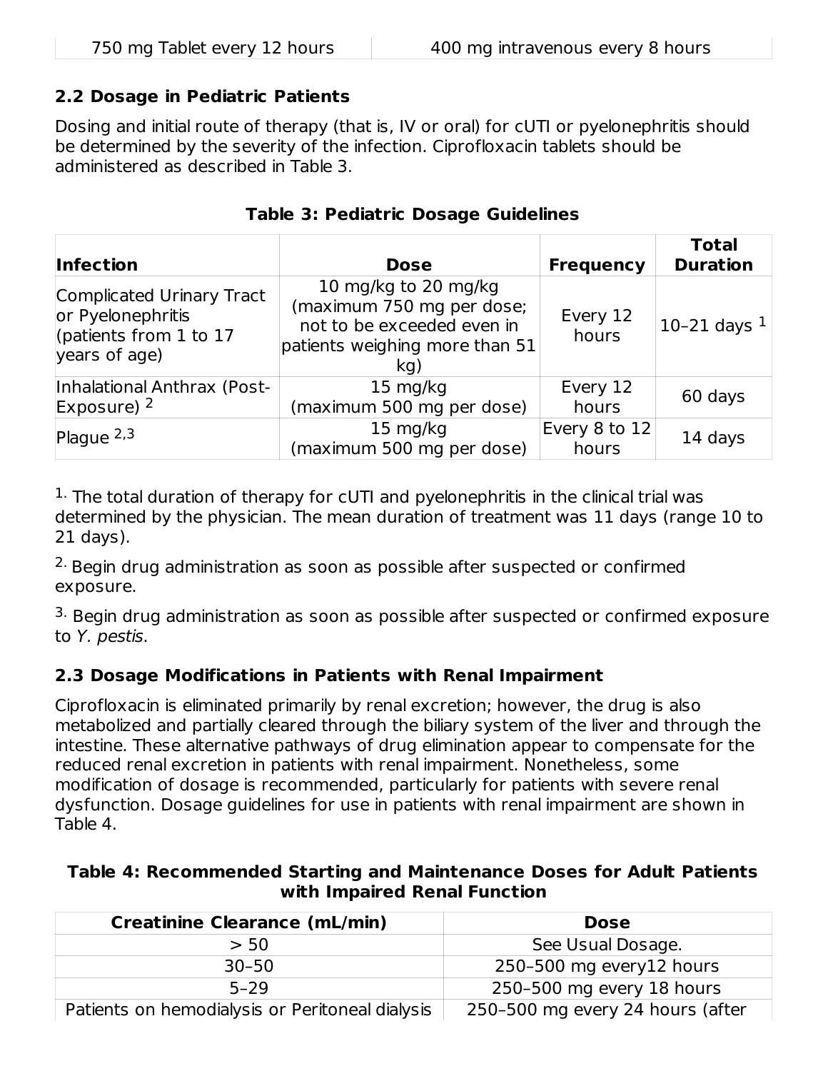| 750 mg Tablet every 12 hours | 400 mg intravenous every 8 hours |
|---|---|

### 2.2 Dosage in Pediatric Patients

Dosing and initial route of therapy (that is, IV or oral) for cUTI or pyelonephritis should be determined by the severity of the infection. Ciprofloxacin tablets should be administered as described in Table 3.

**Table 3: Pediatric Dosage Guidelines**

| Infection | Dose | Frequency | Total Duration |
|---|---|---|---|
| Complicated Urinary Tract or Pyelonephritis (patients from 1 to 17 years of age) | 10 mg/kg to 20 mg/kg (maximum 750 mg per dose; not to be exceeded even in patients weighing more than 51 kg) | Every 12 hours | 10–21 days [1] |
| Inhalational Anthrax (Post-Exposure) [2] | 15 mg/kg (maximum 500 mg per dose) | Every 12 hours | 60 days |
| Plague [2,3] | 15 mg/kg (maximum 500 mg per dose) | Every 8 to 12 hours | 14 days |

[1.] The total duration of therapy for cUTI and pyelonephritis in the clinical trial was determined by the physician. The mean duration of treatment was 11 days (range 10 to 21 days).

[2.] Begin drug administration as soon as possible after suspected or confirmed exposure.

[3.] Begin drug administration as soon as possible after suspected or confirmed exposure to *Y. pestis*.

### 2.3 Dosage Modifications in Patients with Renal Impairment

Ciprofloxacin is eliminated primarily by renal excretion; however, the drug is also metabolized and partially cleared through the biliary system of the liver and through the intestine. These alternative pathways of drug elimination appear to compensate for the reduced renal excretion in patients with renal impairment. Nonetheless, some modification of dosage is recommended, particularly for patients with severe renal dysfunction. Dosage guidelines for use in patients with renal impairment are shown in Table 4.

**Table 4: Recommended Starting and Maintenance Doses for Adult Patients with Impaired Renal Function**

| Creatinine Clearance (mL/min) | Dose |
|---|---|
| > 50 | See Usual Dosage. |
| 30–50 | 250–500 mg every12 hours |
| 5–29 | 250–500 mg every 18 hours |
| Patients on hemodialysis or Peritoneal dialysis | 250–500 mg every 24 hours (after |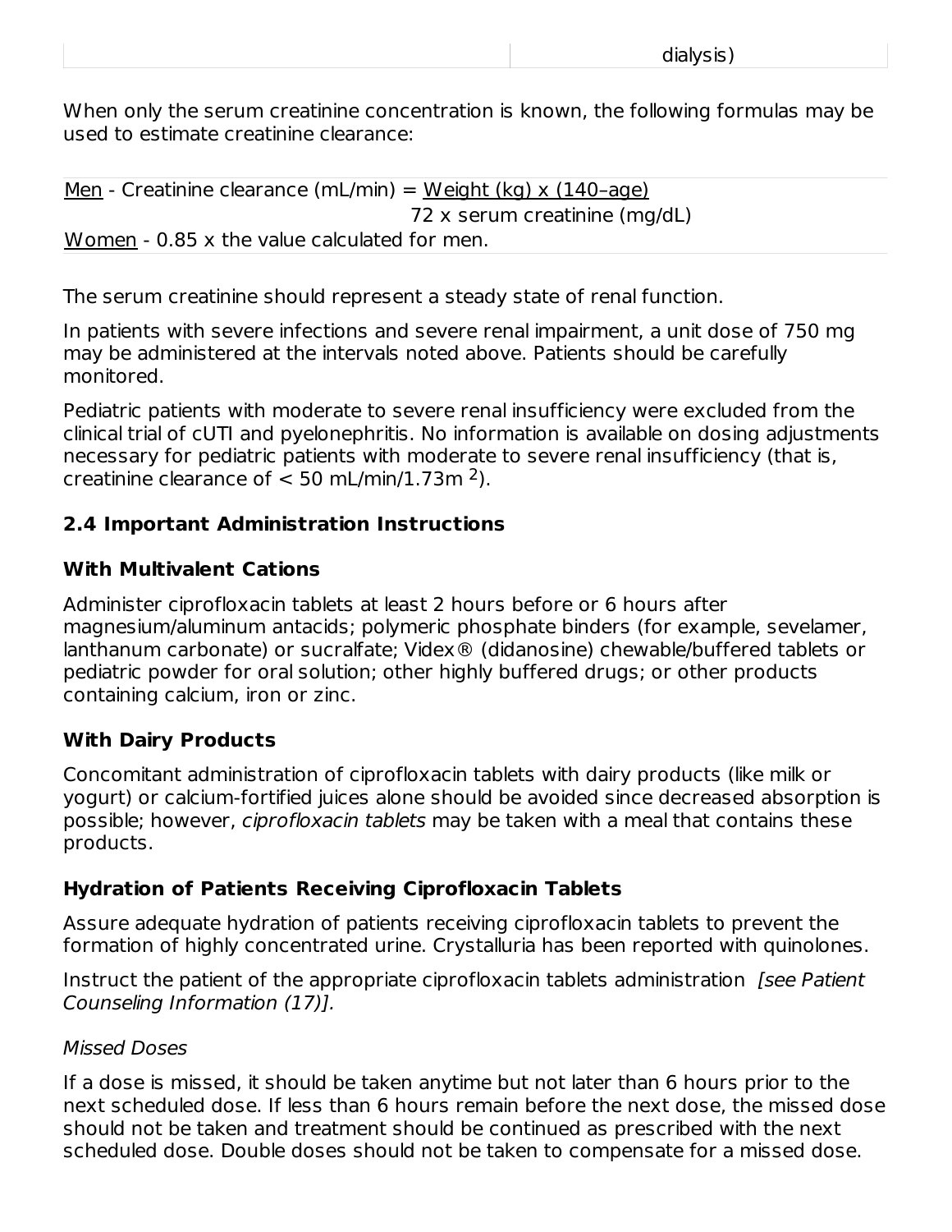| | dialysis) |
|---|---|

When only the serum creatinine concentration is known, the following formulas may be used to estimate creatinine clearance:

Men - Creatinine clearance (mL/min) = $\frac{\text{Weight (kg) x (140–age)}}{\text{72 x serum creatinine (mg/dL)}}$

Women - 0.85 x the value calculated for men.

The serum creatinine should represent a steady state of renal function.

In patients with severe infections and severe renal impairment, a unit dose of 750 mg may be administered at the intervals noted above. Patients should be carefully monitored.

Pediatric patients with moderate to severe renal insufficiency were excluded from the clinical trial of cUTI and pyelonephritis. No information is available on dosing adjustments necessary for pediatric patients with moderate to severe renal insufficiency (that is, creatinine clearance of < 50 mL/min/1.73m $^2$).

### 2.4 Important Administration Instructions

**With Multivalent Cations**

Administer ciprofloxacin tablets at least 2 hours before or 6 hours after magnesium/aluminum antacids; polymeric phosphate binders (for example, sevelamer, lanthanum carbonate) or sucralfate; Videx® (didanosine) chewable/buffered tablets or pediatric powder for oral solution; other highly buffered drugs; or other products containing calcium, iron or zinc.

**With Dairy Products**

Concomitant administration of ciprofloxacin tablets with dairy products (like milk or yogurt) or calcium-fortified juices alone should be avoided since decreased absorption is possible; however, *ciprofloxacin tablets* may be taken with a meal that contains these products.

**Hydration of Patients Receiving Ciprofloxacin Tablets**

Assure adequate hydration of patients receiving ciprofloxacin tablets to prevent the formation of highly concentrated urine. Crystalluria has been reported with quinolones.

Instruct the patient of the appropriate ciprofloxacin tablets administration *[see Patient Counseling Information (17)].*

*Missed Doses*

If a dose is missed, it should be taken anytime but not later than 6 hours prior to the next scheduled dose. If less than 6 hours remain before the next dose, the missed dose should not be taken and treatment should be continued as prescribed with the next scheduled dose. Double doses should not be taken to compensate for a missed dose.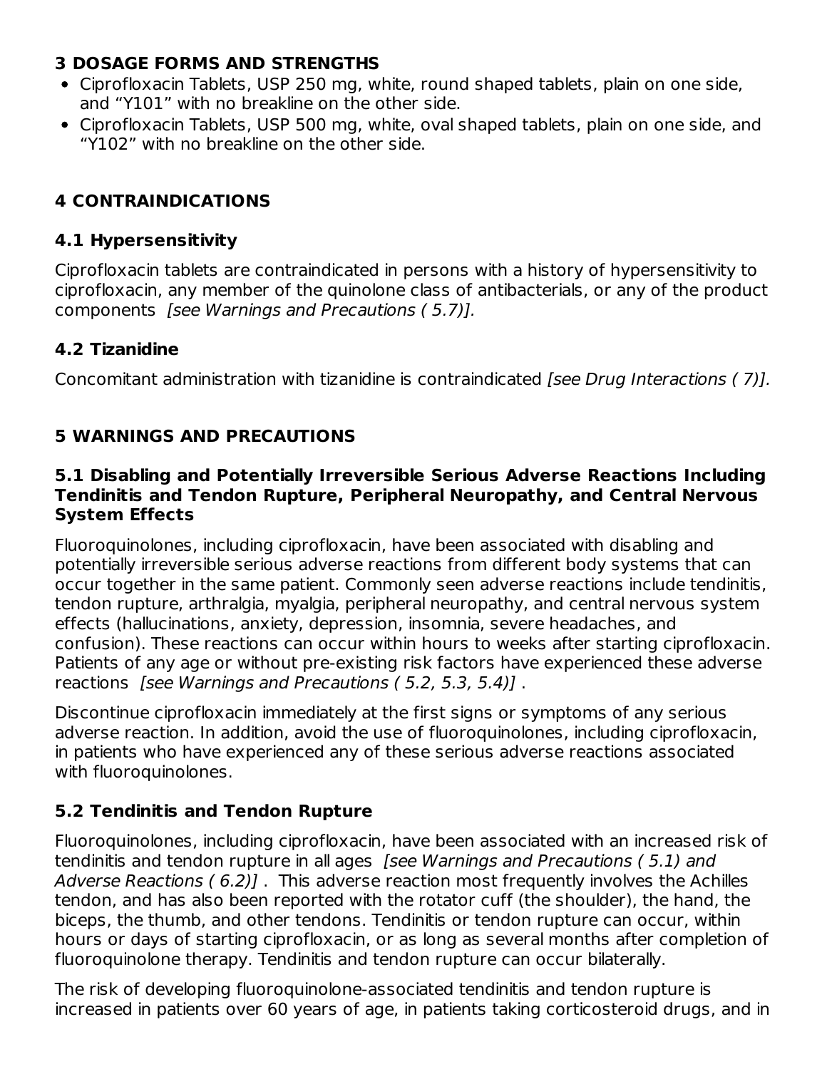## 3 DOSAGE FORMS AND STRENGTHS

- Ciprofloxacin Tablets, USP 250 mg, white, round shaped tablets, plain on one side, and "Y101" with no breakline on the other side.
- Ciprofloxacin Tablets, USP 500 mg, white, oval shaped tablets, plain on one side, and "Y102" with no breakline on the other side.

## 4 CONTRAINDICATIONS

### 4.1 Hypersensitivity

Ciprofloxacin tablets are contraindicated in persons with a history of hypersensitivity to ciprofloxacin, any member of the quinolone class of antibacterials, or any of the product components *[see Warnings and Precautions ( 5.7)].*

### 4.2 Tizanidine

Concomitant administration with tizanidine is contraindicated *[see Drug Interactions ( 7)].*

## 5 WARNINGS AND PRECAUTIONS

### 5.1 Disabling and Potentially Irreversible Serious Adverse Reactions Including Tendinitis and Tendon Rupture, Peripheral Neuropathy, and Central Nervous System Effects

Fluoroquinolones, including ciprofloxacin, have been associated with disabling and potentially irreversible serious adverse reactions from different body systems that can occur together in the same patient. Commonly seen adverse reactions include tendinitis, tendon rupture, arthralgia, myalgia, peripheral neuropathy, and central nervous system effects (hallucinations, anxiety, depression, insomnia, severe headaches, and confusion). These reactions can occur within hours to weeks after starting ciprofloxacin. Patients of any age or without pre-existing risk factors have experienced these adverse reactions *[see Warnings and Precautions ( 5.2, 5.3, 5.4)]* .

Discontinue ciprofloxacin immediately at the first signs or symptoms of any serious adverse reaction. In addition, avoid the use of fluoroquinolones, including ciprofloxacin, in patients who have experienced any of these serious adverse reactions associated with fluoroquinolones.

### 5.2 Tendinitis and Tendon Rupture

Fluoroquinolones, including ciprofloxacin, have been associated with an increased risk of tendinitis and tendon rupture in all ages *[see Warnings and Precautions ( 5.1) and Adverse Reactions ( 6.2)]* . This adverse reaction most frequently involves the Achilles tendon, and has also been reported with the rotator cuff (the shoulder), the hand, the biceps, the thumb, and other tendons. Tendinitis or tendon rupture can occur, within hours or days of starting ciprofloxacin, or as long as several months after completion of fluoroquinolone therapy. Tendinitis and tendon rupture can occur bilaterally.

The risk of developing fluoroquinolone-associated tendinitis and tendon rupture is increased in patients over 60 years of age, in patients taking corticosteroid drugs, and in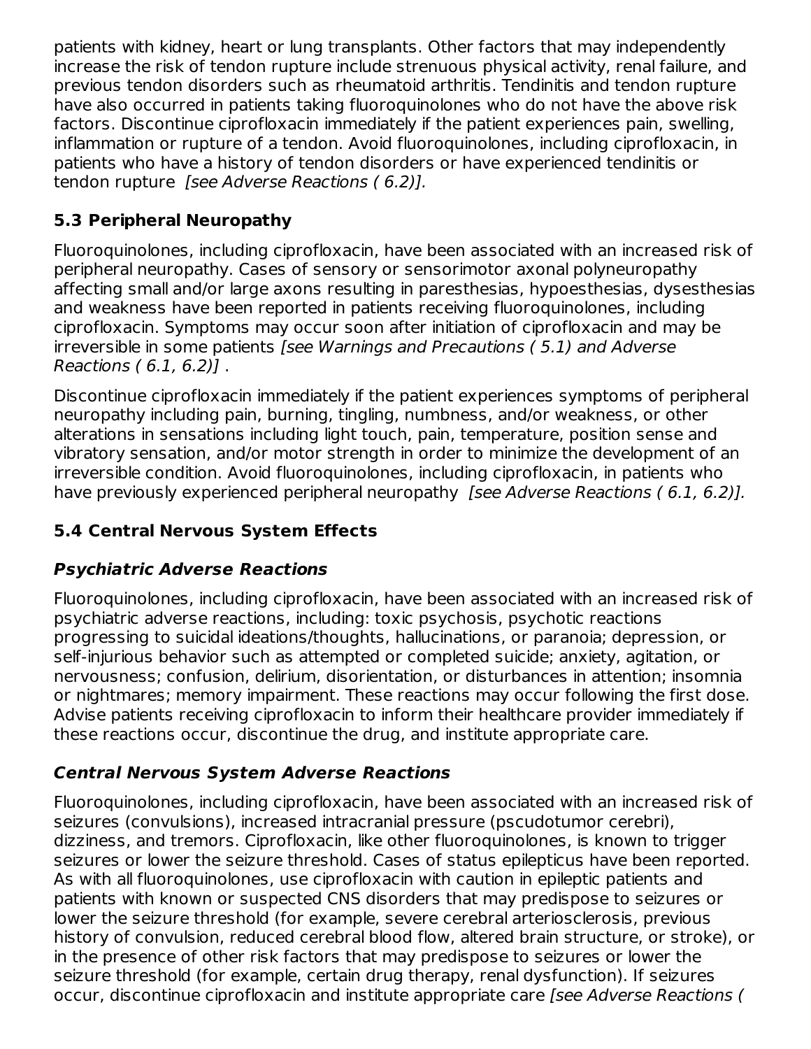patients with kidney, heart or lung transplants. Other factors that may independently increase the risk of tendon rupture include strenuous physical activity, renal failure, and previous tendon disorders such as rheumatoid arthritis. Tendinitis and tendon rupture have also occurred in patients taking fluoroquinolones who do not have the above risk factors. Discontinue ciprofloxacin immediately if the patient experiences pain, swelling, inflammation or rupture of a tendon. Avoid fluoroquinolones, including ciprofloxacin, in patients who have a history of tendon disorders or have experienced tendinitis or tendon rupture *[see Adverse Reactions ( 6.2)].*

### 5.3 Peripheral Neuropathy

Fluoroquinolones, including ciprofloxacin, have been associated with an increased risk of peripheral neuropathy. Cases of sensory or sensorimotor axonal polyneuropathy affecting small and/or large axons resulting in paresthesias, hypoesthesias, dysesthesias and weakness have been reported in patients receiving fluoroquinolones, including ciprofloxacin. Symptoms may occur soon after initiation of ciprofloxacin and may be irreversible in some patients *[see Warnings and Precautions ( 5.1) and Adverse Reactions ( 6.1, 6.2)]* .

Discontinue ciprofloxacin immediately if the patient experiences symptoms of peripheral neuropathy including pain, burning, tingling, numbness, and/or weakness, or other alterations in sensations including light touch, pain, temperature, position sense and vibratory sensation, and/or motor strength in order to minimize the development of an irreversible condition. Avoid fluoroquinolones, including ciprofloxacin, in patients who have previously experienced peripheral neuropathy *[see Adverse Reactions ( 6.1, 6.2)].*

### 5.4 Central Nervous System Effects

#### *Psychiatric Adverse Reactions*

Fluoroquinolones, including ciprofloxacin, have been associated with an increased risk of psychiatric adverse reactions, including: toxic psychosis, psychotic reactions progressing to suicidal ideations/thoughts, hallucinations, or paranoia; depression, or self-injurious behavior such as attempted or completed suicide; anxiety, agitation, or nervousness; confusion, delirium, disorientation, or disturbances in attention; insomnia or nightmares; memory impairment. These reactions may occur following the first dose. Advise patients receiving ciprofloxacin to inform their healthcare provider immediately if these reactions occur, discontinue the drug, and institute appropriate care.

#### *Central Nervous System Adverse Reactions*

Fluoroquinolones, including ciprofloxacin, have been associated with an increased risk of seizures (convulsions), increased intracranial pressure (pscudotumor cerebri), dizziness, and tremors. Ciprofloxacin, like other fluoroquinolones, is known to trigger seizures or lower the seizure threshold. Cases of status epilepticus have been reported. As with all fluoroquinolones, use ciprofloxacin with caution in epileptic patients and patients with known or suspected CNS disorders that may predispose to seizures or lower the seizure threshold (for example, severe cerebral arteriosclerosis, previous history of convulsion, reduced cerebral blood flow, altered brain structure, or stroke), or in the presence of other risk factors that may predispose to seizures or lower the seizure threshold (for example, certain drug therapy, renal dysfunction). If seizures occur, discontinue ciprofloxacin and institute appropriate care *[see Adverse Reactions (*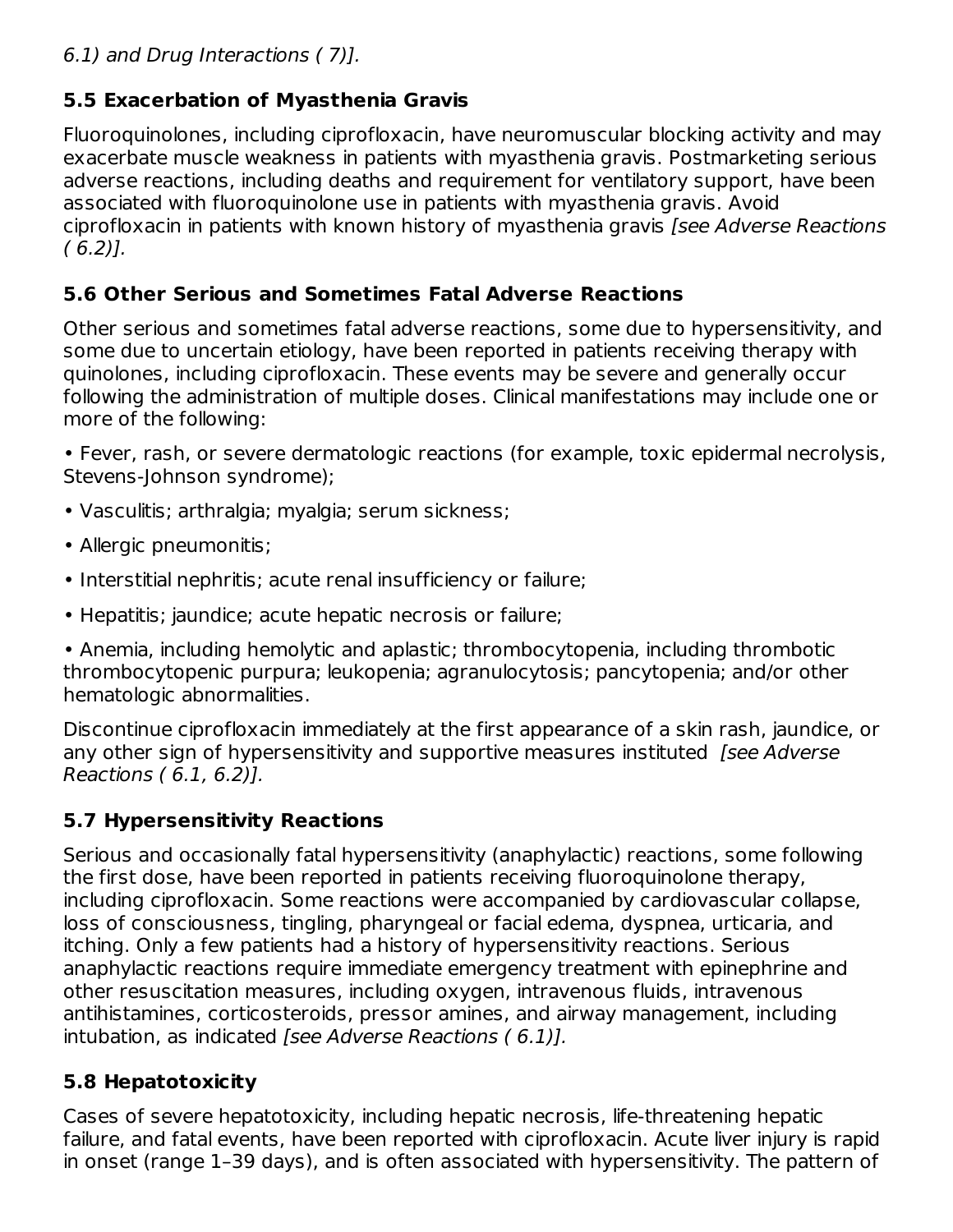*6.1) and Drug Interactions ( 7)].*

### 5.5 Exacerbation of Myasthenia Gravis

Fluoroquinolones, including ciprofloxacin, have neuromuscular blocking activity and may exacerbate muscle weakness in patients with myasthenia gravis. Postmarketing serious adverse reactions, including deaths and requirement for ventilatory support, have been associated with fluoroquinolone use in patients with myasthenia gravis. Avoid ciprofloxacin in patients with known history of myasthenia gravis *[see Adverse Reactions ( 6.2)].*

### 5.6 Other Serious and Sometimes Fatal Adverse Reactions

Other serious and sometimes fatal adverse reactions, some due to hypersensitivity, and some due to uncertain etiology, have been reported in patients receiving therapy with quinolones, including ciprofloxacin. These events may be severe and generally occur following the administration of multiple doses. Clinical manifestations may include one or more of the following:

- Fever, rash, or severe dermatologic reactions (for example, toxic epidermal necrolysis, Stevens-Johnson syndrome);
- Vasculitis; arthralgia; myalgia; serum sickness;
- Allergic pneumonitis;
- Interstitial nephritis; acute renal insufficiency or failure;
- Hepatitis; jaundice; acute hepatic necrosis or failure;
- Anemia, including hemolytic and aplastic; thrombocytopenia, including thrombotic thrombocytopenic purpura; leukopenia; agranulocytosis; pancytopenia; and/or other hematologic abnormalities.

Discontinue ciprofloxacin immediately at the first appearance of a skin rash, jaundice, or any other sign of hypersensitivity and supportive measures instituted *[see Adverse Reactions ( 6.1, 6.2)].*

### 5.7 Hypersensitivity Reactions

Serious and occasionally fatal hypersensitivity (anaphylactic) reactions, some following the first dose, have been reported in patients receiving fluoroquinolone therapy, including ciprofloxacin. Some reactions were accompanied by cardiovascular collapse, loss of consciousness, tingling, pharyngeal or facial edema, dyspnea, urticaria, and itching. Only a few patients had a history of hypersensitivity reactions. Serious anaphylactic reactions require immediate emergency treatment with epinephrine and other resuscitation measures, including oxygen, intravenous fluids, intravenous antihistamines, corticosteroids, pressor amines, and airway management, including intubation, as indicated *[see Adverse Reactions ( 6.1)].*

### 5.8 Hepatotoxicity

Cases of severe hepatotoxicity, including hepatic necrosis, life-threatening hepatic failure, and fatal events, have been reported with ciprofloxacin. Acute liver injury is rapid in onset (range 1–39 days), and is often associated with hypersensitivity. The pattern of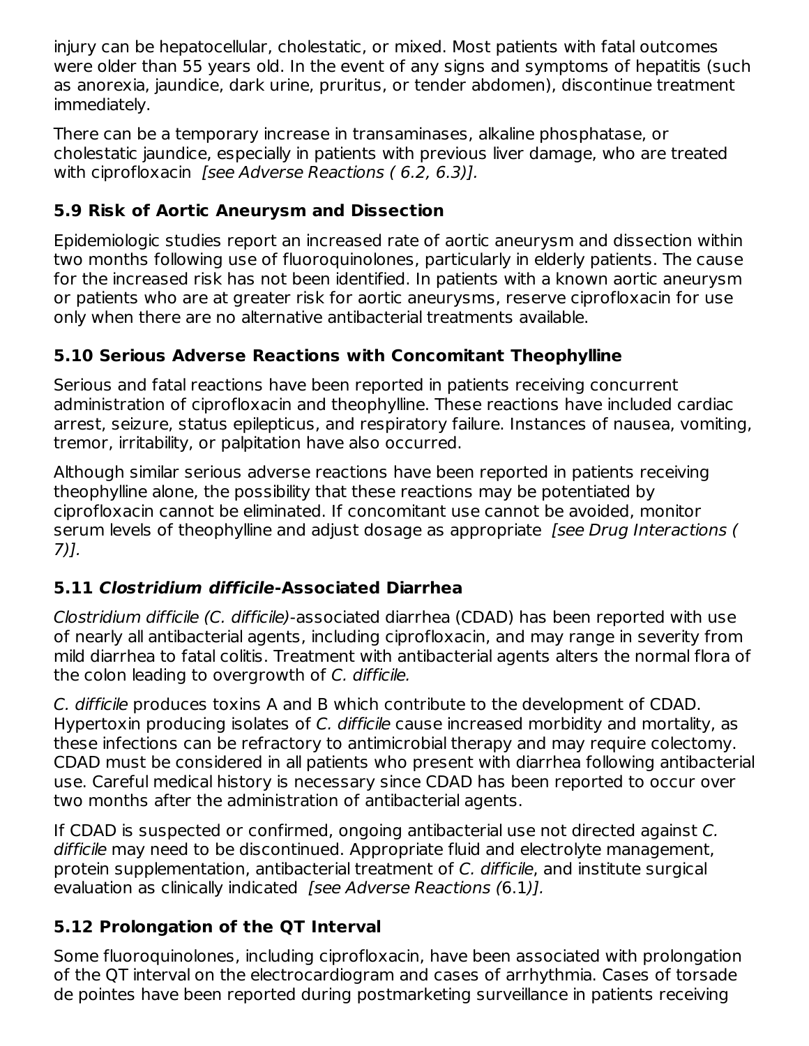injury can be hepatocellular, cholestatic, or mixed. Most patients with fatal outcomes were older than 55 years old. In the event of any signs and symptoms of hepatitis (such as anorexia, jaundice, dark urine, pruritus, or tender abdomen), discontinue treatment immediately.

There can be a temporary increase in transaminases, alkaline phosphatase, or cholestatic jaundice, especially in patients with previous liver damage, who are treated with ciprofloxacin *[see Adverse Reactions ( 6.2, 6.3)].*

### 5.9 Risk of Aortic Aneurysm and Dissection

Epidemiologic studies report an increased rate of aortic aneurysm and dissection within two months following use of fluoroquinolones, particularly in elderly patients. The cause for the increased risk has not been identified. In patients with a known aortic aneurysm or patients who are at greater risk for aortic aneurysms, reserve ciprofloxacin for use only when there are no alternative antibacterial treatments available.

### 5.10 Serious Adverse Reactions with Concomitant Theophylline

Serious and fatal reactions have been reported in patients receiving concurrent administration of ciprofloxacin and theophylline. These reactions have included cardiac arrest, seizure, status epilepticus, and respiratory failure. Instances of nausea, vomiting, tremor, irritability, or palpitation have also occurred.

Although similar serious adverse reactions have been reported in patients receiving theophylline alone, the possibility that these reactions may be potentiated by ciprofloxacin cannot be eliminated. If concomitant use cannot be avoided, monitor serum levels of theophylline and adjust dosage as appropriate *[see Drug Interactions ( 7)].*

### 5.11 *Clostridium difficile*-Associated Diarrhea

*Clostridium difficile (C. difficile)*-associated diarrhea (CDAD) has been reported with use of nearly all antibacterial agents, including ciprofloxacin, and may range in severity from mild diarrhea to fatal colitis. Treatment with antibacterial agents alters the normal flora of the colon leading to overgrowth of *C. difficile.*

*C. difficile* produces toxins A and B which contribute to the development of CDAD. Hypertoxin producing isolates of *C. difficile* cause increased morbidity and mortality, as these infections can be refractory to antimicrobial therapy and may require colectomy. CDAD must be considered in all patients who present with diarrhea following antibacterial use. Careful medical history is necessary since CDAD has been reported to occur over two months after the administration of antibacterial agents.

If CDAD is suspected or confirmed, ongoing antibacterial use not directed against *C. difficile* may need to be discontinued. Appropriate fluid and electrolyte management, protein supplementation, antibacterial treatment of *C. difficile*, and institute surgical evaluation as clinically indicated *[see Adverse Reactions (*6.1*)].*

### 5.12 Prolongation of the QT Interval

Some fluoroquinolones, including ciprofloxacin, have been associated with prolongation of the QT interval on the electrocardiogram and cases of arrhythmia. Cases of torsade de pointes have been reported during postmarketing surveillance in patients receiving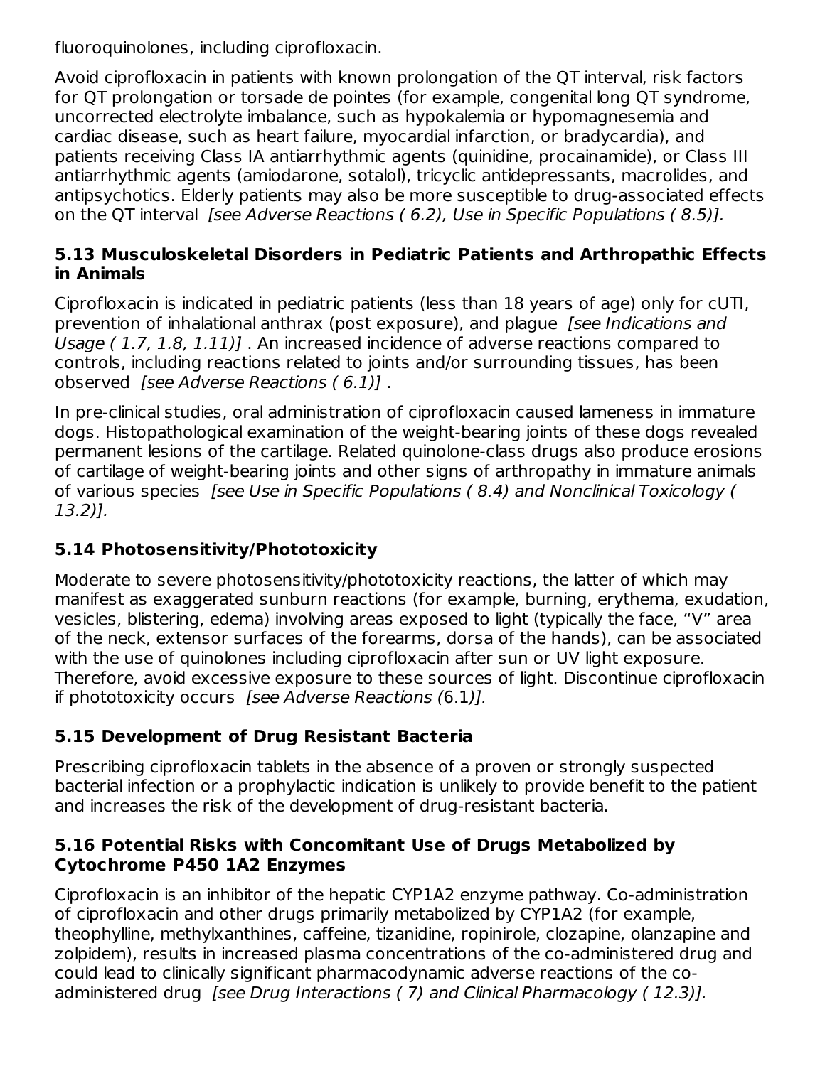fluoroquinolones, including ciprofloxacin.

Avoid ciprofloxacin in patients with known prolongation of the QT interval, risk factors for QT prolongation or torsade de pointes (for example, congenital long QT syndrome, uncorrected electrolyte imbalance, such as hypokalemia or hypomagnesemia and cardiac disease, such as heart failure, myocardial infarction, or bradycardia), and patients receiving Class IA antiarrhythmic agents (quinidine, procainamide), or Class III antiarrhythmic agents (amiodarone, sotalol), tricyclic antidepressants, macrolides, and antipsychotics. Elderly patients may also be more susceptible to drug-associated effects on the QT interval *[see Adverse Reactions ( 6.2), Use in Specific Populations ( 8.5)].*

### 5.13 Musculoskeletal Disorders in Pediatric Patients and Arthropathic Effects in Animals

Ciprofloxacin is indicated in pediatric patients (less than 18 years of age) only for cUTI, prevention of inhalational anthrax (post exposure), and plague *[see Indications and Usage ( 1.7, 1.8, 1.11)]* . An increased incidence of adverse reactions compared to controls, including reactions related to joints and/or surrounding tissues, has been observed *[see Adverse Reactions ( 6.1)]* .

In pre-clinical studies, oral administration of ciprofloxacin caused lameness in immature dogs. Histopathological examination of the weight-bearing joints of these dogs revealed permanent lesions of the cartilage. Related quinolone-class drugs also produce erosions of cartilage of weight-bearing joints and other signs of arthropathy in immature animals of various species *[see Use in Specific Populations ( 8.4) and Nonclinical Toxicology ( 13.2)].*

### 5.14 Photosensitivity/Phototoxicity

Moderate to severe photosensitivity/phototoxicity reactions, the latter of which may manifest as exaggerated sunburn reactions (for example, burning, erythema, exudation, vesicles, blistering, edema) involving areas exposed to light (typically the face, "V" area of the neck, extensor surfaces of the forearms, dorsa of the hands), can be associated with the use of quinolones including ciprofloxacin after sun or UV light exposure. Therefore, avoid excessive exposure to these sources of light. Discontinue ciprofloxacin if phototoxicity occurs *[see Adverse Reactions (6.1)].*

### 5.15 Development of Drug Resistant Bacteria

Prescribing ciprofloxacin tablets in the absence of a proven or strongly suspected bacterial infection or a prophylactic indication is unlikely to provide benefit to the patient and increases the risk of the development of drug-resistant bacteria.

### 5.16 Potential Risks with Concomitant Use of Drugs Metabolized by Cytochrome P450 1A2 Enzymes

Ciprofloxacin is an inhibitor of the hepatic CYP1A2 enzyme pathway. Co-administration of ciprofloxacin and other drugs primarily metabolized by CYP1A2 (for example, theophylline, methylxanthines, caffeine, tizanidine, ropinirole, clozapine, olanzapine and zolpidem), results in increased plasma concentrations of the co-administered drug and could lead to clinically significant pharmacodynamic adverse reactions of the co-administered drug *[see Drug Interactions ( 7) and Clinical Pharmacology ( 12.3)].*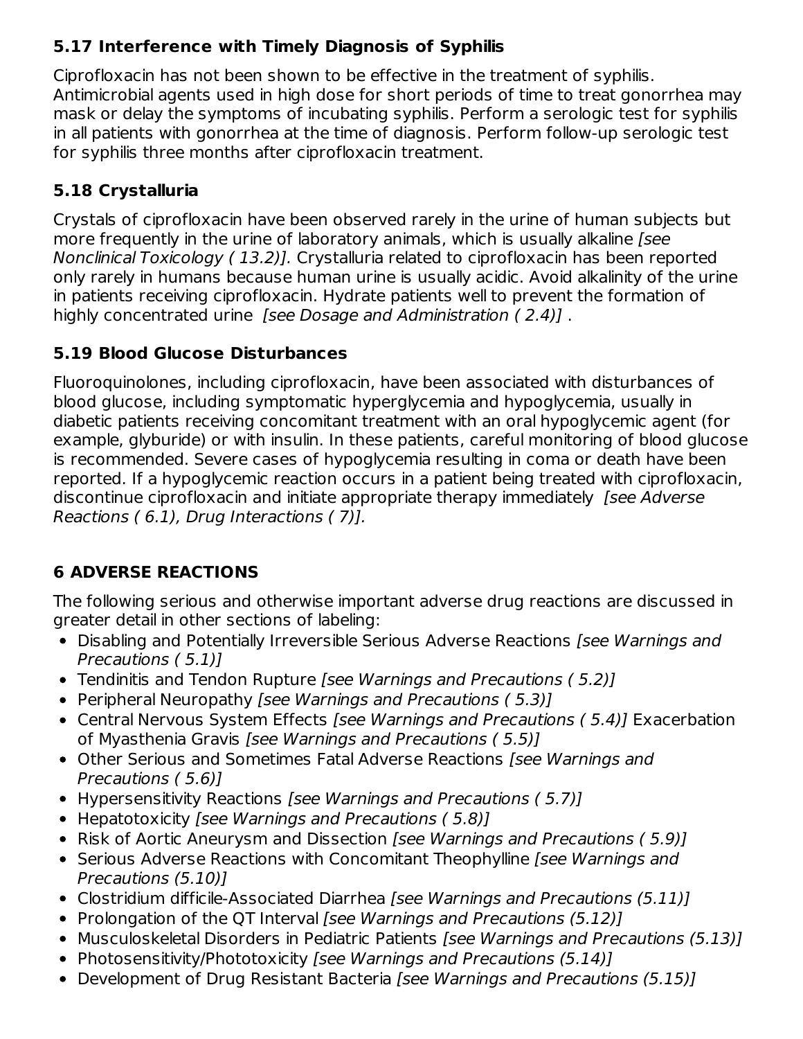### 5.17 Interference with Timely Diagnosis of Syphilis

Ciprofloxacin has not been shown to be effective in the treatment of syphilis. Antimicrobial agents used in high dose for short periods of time to treat gonorrhea may mask or delay the symptoms of incubating syphilis. Perform a serologic test for syphilis in all patients with gonorrhea at the time of diagnosis. Perform follow-up serologic test for syphilis three months after ciprofloxacin treatment.

### 5.18 Crystalluria

Crystals of ciprofloxacin have been observed rarely in the urine of human subjects but more frequently in the urine of laboratory animals, which is usually alkaline *[see Nonclinical Toxicology ( 13.2)]*. Crystalluria related to ciprofloxacin has been reported only rarely in humans because human urine is usually acidic. Avoid alkalinity of the urine in patients receiving ciprofloxacin. Hydrate patients well to prevent the formation of highly concentrated urine *[see Dosage and Administration ( 2.4)]* .

### 5.19 Blood Glucose Disturbances

Fluoroquinolones, including ciprofloxacin, have been associated with disturbances of blood glucose, including symptomatic hyperglycemia and hypoglycemia, usually in diabetic patients receiving concomitant treatment with an oral hypoglycemic agent (for example, glyburide) or with insulin. In these patients, careful monitoring of blood glucose is recommended. Severe cases of hypoglycemia resulting in coma or death have been reported. If a hypoglycemic reaction occurs in a patient being treated with ciprofloxacin, discontinue ciprofloxacin and initiate appropriate therapy immediately *[see Adverse Reactions ( 6.1), Drug Interactions ( 7)].*

## 6 ADVERSE REACTIONS

The following serious and otherwise important adverse drug reactions are discussed in greater detail in other sections of labeling:

- Disabling and Potentially Irreversible Serious Adverse Reactions *[see Warnings and Precautions ( 5.1)]*
- Tendinitis and Tendon Rupture *[see Warnings and Precautions ( 5.2)]*
- Peripheral Neuropathy *[see Warnings and Precautions ( 5.3)]*
- Central Nervous System Effects *[see Warnings and Precautions ( 5.4)]* Exacerbation of Myasthenia Gravis *[see Warnings and Precautions ( 5.5)]*
- Other Serious and Sometimes Fatal Adverse Reactions *[see Warnings and Precautions ( 5.6)]*
- Hypersensitivity Reactions *[see Warnings and Precautions ( 5.7)]*
- Hepatotoxicity *[see Warnings and Precautions ( 5.8)]*
- Risk of Aortic Aneurysm and Dissection *[see Warnings and Precautions ( 5.9)]*
- Serious Adverse Reactions with Concomitant Theophylline *[see Warnings and Precautions (5.10)]*
- Clostridium difficile-Associated Diarrhea *[see Warnings and Precautions (5.11)]*
- Prolongation of the QT Interval *[see Warnings and Precautions (5.12)]*
- Musculoskeletal Disorders in Pediatric Patients *[see Warnings and Precautions (5.13)]*
- Photosensitivity/Phototoxicity *[see Warnings and Precautions (5.14)]*
- Development of Drug Resistant Bacteria *[see Warnings and Precautions (5.15)]*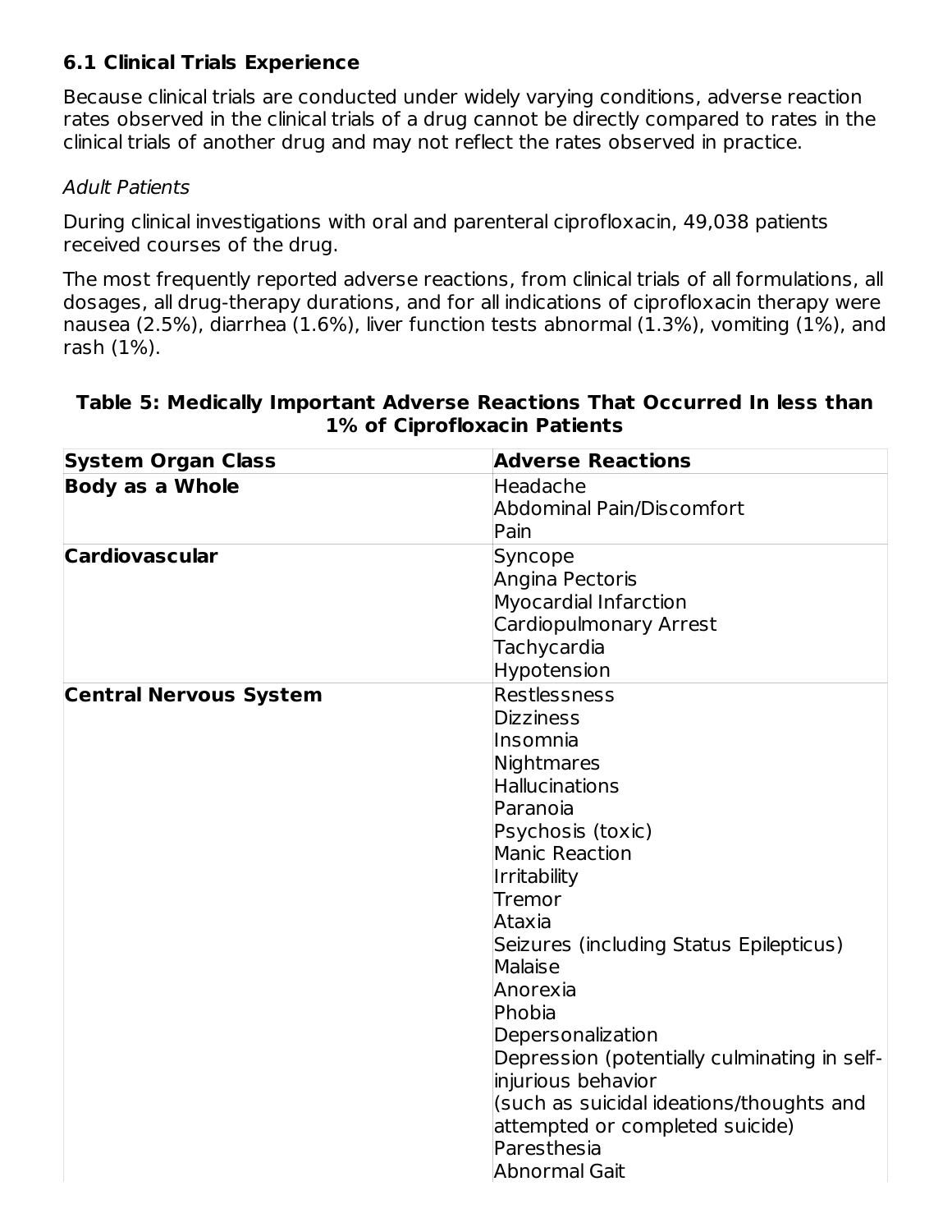### 6.1 Clinical Trials Experience

Because clinical trials are conducted under widely varying conditions, adverse reaction rates observed in the clinical trials of a drug cannot be directly compared to rates in the clinical trials of another drug and may not reflect the rates observed in practice.

*Adult Patients*

During clinical investigations with oral and parenteral ciprofloxacin, 49,038 patients received courses of the drug.

The most frequently reported adverse reactions, from clinical trials of all formulations, all dosages, all drug-therapy durations, and for all indications of ciprofloxacin therapy were nausea (2.5%), diarrhea (1.6%), liver function tests abnormal (1.3%), vomiting (1%), and rash (1%).

**Table 5: Medically Important Adverse Reactions That Occurred In less than 1% of Ciprofloxacin Patients**

| System Organ Class | Adverse Reactions |
|---|---|
| **Body as a Whole** | Headache<br>Abdominal Pain/Discomfort<br>Pain |
| **Cardiovascular** | Syncope<br>Angina Pectoris<br>Myocardial Infarction<br>Cardiopulmonary Arrest<br>Tachycardia<br>Hypotension |
| **Central Nervous System** | Restlessness<br>Dizziness<br>Insomnia<br>Nightmares<br>Hallucinations<br>Paranoia<br>Psychosis (toxic)<br>Manic Reaction<br>Irritability<br>Tremor<br>Ataxia<br>Seizures (including Status Epilepticus)<br>Malaise<br>Anorexia<br>Phobia<br>Depersonalization<br>Depression (potentially culminating in self-injurious behavior<br>(such as suicidal ideations/thoughts and attempted or completed suicide)<br>Paresthesia<br>Abnormal Gait |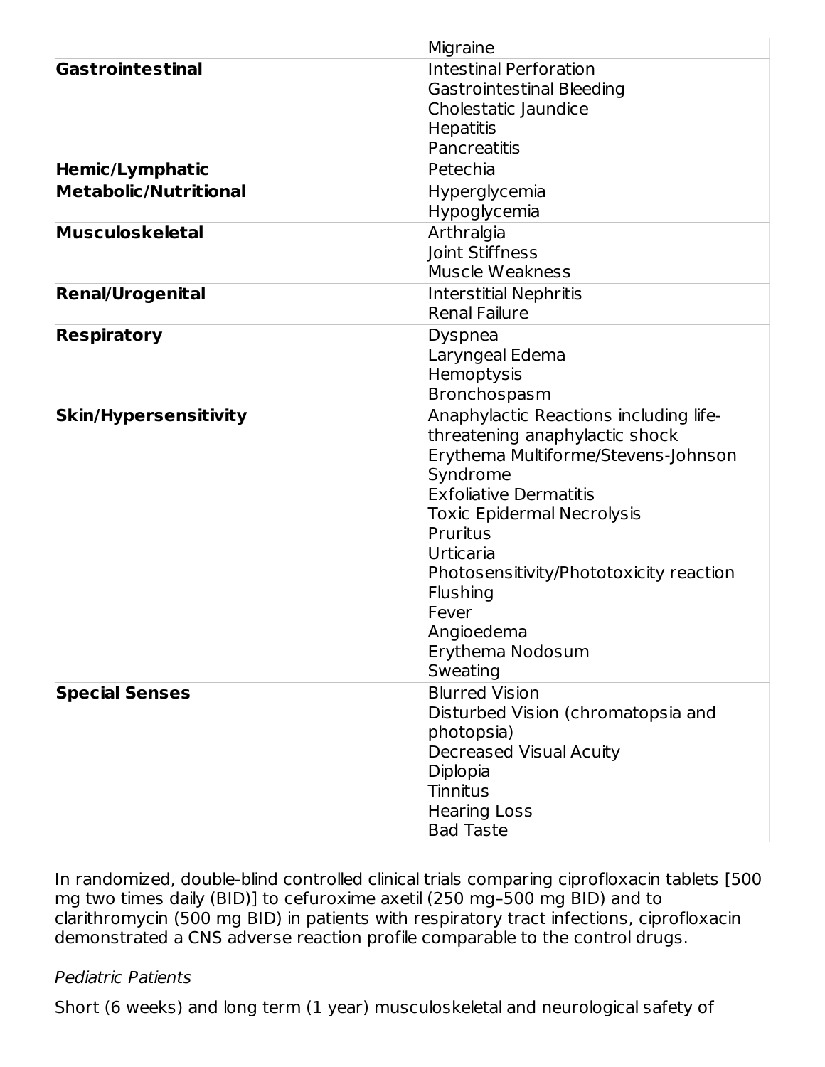| | |
|---|---|
| | Migraine |
| **Gastrointestinal** | Intestinal Perforation<br>Gastrointestinal Bleeding<br>Cholestatic Jaundice<br>Hepatitis<br>Pancreatitis |
| **Hemic/Lymphatic** | Petechia |
| **Metabolic/Nutritional** | Hyperglycemia<br>Hypoglycemia |
| **Musculoskeletal** | Arthralgia<br>Joint Stiffness<br>Muscle Weakness |
| **Renal/Urogenital** | Interstitial Nephritis<br>Renal Failure |
| **Respiratory** | Dyspnea<br>Laryngeal Edema<br>Hemoptysis<br>Bronchospasm |
| **Skin/Hypersensitivity** | Anaphylactic Reactions including life-threatening anaphylactic shock<br>Erythema Multiforme/Stevens-Johnson Syndrome<br>Exfoliative Dermatitis<br>Toxic Epidermal Necrolysis<br>Pruritus<br>Urticaria<br>Photosensitivity/Phototoxicity reaction<br>Flushing<br>Fever<br>Angioedema<br>Erythema Nodosum<br>Sweating |
| **Special Senses** | Blurred Vision<br>Disturbed Vision (chromatopsia and photopsia)<br>Decreased Visual Acuity<br>Diplopia<br>Tinnitus<br>Hearing Loss<br>Bad Taste |

In randomized, double-blind controlled clinical trials comparing ciprofloxacin tablets [500 mg two times daily (BID)] to cefuroxime axetil (250 mg–500 mg BID) and to clarithromycin (500 mg BID) in patients with respiratory tract infections, ciprofloxacin demonstrated a CNS adverse reaction profile comparable to the control drugs.

*Pediatric Patients*

Short (6 weeks) and long term (1 year) musculoskeletal and neurological safety of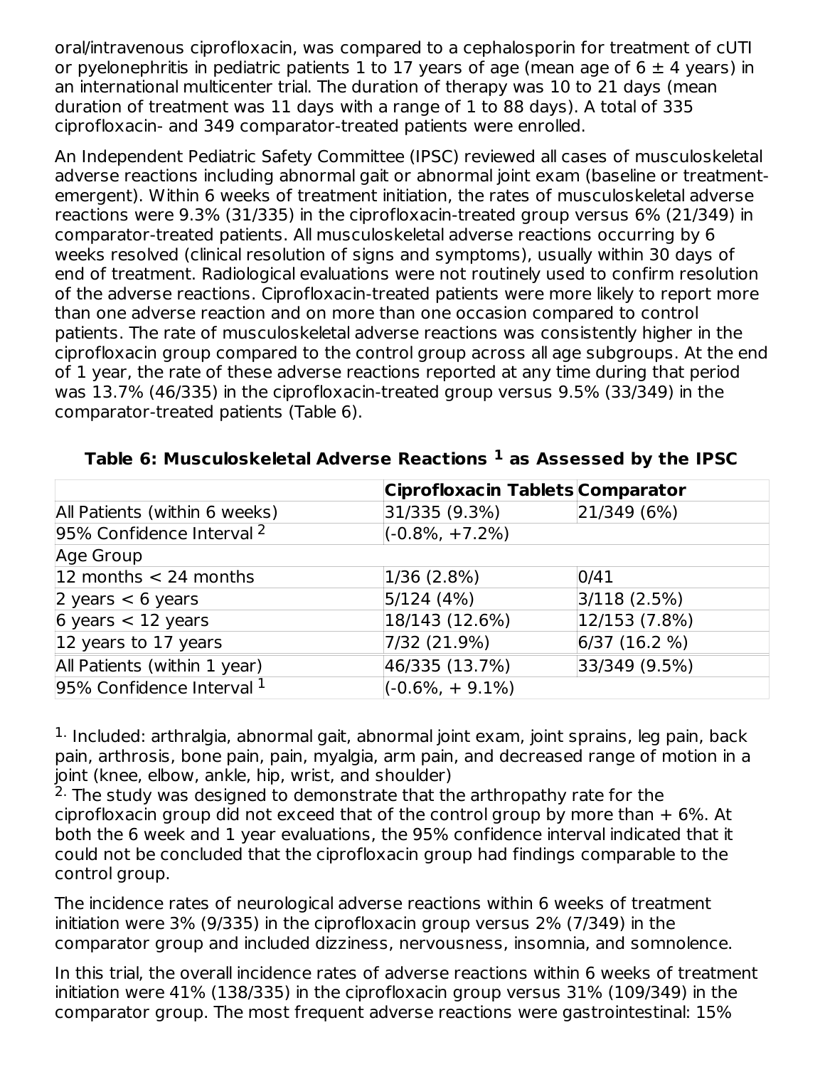oral/intravenous ciprofloxacin, was compared to a cephalosporin for treatment of cUTI or pyelonephritis in pediatric patients 1 to 17 years of age (mean age of 6 ± 4 years) in an international multicenter trial. The duration of therapy was 10 to 21 days (mean duration of treatment was 11 days with a range of 1 to 88 days). A total of 335 ciprofloxacin- and 349 comparator-treated patients were enrolled.

An Independent Pediatric Safety Committee (IPSC) reviewed all cases of musculoskeletal adverse reactions including abnormal gait or abnormal joint exam (baseline or treatment-emergent). Within 6 weeks of treatment initiation, the rates of musculoskeletal adverse reactions were 9.3% (31/335) in the ciprofloxacin-treated group versus 6% (21/349) in comparator-treated patients. All musculoskeletal adverse reactions occurring by 6 weeks resolved (clinical resolution of signs and symptoms), usually within 30 days of end of treatment. Radiological evaluations were not routinely used to confirm resolution of the adverse reactions. Ciprofloxacin-treated patients were more likely to report more than one adverse reaction and on more than one occasion compared to control patients. The rate of musculoskeletal adverse reactions was consistently higher in the ciprofloxacin group compared to the control group across all age subgroups. At the end of 1 year, the rate of these adverse reactions reported at any time during that period was 13.7% (46/335) in the ciprofloxacin-treated group versus 9.5% (33/349) in the comparator-treated patients (Table 6).

**Table 6: Musculoskeletal Adverse Reactions [1] as Assessed by the IPSC**

| | Ciprofloxacin Tablets | Comparator |
|---|---|---|
| All Patients (within 6 weeks) | 31/335 (9.3%) | 21/349 (6%) |
| 95% Confidence Interval [2] | (-0.8%, +7.2%) | |
| Age Group | | |
| 12 months < 24 months | 1/36 (2.8%) | 0/41 |
| 2 years < 6 years | 5/124 (4%) | 3/118 (2.5%) |
| 6 years < 12 years | 18/143 (12.6%) | 12/153 (7.8%) |
| 12 years to 17 years | 7/32 (21.9%) | 6/37 (16.2 %) |
| All Patients (within 1 year) | 46/335 (13.7%) | 33/349 (9.5%) |
| 95% Confidence Interval [1] | (-0.6%, + 9.1%) | |

[1.] Included: arthralgia, abnormal gait, abnormal joint exam, joint sprains, leg pain, back pain, arthrosis, bone pain, pain, myalgia, arm pain, and decreased range of motion in a joint (knee, elbow, ankle, hip, wrist, and shoulder)

[2.] The study was designed to demonstrate that the arthropathy rate for the ciprofloxacin group did not exceed that of the control group by more than + 6%. At both the 6 week and 1 year evaluations, the 95% confidence interval indicated that it could not be concluded that the ciprofloxacin group had findings comparable to the control group.

The incidence rates of neurological adverse reactions within 6 weeks of treatment initiation were 3% (9/335) in the ciprofloxacin group versus 2% (7/349) in the comparator group and included dizziness, nervousness, insomnia, and somnolence.

In this trial, the overall incidence rates of adverse reactions within 6 weeks of treatment initiation were 41% (138/335) in the ciprofloxacin group versus 31% (109/349) in the comparator group. The most frequent adverse reactions were gastrointestinal: 15%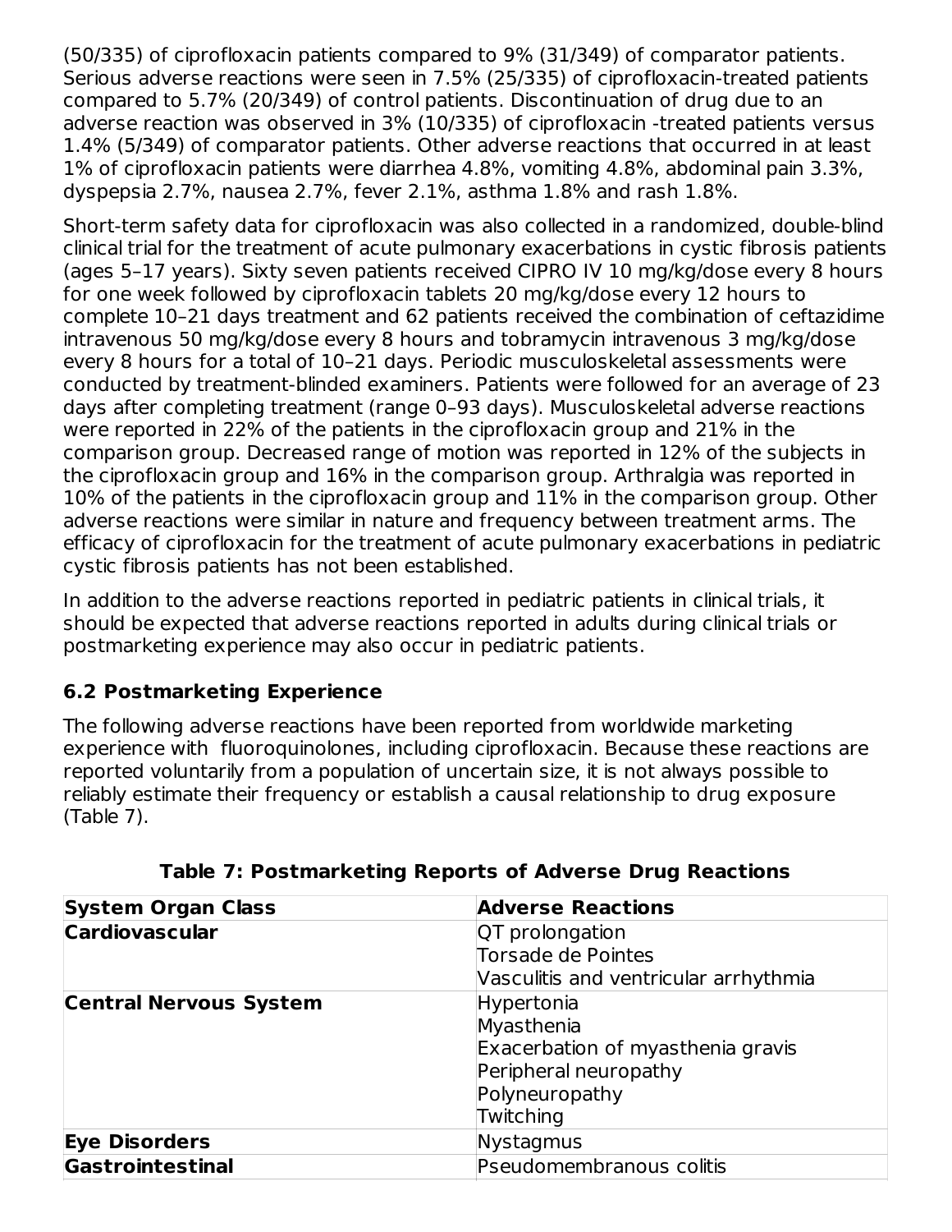(50/335) of ciprofloxacin patients compared to 9% (31/349) of comparator patients. Serious adverse reactions were seen in 7.5% (25/335) of ciprofloxacin-treated patients compared to 5.7% (20/349) of control patients. Discontinuation of drug due to an adverse reaction was observed in 3% (10/335) of ciprofloxacin -treated patients versus 1.4% (5/349) of comparator patients. Other adverse reactions that occurred in at least 1% of ciprofloxacin patients were diarrhea 4.8%, vomiting 4.8%, abdominal pain 3.3%, dyspepsia 2.7%, nausea 2.7%, fever 2.1%, asthma 1.8% and rash 1.8%.

Short-term safety data for ciprofloxacin was also collected in a randomized, double-blind clinical trial for the treatment of acute pulmonary exacerbations in cystic fibrosis patients (ages 5–17 years). Sixty seven patients received CIPRO IV 10 mg/kg/dose every 8 hours for one week followed by ciprofloxacin tablets 20 mg/kg/dose every 12 hours to complete 10–21 days treatment and 62 patients received the combination of ceftazidime intravenous 50 mg/kg/dose every 8 hours and tobramycin intravenous 3 mg/kg/dose every 8 hours for a total of 10–21 days. Periodic musculoskeletal assessments were conducted by treatment-blinded examiners. Patients were followed for an average of 23 days after completing treatment (range 0–93 days). Musculoskeletal adverse reactions were reported in 22% of the patients in the ciprofloxacin group and 21% in the comparison group. Decreased range of motion was reported in 12% of the subjects in the ciprofloxacin group and 16% in the comparison group. Arthralgia was reported in 10% of the patients in the ciprofloxacin group and 11% in the comparison group. Other adverse reactions were similar in nature and frequency between treatment arms. The efficacy of ciprofloxacin for the treatment of acute pulmonary exacerbations in pediatric cystic fibrosis patients has not been established.

In addition to the adverse reactions reported in pediatric patients in clinical trials, it should be expected that adverse reactions reported in adults during clinical trials or postmarketing experience may also occur in pediatric patients.

### 6.2 Postmarketing Experience

The following adverse reactions have been reported from worldwide marketing experience with fluoroquinolones, including ciprofloxacin. Because these reactions are reported voluntarily from a population of uncertain size, it is not always possible to reliably estimate their frequency or establish a causal relationship to drug exposure (Table 7).

**Table 7: Postmarketing Reports of Adverse Drug Reactions**

| System Organ Class | Adverse Reactions |
| --- | --- |
| **Cardiovascular** | QT prolongation<br>Torsade de Pointes<br>Vasculitis and ventricular arrhythmia |
| **Central Nervous System** | Hypertonia<br>Myasthenia<br>Exacerbation of myasthenia gravis<br>Peripheral neuropathy<br>Polyneuropathy<br>Twitching |
| **Eye Disorders** | Nystagmus |
| **Gastrointestinal** | Pseudomembranous colitis |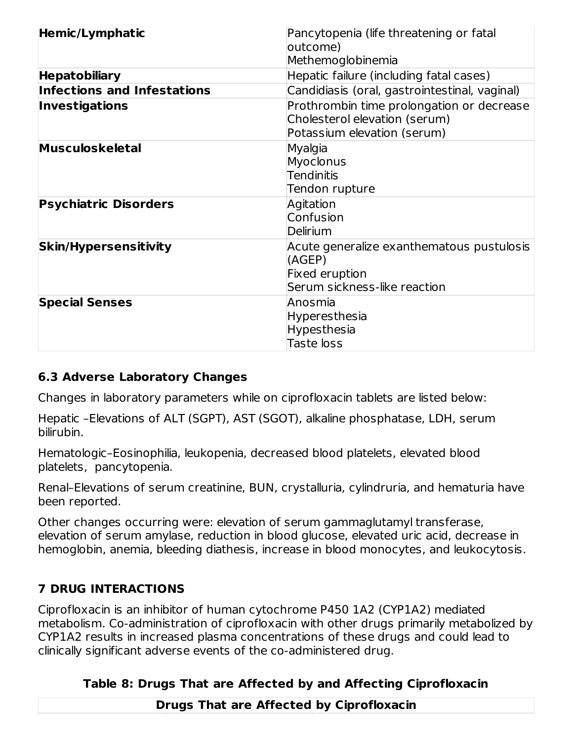| | |
|---|---|
| **Hemic/Lymphatic** | Pancytopenia (life threatening or fatal outcome)<br>Methemoglobinemia |
| **Hepatobiliary** | Hepatic failure (including fatal cases) |
| **Infections and Infestations** | Candidiasis (oral, gastrointestinal, vaginal) |
| **Investigations** | Prothrombin time prolongation or decrease<br>Cholesterol elevation (serum)<br>Potassium elevation (serum) |
| **Musculoskeletal** | Myalgia<br>Myoclonus<br>Tendinitis<br>Tendon rupture |
| **Psychiatric Disorders** | Agitation<br>Confusion<br>Delirium |
| **Skin/Hypersensitivity** | Acute generalize exanthematous pustulosis (AGEP)<br>Fixed eruption<br>Serum sickness-like reaction |
| **Special Senses** | Anosmia<br>Hyperesthesia<br>Hypesthesia<br>Taste loss |

### 6.3 Adverse Laboratory Changes

Changes in laboratory parameters while on ciprofloxacin tablets are listed below:

Hepatic –Elevations of ALT (SGPT), AST (SGOT), alkaline phosphatase, LDH, serum bilirubin.

Hematologic–Eosinophilia, leukopenia, decreased blood platelets, elevated blood platelets, pancytopenia.

Renal–Elevations of serum creatinine, BUN, crystalluria, cylindruria, and hematuria have been reported.

Other changes occurring were: elevation of serum gammaglutamyl transferase, elevation of serum amylase, reduction in blood glucose, elevated uric acid, decrease in hemoglobin, anemia, bleeding diathesis, increase in blood monocytes, and leukocytosis.

## 7 DRUG INTERACTIONS

Ciprofloxacin is an inhibitor of human cytochrome P450 1A2 (CYP1A2) mediated metabolism. Co-administration of ciprofloxacin with other drugs primarily metabolized by CYP1A2 results in increased plasma concentrations of these drugs and could lead to clinically significant adverse events of the co-administered drug.

**Table 8: Drugs That are Affected by and Affecting Ciprofloxacin**

| **Drugs That are Affected by Ciprofloxacin** | | |
|---|---|---|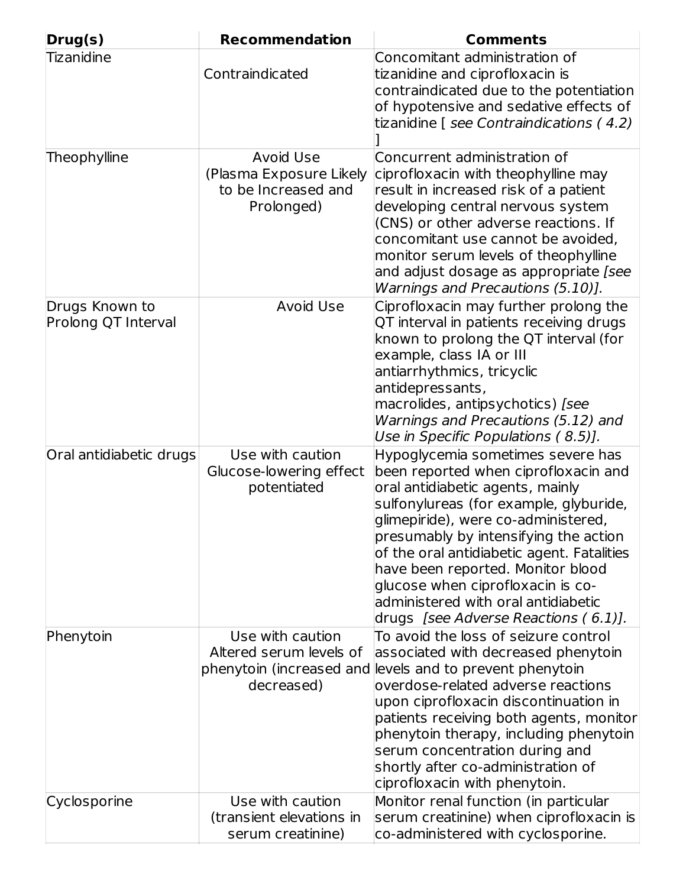| Drug(s) | Recommendation | Comments |
|---|---|---|
| Tizanidine | Contraindicated | Concomitant administration of tizanidine and ciprofloxacin is contraindicated due to the potentiation of hypotensive and sedative effects of tizanidine [ *see Contraindications ( 4.2)* ] |
| Theophylline | Avoid Use (Plasma Exposure Likely to be Increased and Prolonged) | Concurrent administration of ciprofloxacin with theophylline may result in increased risk of a patient developing central nervous system (CNS) or other adverse reactions. If concomitant use cannot be avoided, monitor serum levels of theophylline and adjust dosage as appropriate *[see Warnings and Precautions (5.10)].* |
| Drugs Known to Prolong QT Interval | Avoid Use | Ciprofloxacin may further prolong the QT interval in patients receiving drugs known to prolong the QT interval (for example, class IA or III antiarrhythmics, tricyclic antidepressants, macrolides, antipsychotics) *[see Warnings and Precautions (5.12) and Use in Specific Populations ( 8.5)].* |
| Oral antidiabetic drugs | Use with caution Glucose-lowering effect potentiated | Hypoglycemia sometimes severe has been reported when ciprofloxacin and oral antidiabetic agents, mainly sulfonylureas (for example, glyburide, glimepiride), were co-administered, presumably by intensifying the action of the oral antidiabetic agent. Fatalities have been reported. Monitor blood glucose when ciprofloxacin is co-administered with oral antidiabetic drugs *[see Adverse Reactions ( 6.1)].* |
| Phenytoin | Use with caution Altered serum levels of phenytoin (increased and decreased) | To avoid the loss of seizure control associated with decreased phenytoin levels and to prevent phenytoin overdose-related adverse reactions upon ciprofloxacin discontinuation in patients receiving both agents, monitor phenytoin therapy, including phenytoin serum concentration during and shortly after co-administration of ciprofloxacin with phenytoin. |
| Cyclosporine | Use with caution (transient elevations in serum creatinine) | Monitor renal function (in particular serum creatinine) when ciprofloxacin is co-administered with cyclosporine. |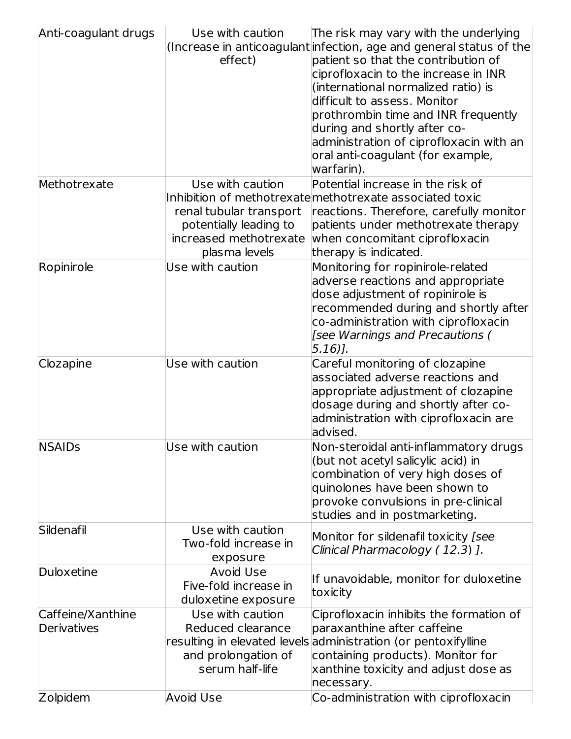| Anti-coagulant drugs | Use with caution (Increase in anticoagulant effect) | The risk may vary with the underlying infection, age and general status of the patient so that the contribution of ciprofloxacin to the increase in INR (international normalized ratio) is difficult to assess. Monitor prothrombin time and INR frequently during and shortly after co-administration of ciprofloxacin with an oral anti-coagulant (for example, warfarin). |
|---|---|---|
| Methotrexate | Use with caution Inhibition of methotrexate renal tubular transport potentially leading to increased methotrexate plasma levels | Potential increase in the risk of methotrexate associated toxic reactions. Therefore, carefully monitor patients under methotrexate therapy when concomitant ciprofloxacin therapy is indicated. |
| Ropinirole | Use with caution | Monitoring for ropinirole-related adverse reactions and appropriate dose adjustment of ropinirole is recommended during and shortly after co-administration with ciprofloxacin *[see Warnings and Precautions ( 5.16)].* |
| Clozapine | Use with caution | Careful monitoring of clozapine associated adverse reactions and appropriate adjustment of clozapine dosage during and shortly after co-administration with ciprofloxacin are advised. |
| NSAIDs | Use with caution | Non-steroidal anti-inflammatory drugs (but not acetyl salicylic acid) in combination of very high doses of quinolones have been shown to provoke convulsions in pre-clinical studies and in postmarketing. |
| Sildenafil | Use with caution Two-fold increase in exposure | Monitor for sildenafil toxicity *[see Clinical Pharmacology ( 12.3) ]*. |
| Duloxetine | Avoid Use Five-fold increase in duloxetine exposure | If unavoidable, monitor for duloxetine toxicity |
| Caffeine/Xanthine Derivatives | Use with caution Reduced clearance resulting in elevated levels and prolongation of serum half-life | Ciprofloxacin inhibits the formation of paraxanthine after caffeine administration (or pentoxifylline containing products). Monitor for xanthine toxicity and adjust dose as necessary. |
| Zolpidem | Avoid Use | Co-administration with ciprofloxacin |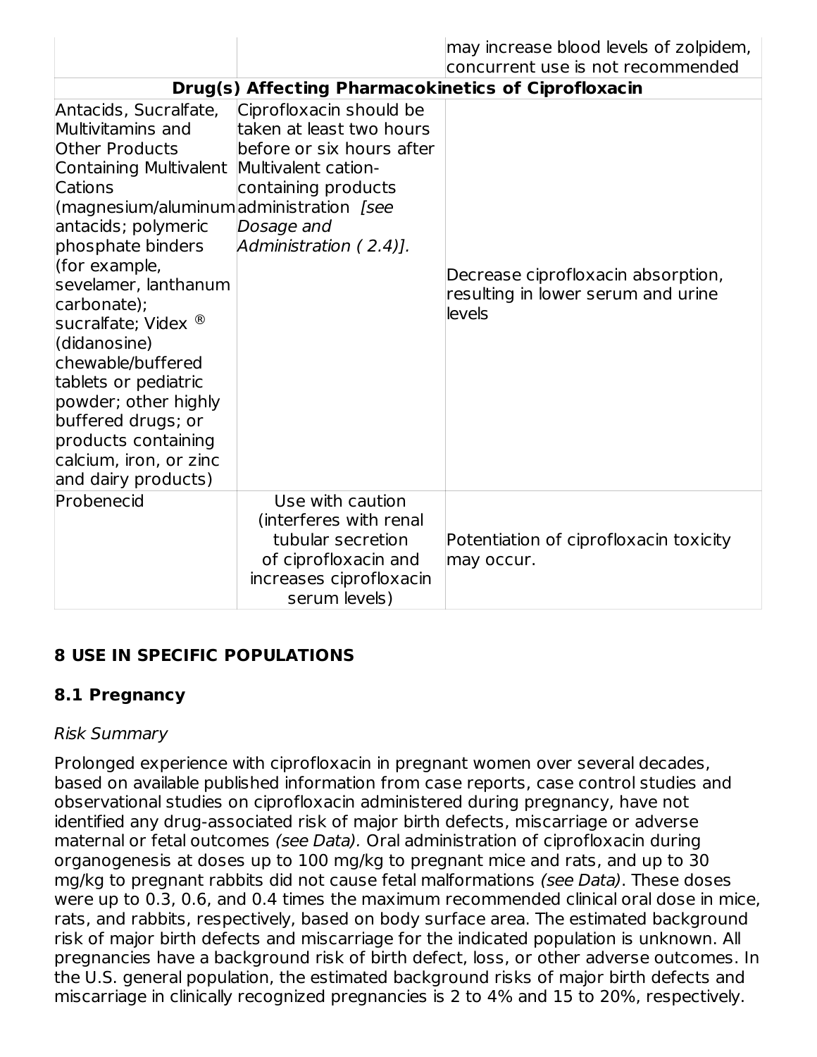| | | |
|---|---|---|
| | | may increase blood levels of zolpidem, concurrent use is not recommended |
| **Drug(s) Affecting Pharmacokinetics of Ciprofloxacin** | | |
| Antacids, Sucralfate, Multivitamins and Other Products Containing Multivalent Cations (magnesium/aluminum antacids; polymeric phosphate binders (for example, sevelamer, lanthanum carbonate); sucralfate; Videx ® (didanosine) chewable/buffered tablets or pediatric powder; other highly buffered drugs; or products containing calcium, iron, or zinc and dairy products) | Ciprofloxacin should be taken at least two hours before or six hours after Multivalent cation-containing products administration *[see Dosage and Administration ( 2.4)].* | Decrease ciprofloxacin absorption, resulting in lower serum and urine levels |
| Probenecid | Use with caution (interferes with renal tubular secretion of ciprofloxacin and increases ciprofloxacin serum levels) | Potentiation of ciprofloxacin toxicity may occur. |

## 8 USE IN SPECIFIC POPULATIONS

### 8.1 Pregnancy

*Risk Summary*

Prolonged experience with ciprofloxacin in pregnant women over several decades, based on available published information from case reports, case control studies and observational studies on ciprofloxacin administered during pregnancy, have not identified any drug-associated risk of major birth defects, miscarriage or adverse maternal or fetal outcomes *(see Data).* Oral administration of ciprofloxacin during organogenesis at doses up to 100 mg/kg to pregnant mice and rats, and up to 30 mg/kg to pregnant rabbits did not cause fetal malformations *(see Data)*. These doses were up to 0.3, 0.6, and 0.4 times the maximum recommended clinical oral dose in mice, rats, and rabbits, respectively, based on body surface area. The estimated background risk of major birth defects and miscarriage for the indicated population is unknown. All pregnancies have a background risk of birth defect, loss, or other adverse outcomes. In the U.S. general population, the estimated background risks of major birth defects and miscarriage in clinically recognized pregnancies is 2 to 4% and 15 to 20%, respectively.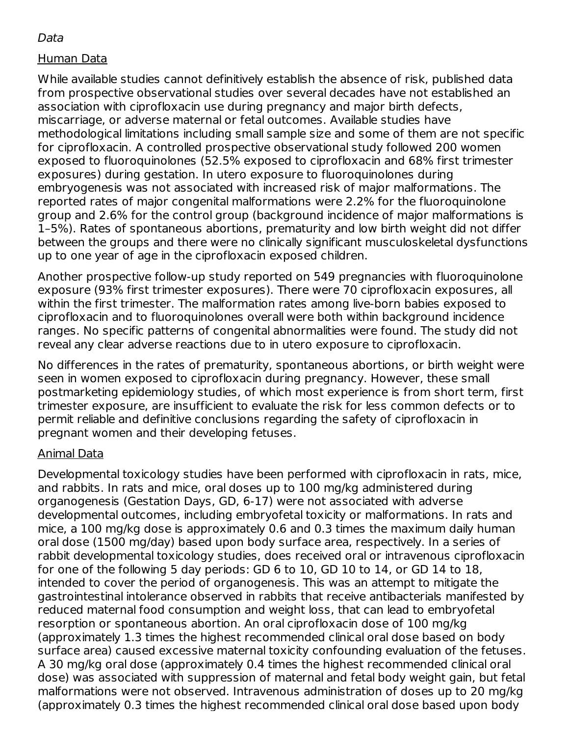*Data*

Human Data

While available studies cannot definitively establish the absence of risk, published data from prospective observational studies over several decades have not established an association with ciprofloxacin use during pregnancy and major birth defects, miscarriage, or adverse maternal or fetal outcomes. Available studies have methodological limitations including small sample size and some of them are not specific for ciprofloxacin. A controlled prospective observational study followed 200 women exposed to fluoroquinolones (52.5% exposed to ciprofloxacin and 68% first trimester exposures) during gestation. In utero exposure to fluoroquinolones during embryogenesis was not associated with increased risk of major malformations. The reported rates of major congenital malformations were 2.2% for the fluoroquinolone group and 2.6% for the control group (background incidence of major malformations is 1–5%). Rates of spontaneous abortions, prematurity and low birth weight did not differ between the groups and there were no clinically significant musculoskeletal dysfunctions up to one year of age in the ciprofloxacin exposed children.

Another prospective follow-up study reported on 549 pregnancies with fluoroquinolone exposure (93% first trimester exposures). There were 70 ciprofloxacin exposures, all within the first trimester. The malformation rates among live-born babies exposed to ciprofloxacin and to fluoroquinolones overall were both within background incidence ranges. No specific patterns of congenital abnormalities were found. The study did not reveal any clear adverse reactions due to in utero exposure to ciprofloxacin.

No differences in the rates of prematurity, spontaneous abortions, or birth weight were seen in women exposed to ciprofloxacin during pregnancy. However, these small postmarketing epidemiology studies, of which most experience is from short term, first trimester exposure, are insufficient to evaluate the risk for less common defects or to permit reliable and definitive conclusions regarding the safety of ciprofloxacin in pregnant women and their developing fetuses.

Animal Data

Developmental toxicology studies have been performed with ciprofloxacin in rats, mice, and rabbits. In rats and mice, oral doses up to 100 mg/kg administered during organogenesis (Gestation Days, GD, 6-17) were not associated with adverse developmental outcomes, including embryofetal toxicity or malformations. In rats and mice, a 100 mg/kg dose is approximately 0.6 and 0.3 times the maximum daily human oral dose (1500 mg/day) based upon body surface area, respectively. In a series of rabbit developmental toxicology studies, does received oral or intravenous ciprofloxacin for one of the following 5 day periods: GD 6 to 10, GD 10 to 14, or GD 14 to 18, intended to cover the period of organogenesis. This was an attempt to mitigate the gastrointestinal intolerance observed in rabbits that receive antibacterials manifested by reduced maternal food consumption and weight loss, that can lead to embryofetal resorption or spontaneous abortion. An oral ciprofloxacin dose of 100 mg/kg (approximately 1.3 times the highest recommended clinical oral dose based on body surface area) caused excessive maternal toxicity confounding evaluation of the fetuses. A 30 mg/kg oral dose (approximately 0.4 times the highest recommended clinical oral dose) was associated with suppression of maternal and fetal body weight gain, but fetal malformations were not observed. Intravenous administration of doses up to 20 mg/kg (approximately 0.3 times the highest recommended clinical oral dose based upon body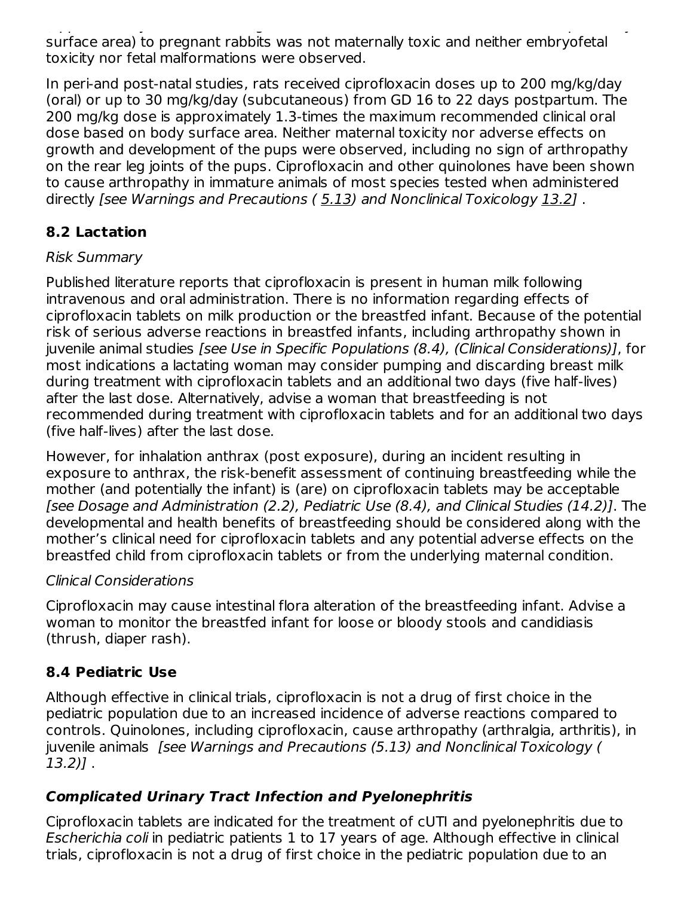surface area) to pregnant rabbits was not maternally toxic and neither embryofetal toxicity nor fetal malformations were observed.

In peri-and post-natal studies, rats received ciprofloxacin doses up to 200 mg/kg/day (oral) or up to 30 mg/kg/day (subcutaneous) from GD 16 to 22 days postpartum. The 200 mg/kg dose is approximately 1.3-times the maximum recommended clinical oral dose based on body surface area. Neither maternal toxicity nor adverse effects on growth and development of the pups were observed, including no sign of arthropathy on the rear leg joints of the pups. Ciprofloxacin and other quinolones have been shown to cause arthropathy in immature animals of most species tested when administered directly *[see Warnings and Precautions ( 5.13) and Nonclinical Toxicology 13.2]* .

## 8.2 Lactation

*Risk Summary*

Published literature reports that ciprofloxacin is present in human milk following intravenous and oral administration. There is no information regarding effects of ciprofloxacin tablets on milk production or the breastfed infant. Because of the potential risk of serious adverse reactions in breastfed infants, including arthropathy shown in juvenile animal studies *[see Use in Specific Populations (8.4), (Clinical Considerations)]*, for most indications a lactating woman may consider pumping and discarding breast milk during treatment with ciprofloxacin tablets and an additional two days (five half-lives) after the last dose. Alternatively, advise a woman that breastfeeding is not recommended during treatment with ciprofloxacin tablets and for an additional two days (five half-lives) after the last dose.

However, for inhalation anthrax (post exposure), during an incident resulting in exposure to anthrax, the risk-benefit assessment of continuing breastfeeding while the mother (and potentially the infant) is (are) on ciprofloxacin tablets may be acceptable *[see Dosage and Administration (2.2), Pediatric Use (8.4), and Clinical Studies (14.2)]*. The developmental and health benefits of breastfeeding should be considered along with the mother's clinical need for ciprofloxacin tablets and any potential adverse effects on the breastfed child from ciprofloxacin tablets or from the underlying maternal condition.

*Clinical Considerations*

Ciprofloxacin may cause intestinal flora alteration of the breastfeeding infant. Advise a woman to monitor the breastfed infant for loose or bloody stools and candidiasis (thrush, diaper rash).

## 8.4 Pediatric Use

Although effective in clinical trials, ciprofloxacin is not a drug of first choice in the pediatric population due to an increased incidence of adverse reactions compared to controls. Quinolones, including ciprofloxacin, cause arthropathy (arthralgia, arthritis), in juvenile animals *[see Warnings and Precautions (5.13) and Nonclinical Toxicology ( 13.2)]* .

### *Complicated Urinary Tract Infection and Pyelonephritis*

Ciprofloxacin tablets are indicated for the treatment of cUTI and pyelonephritis due to *Escherichia coli* in pediatric patients 1 to 17 years of age. Although effective in clinical trials, ciprofloxacin is not a drug of first choice in the pediatric population due to an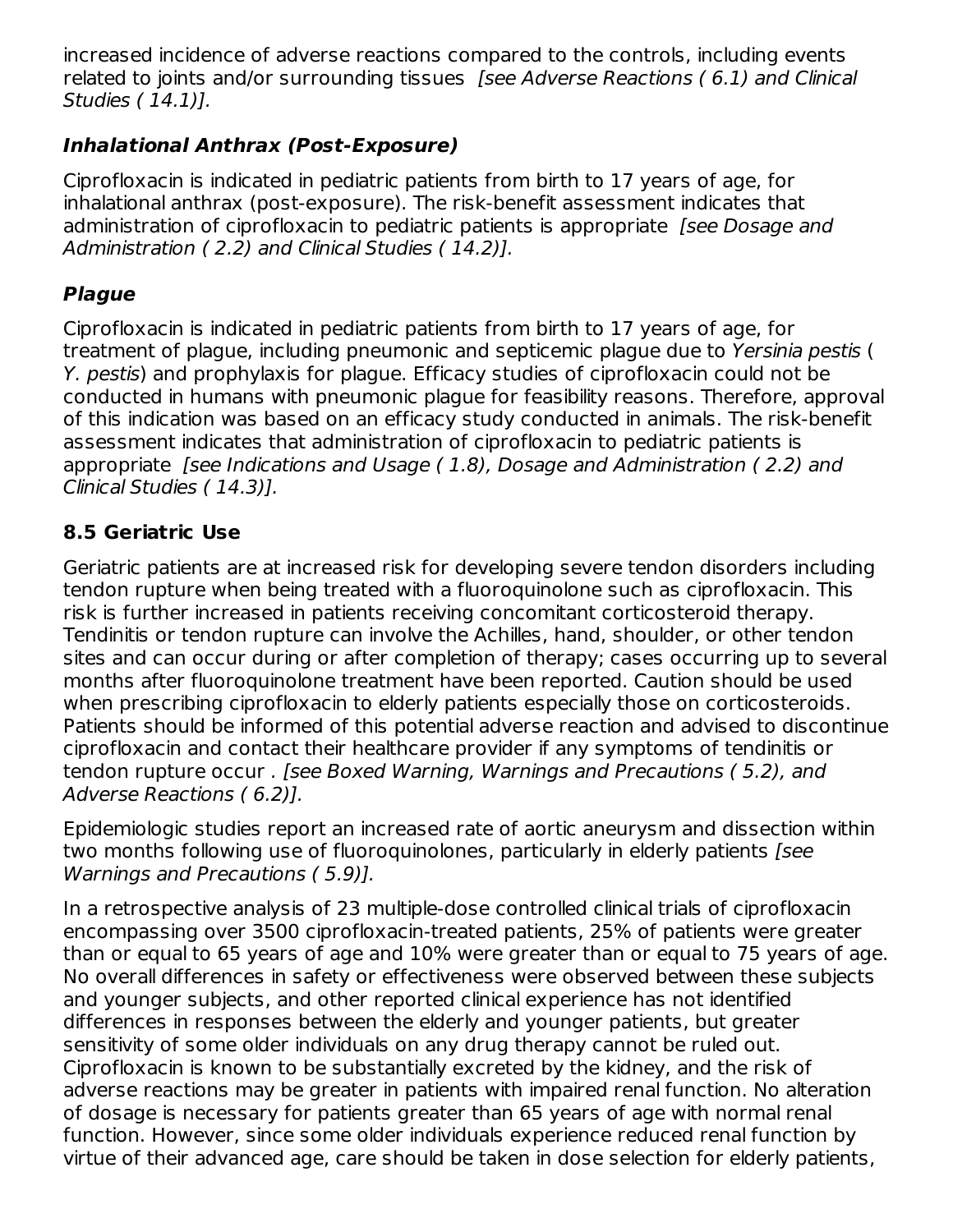increased incidence of adverse reactions compared to the controls, including events related to joints and/or surrounding tissues *[see Adverse Reactions ( 6.1) and Clinical Studies ( 14.1)].*

### *Inhalational Anthrax (Post-Exposure)*

Ciprofloxacin is indicated in pediatric patients from birth to 17 years of age, for inhalational anthrax (post-exposure). The risk-benefit assessment indicates that administration of ciprofloxacin to pediatric patients is appropriate *[see Dosage and Administration ( 2.2) and Clinical Studies ( 14.2)].*

### *Plague*

Ciprofloxacin is indicated in pediatric patients from birth to 17 years of age, for treatment of plague, including pneumonic and septicemic plague due to *Yersinia pestis* ( *Y. pestis*) and prophylaxis for plague. Efficacy studies of ciprofloxacin could not be conducted in humans with pneumonic plague for feasibility reasons. Therefore, approval of this indication was based on an efficacy study conducted in animals. The risk-benefit assessment indicates that administration of ciprofloxacin to pediatric patients is appropriate *[see Indications and Usage ( 1.8), Dosage and Administration ( 2.2) and Clinical Studies ( 14.3)].*

## 8.5 Geriatric Use

Geriatric patients are at increased risk for developing severe tendon disorders including tendon rupture when being treated with a fluoroquinolone such as ciprofloxacin. This risk is further increased in patients receiving concomitant corticosteroid therapy. Tendinitis or tendon rupture can involve the Achilles, hand, shoulder, or other tendon sites and can occur during or after completion of therapy; cases occurring up to several months after fluoroquinolone treatment have been reported. Caution should be used when prescribing ciprofloxacin to elderly patients especially those on corticosteroids. Patients should be informed of this potential adverse reaction and advised to discontinue ciprofloxacin and contact their healthcare provider if any symptoms of tendinitis or tendon rupture occur . *[see Boxed Warning, Warnings and Precautions ( 5.2), and Adverse Reactions ( 6.2)].*

Epidemiologic studies report an increased rate of aortic aneurysm and dissection within two months following use of fluoroquinolones, particularly in elderly patients *[see Warnings and Precautions ( 5.9)].*

In a retrospective analysis of 23 multiple-dose controlled clinical trials of ciprofloxacin encompassing over 3500 ciprofloxacin-treated patients, 25% of patients were greater than or equal to 65 years of age and 10% were greater than or equal to 75 years of age. No overall differences in safety or effectiveness were observed between these subjects and younger subjects, and other reported clinical experience has not identified differences in responses between the elderly and younger patients, but greater sensitivity of some older individuals on any drug therapy cannot be ruled out. Ciprofloxacin is known to be substantially excreted by the kidney, and the risk of adverse reactions may be greater in patients with impaired renal function. No alteration of dosage is necessary for patients greater than 65 years of age with normal renal function. However, since some older individuals experience reduced renal function by virtue of their advanced age, care should be taken in dose selection for elderly patients,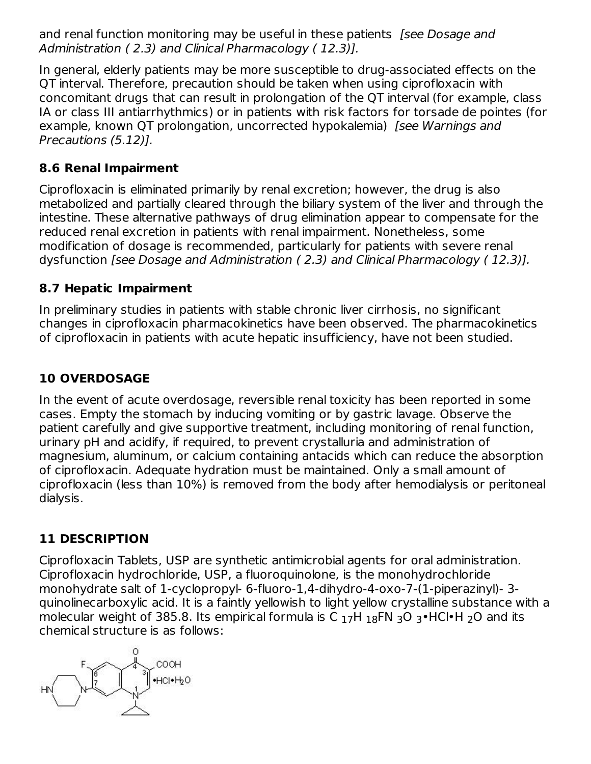and renal function monitoring may be useful in these patients *[see Dosage and Administration ( 2.3) and Clinical Pharmacology ( 12.3)].*

In general, elderly patients may be more susceptible to drug-associated effects on the QT interval. Therefore, precaution should be taken when using ciprofloxacin with concomitant drugs that can result in prolongation of the QT interval (for example, class IA or class III antiarrhythmics) or in patients with risk factors for torsade de pointes (for example, known QT prolongation, uncorrected hypokalemia) *[see Warnings and Precautions (5.12)].*

### 8.6 Renal Impairment

Ciprofloxacin is eliminated primarily by renal excretion; however, the drug is also metabolized and partially cleared through the biliary system of the liver and through the intestine. These alternative pathways of drug elimination appear to compensate for the reduced renal excretion in patients with renal impairment. Nonetheless, some modification of dosage is recommended, particularly for patients with severe renal dysfunction *[see Dosage and Administration ( 2.3) and Clinical Pharmacology ( 12.3)].*

### 8.7 Hepatic Impairment

In preliminary studies in patients with stable chronic liver cirrhosis, no significant changes in ciprofloxacin pharmacokinetics have been observed. The pharmacokinetics of ciprofloxacin in patients with acute hepatic insufficiency, have not been studied.

## 10 OVERDOSAGE

In the event of acute overdosage, reversible renal toxicity has been reported in some cases. Empty the stomach by inducing vomiting or by gastric lavage. Observe the patient carefully and give supportive treatment, including monitoring of renal function, urinary pH and acidify, if required, to prevent crystalluria and administration of magnesium, aluminum, or calcium containing antacids which can reduce the absorption of ciprofloxacin. Adequate hydration must be maintained. Only a small amount of ciprofloxacin (less than 10%) is removed from the body after hemodialysis or peritoneal dialysis.

## 11 DESCRIPTION

Ciprofloxacin Tablets, USP are synthetic antimicrobial agents for oral administration. Ciprofloxacin hydrochloride, USP, a fluoroquinolone, is the monohydrochloride monohydrate salt of 1-cyclopropyl- 6-fluoro-1,4-dihydro-4-oxo-7-(1-piperazinyl)- 3-quinolinecarboxylic acid. It is a faintly yellowish to light yellow crystalline substance with a molecular weight of 385.8. Its empirical formula is $C_{17}H_{18}FN_3O_3$•HCl•$H_2O$ and its chemical structure is as follows: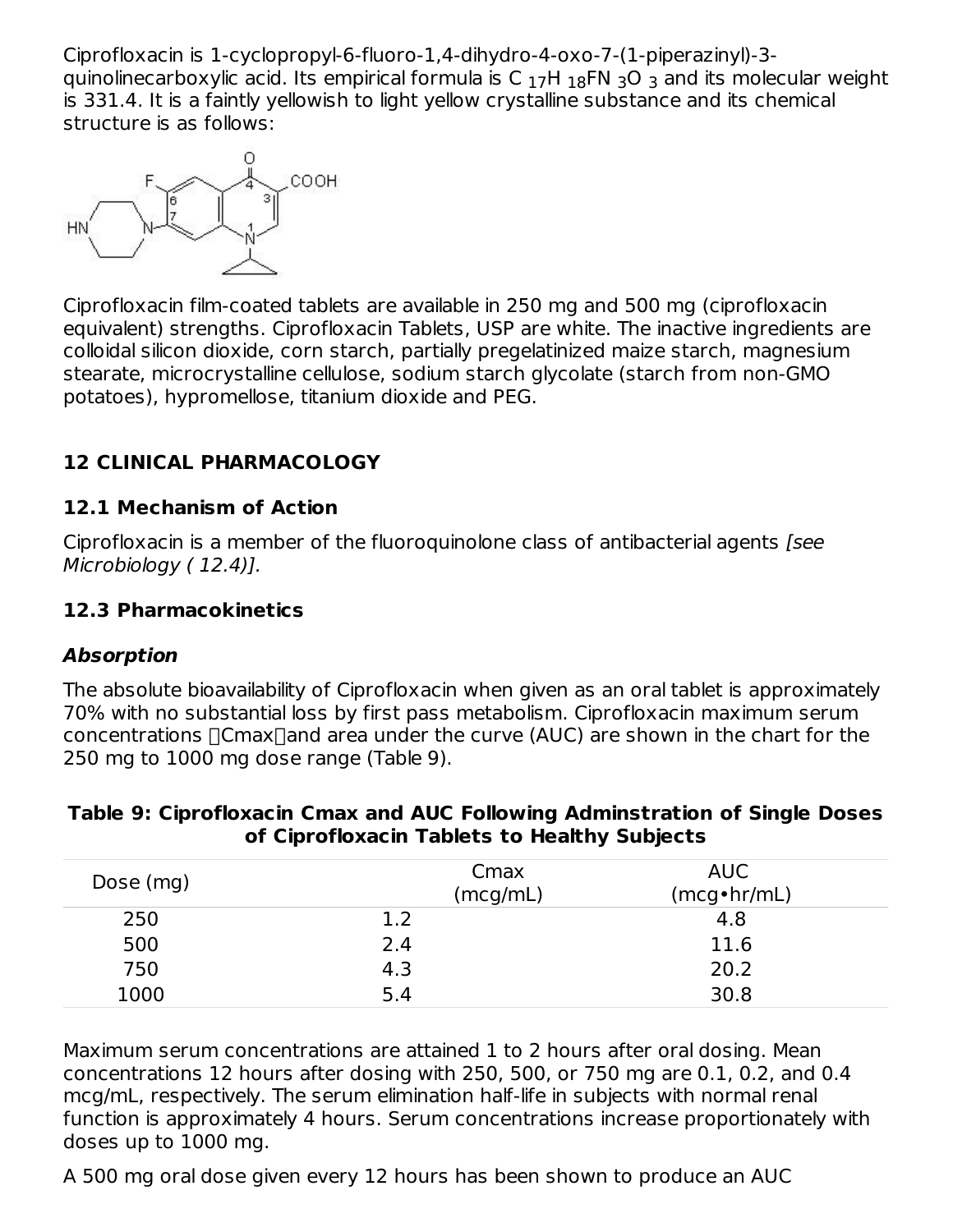Ciprofloxacin is 1-cyclopropyl-6-fluoro-1,4-dihydro-4-oxo-7-(1-piperazinyl)-3-quinolinecarboxylic acid. Its empirical formula is $C_{17}H_{18}FN_3O_3$ and its molecular weight is 331.4. It is a faintly yellowish to light yellow crystalline substance and its chemical structure is as follows:

Ciprofloxacin film-coated tablets are available in 250 mg and 500 mg (ciprofloxacin equivalent) strengths. Ciprofloxacin Tablets, USP are white. The inactive ingredients are colloidal silicon dioxide, corn starch, partially pregelatinized maize starch, magnesium stearate, microcrystalline cellulose, sodium starch glycolate (starch from non-GMO potatoes), hypromellose, titanium dioxide and PEG.

## 12 CLINICAL PHARMACOLOGY

### 12.1 Mechanism of Action

Ciprofloxacin is a member of the fluoroquinolone class of antibacterial agents *[see Microbiology ( 12.4)].*

### 12.3 Pharmacokinetics

***Absorption***

The absolute bioavailability of Ciprofloxacin when given as an oral tablet is approximately 70% with no substantial loss by first pass metabolism. Ciprofloxacin maximum serum concentrations (Cmax) and area under the curve (AUC) are shown in the chart for the 250 mg to 1000 mg dose range (Table 9).

**Table 9: Ciprofloxacin Cmax and AUC Following Adminstration of Single Doses of Ciprofloxacin Tablets to Healthy Subjects**

| Dose (mg) | Cmax (mcg/mL) | AUC (mcg•hr/mL) |
|---|---|---|
| 250 | 1.2 | 4.8 |
| 500 | 2.4 | 11.6 |
| 750 | 4.3 | 20.2 |
| 1000 | 5.4 | 30.8 |

Maximum serum concentrations are attained 1 to 2 hours after oral dosing. Mean concentrations 12 hours after dosing with 250, 500, or 750 mg are 0.1, 0.2, and 0.4 mcg/mL, respectively. The serum elimination half-life in subjects with normal renal function is approximately 4 hours. Serum concentrations increase proportionately with doses up to 1000 mg.

A 500 mg oral dose given every 12 hours has been shown to produce an AUC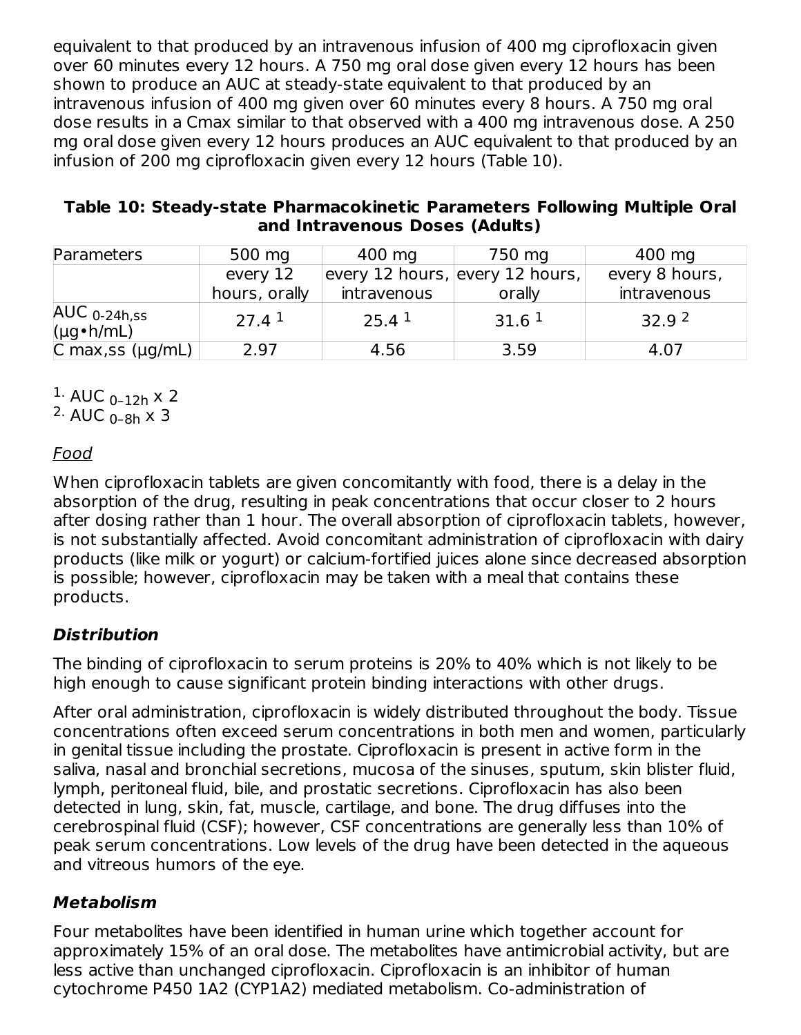equivalent to that produced by an intravenous infusion of 400 mg ciprofloxacin given over 60 minutes every 12 hours. A 750 mg oral dose given every 12 hours has been shown to produce an AUC at steady-state equivalent to that produced by an intravenous infusion of 400 mg given over 60 minutes every 8 hours. A 750 mg oral dose results in a Cmax similar to that observed with a 400 mg intravenous dose. A 250 mg oral dose given every 12 hours produces an AUC equivalent to that produced by an infusion of 200 mg ciprofloxacin given every 12 hours (Table 10).

**Table 10: Steady-state Pharmacokinetic Parameters Following Multiple Oral and Intravenous Doses (Adults)**

| Parameters | 500 mg | 400 mg | 750 mg | 400 mg |
|---|---|---|---|---|
| | every 12 hours, orally | every 12 hours, intravenous | every 12 hours, orally | every 8 hours, intravenous |
| $AUC_{0\text{-}24h,ss}$ (µg•h/mL) | 27.4 [1] | 25.4 [1] | 31.6 [1] | 32.9 [2] |
| $C_{max,ss}$ (µg/mL) | 2.97 | 4.56 | 3.59 | 4.07 |

1. $AUC_{0–12h}$ x 2
2. $AUC_{0–8h}$ x 3

*Food*

When ciprofloxacin tablets are given concomitantly with food, there is a delay in the absorption of the drug, resulting in peak concentrations that occur closer to 2 hours after dosing rather than 1 hour. The overall absorption of ciprofloxacin tablets, however, is not substantially affected. Avoid concomitant administration of ciprofloxacin with dairy products (like milk or yogurt) or calcium-fortified juices alone since decreased absorption is possible; however, ciprofloxacin may be taken with a meal that contains these products.

### *Distribution*

The binding of ciprofloxacin to serum proteins is 20% to 40% which is not likely to be high enough to cause significant protein binding interactions with other drugs.

After oral administration, ciprofloxacin is widely distributed throughout the body. Tissue concentrations often exceed serum concentrations in both men and women, particularly in genital tissue including the prostate. Ciprofloxacin is present in active form in the saliva, nasal and bronchial secretions, mucosa of the sinuses, sputum, skin blister fluid, lymph, peritoneal fluid, bile, and prostatic secretions. Ciprofloxacin has also been detected in lung, skin, fat, muscle, cartilage, and bone. The drug diffuses into the cerebrospinal fluid (CSF); however, CSF concentrations are generally less than 10% of peak serum concentrations. Low levels of the drug have been detected in the aqueous and vitreous humors of the eye.

### *Metabolism*

Four metabolites have been identified in human urine which together account for approximately 15% of an oral dose. The metabolites have antimicrobial activity, but are less active than unchanged ciprofloxacin. Ciprofloxacin is an inhibitor of human cytochrome P450 1A2 (CYP1A2) mediated metabolism. Co-administration of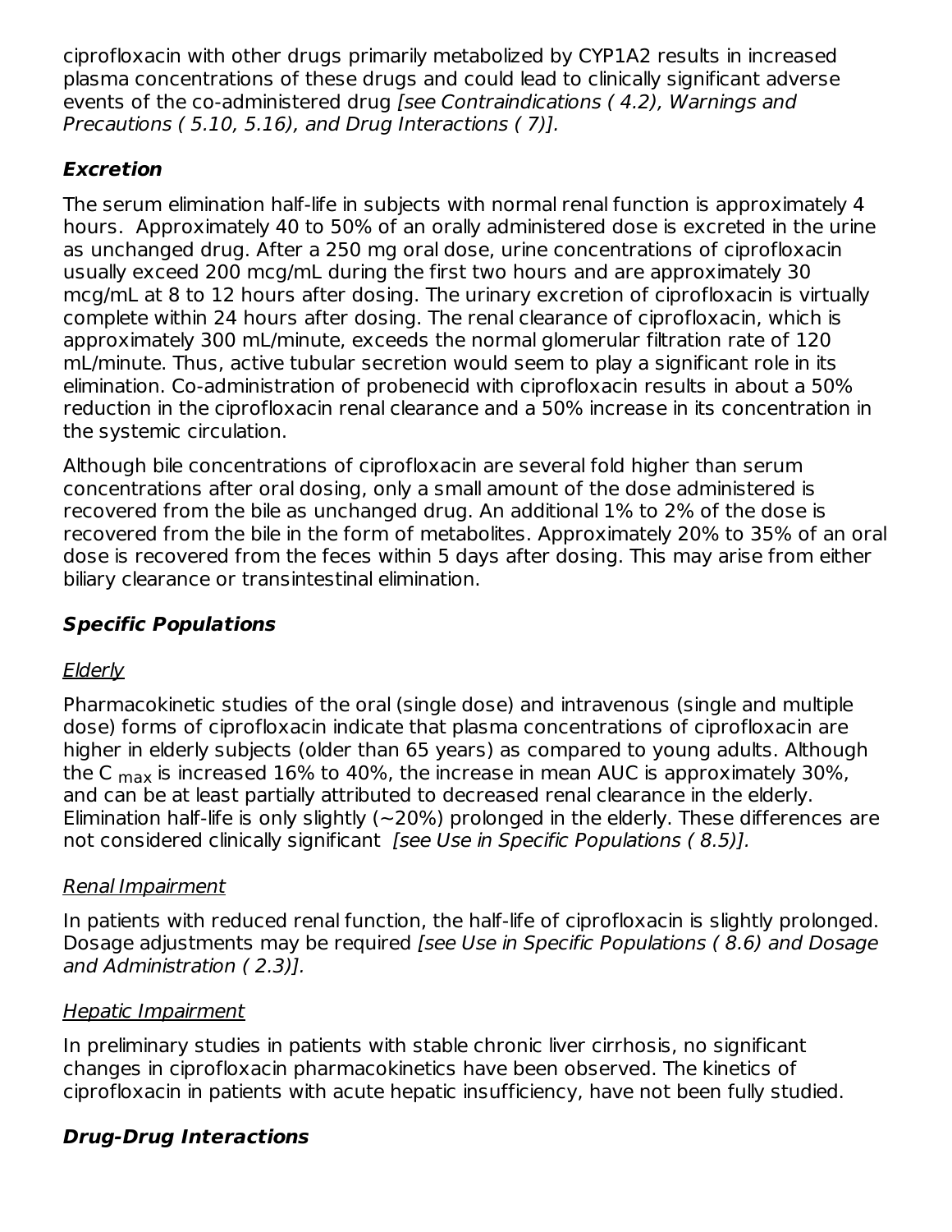ciprofloxacin with other drugs primarily metabolized by CYP1A2 results in increased plasma concentrations of these drugs and could lead to clinically significant adverse events of the co-administered drug *[see Contraindications ( 4.2), Warnings and Precautions ( 5.10, 5.16), and Drug Interactions ( 7)].*

### Excretion

The serum elimination half-life in subjects with normal renal function is approximately 4 hours. Approximately 40 to 50% of an orally administered dose is excreted in the urine as unchanged drug. After a 250 mg oral dose, urine concentrations of ciprofloxacin usually exceed 200 mcg/mL during the first two hours and are approximately 30 mcg/mL at 8 to 12 hours after dosing. The urinary excretion of ciprofloxacin is virtually complete within 24 hours after dosing. The renal clearance of ciprofloxacin, which is approximately 300 mL/minute, exceeds the normal glomerular filtration rate of 120 mL/minute. Thus, active tubular secretion would seem to play a significant role in its elimination. Co-administration of probenecid with ciprofloxacin results in about a 50% reduction in the ciprofloxacin renal clearance and a 50% increase in its concentration in the systemic circulation.

Although bile concentrations of ciprofloxacin are several fold higher than serum concentrations after oral dosing, only a small amount of the dose administered is recovered from the bile as unchanged drug. An additional 1% to 2% of the dose is recovered from the bile in the form of metabolites. Approximately 20% to 35% of an oral dose is recovered from the feces within 5 days after dosing. This may arise from either biliary clearance or transintestinal elimination.

### Specific Populations

Elderly

Pharmacokinetic studies of the oral (single dose) and intravenous (single and multiple dose) forms of ciprofloxacin indicate that plasma concentrations of ciprofloxacin are higher in elderly subjects (older than 65 years) as compared to young adults. Although the $C_{max}$ is increased 16% to 40%, the increase in mean AUC is approximately 30%, and can be at least partially attributed to decreased renal clearance in the elderly. Elimination half-life is only slightly (~20%) prolonged in the elderly. These differences are not considered clinically significant *[see Use in Specific Populations ( 8.5)].*

Renal Impairment

In patients with reduced renal function, the half-life of ciprofloxacin is slightly prolonged. Dosage adjustments may be required *[see Use in Specific Populations ( 8.6) and Dosage and Administration ( 2.3)].*

Hepatic Impairment

In preliminary studies in patients with stable chronic liver cirrhosis, no significant changes in ciprofloxacin pharmacokinetics have been observed. The kinetics of ciprofloxacin in patients with acute hepatic insufficiency, have not been fully studied.

### Drug-Drug Interactions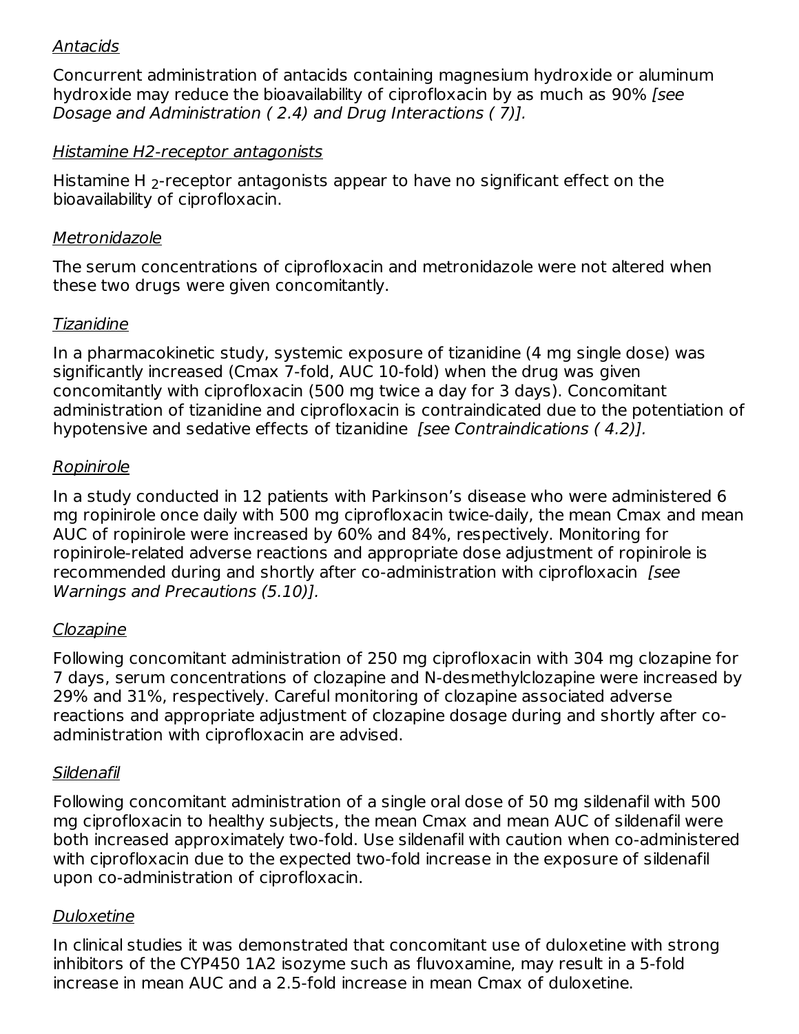*Antacids*

Concurrent administration of antacids containing magnesium hydroxide or aluminum hydroxide may reduce the bioavailability of ciprofloxacin by as much as 90% *[see Dosage and Administration ( 2.4) and Drug Interactions ( 7)].*

*Histamine H2-receptor antagonists*

Histamine $H_2$-receptor antagonists appear to have no significant effect on the bioavailability of ciprofloxacin.

*Metronidazole*

The serum concentrations of ciprofloxacin and metronidazole were not altered when these two drugs were given concomitantly.

*Tizanidine*

In a pharmacokinetic study, systemic exposure of tizanidine (4 mg single dose) was significantly increased (Cmax 7-fold, AUC 10-fold) when the drug was given concomitantly with ciprofloxacin (500 mg twice a day for 3 days). Concomitant administration of tizanidine and ciprofloxacin is contraindicated due to the potentiation of hypotensive and sedative effects of tizanidine *[see Contraindications ( 4.2)].*

*Ropinirole*

In a study conducted in 12 patients with Parkinson's disease who were administered 6 mg ropinirole once daily with 500 mg ciprofloxacin twice-daily, the mean Cmax and mean AUC of ropinirole were increased by 60% and 84%, respectively. Monitoring for ropinirole-related adverse reactions and appropriate dose adjustment of ropinirole is recommended during and shortly after co-administration with ciprofloxacin *[see Warnings and Precautions (5.10)].*

*Clozapine*

Following concomitant administration of 250 mg ciprofloxacin with 304 mg clozapine for 7 days, serum concentrations of clozapine and N-desmethylclozapine were increased by 29% and 31%, respectively. Careful monitoring of clozapine associated adverse reactions and appropriate adjustment of clozapine dosage during and shortly after co-administration with ciprofloxacin are advised.

*Sildenafil*

Following concomitant administration of a single oral dose of 50 mg sildenafil with 500 mg ciprofloxacin to healthy subjects, the mean Cmax and mean AUC of sildenafil were both increased approximately two-fold. Use sildenafil with caution when co-administered with ciprofloxacin due to the expected two-fold increase in the exposure of sildenafil upon co-administration of ciprofloxacin.

*Duloxetine*

In clinical studies it was demonstrated that concomitant use of duloxetine with strong inhibitors of the CYP450 1A2 isozyme such as fluvoxamine, may result in a 5-fold increase in mean AUC and a 2.5-fold increase in mean Cmax of duloxetine.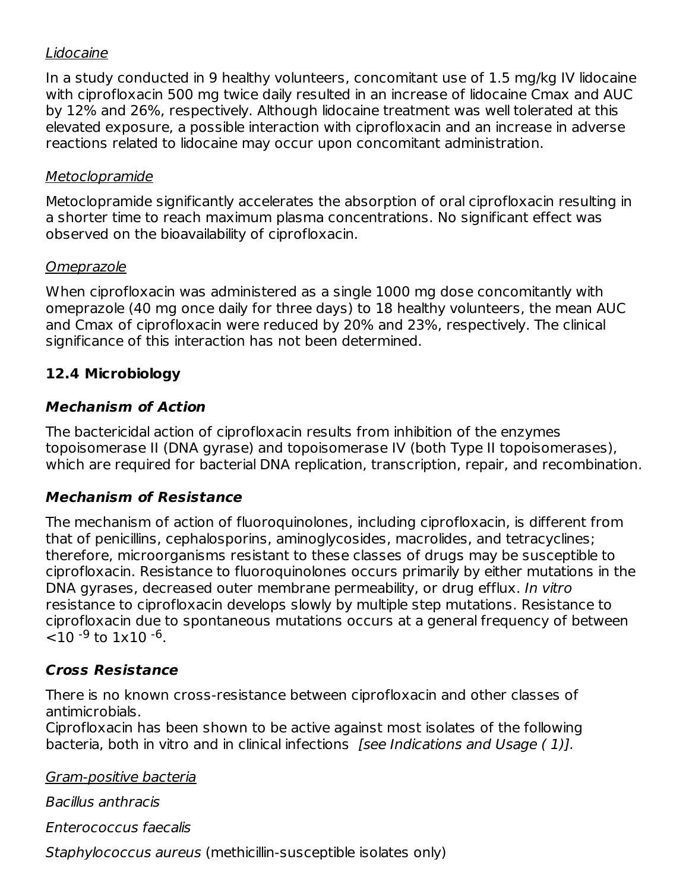_Lidocaine_

In a study conducted in 9 healthy volunteers, concomitant use of 1.5 mg/kg IV lidocaine with ciprofloxacin 500 mg twice daily resulted in an increase of lidocaine Cmax and AUC by 12% and 26%, respectively. Although lidocaine treatment was well tolerated at this elevated exposure, a possible interaction with ciprofloxacin and an increase in adverse reactions related to lidocaine may occur upon concomitant administration.

_Metoclopramide_

Metoclopramide significantly accelerates the absorption of oral ciprofloxacin resulting in a shorter time to reach maximum plasma concentrations. No significant effect was observed on the bioavailability of ciprofloxacin.

_Omeprazole_

When ciprofloxacin was administered as a single 1000 mg dose concomitantly with omeprazole (40 mg once daily for three days) to 18 healthy volunteers, the mean AUC and Cmax of ciprofloxacin were reduced by 20% and 23%, respectively. The clinical significance of this interaction has not been determined.

## 12.4 Microbiology

### *Mechanism of Action*

The bactericidal action of ciprofloxacin results from inhibition of the enzymes topoisomerase II (DNA gyrase) and topoisomerase IV (both Type II topoisomerases), which are required for bacterial DNA replication, transcription, repair, and recombination.

### *Mechanism of Resistance*

The mechanism of action of fluoroquinolones, including ciprofloxacin, is different from that of penicillins, cephalosporins, aminoglycosides, macrolides, and tetracyclines; therefore, microorganisms resistant to these classes of drugs may be susceptible to ciprofloxacin. Resistance to fluoroquinolones occurs primarily by either mutations in the DNA gyrases, decreased outer membrane permeability, or drug efflux. *In vitro* resistance to ciprofloxacin develops slowly by multiple step mutations. Resistance to ciprofloxacin due to spontaneous mutations occurs at a general frequency of between $<10^{-9}$ to $1x10^{-6}$.

### *Cross Resistance*

There is no known cross-resistance between ciprofloxacin and other classes of antimicrobials.
Ciprofloxacin has been shown to be active against most isolates of the following bacteria, both in vitro and in clinical infections *[see Indications and Usage ( 1)].*

_Gram-positive bacteria_

*Bacillus anthracis*

*Enterococcus faecalis*

*Staphylococcus aureus* (methicillin-susceptible isolates only)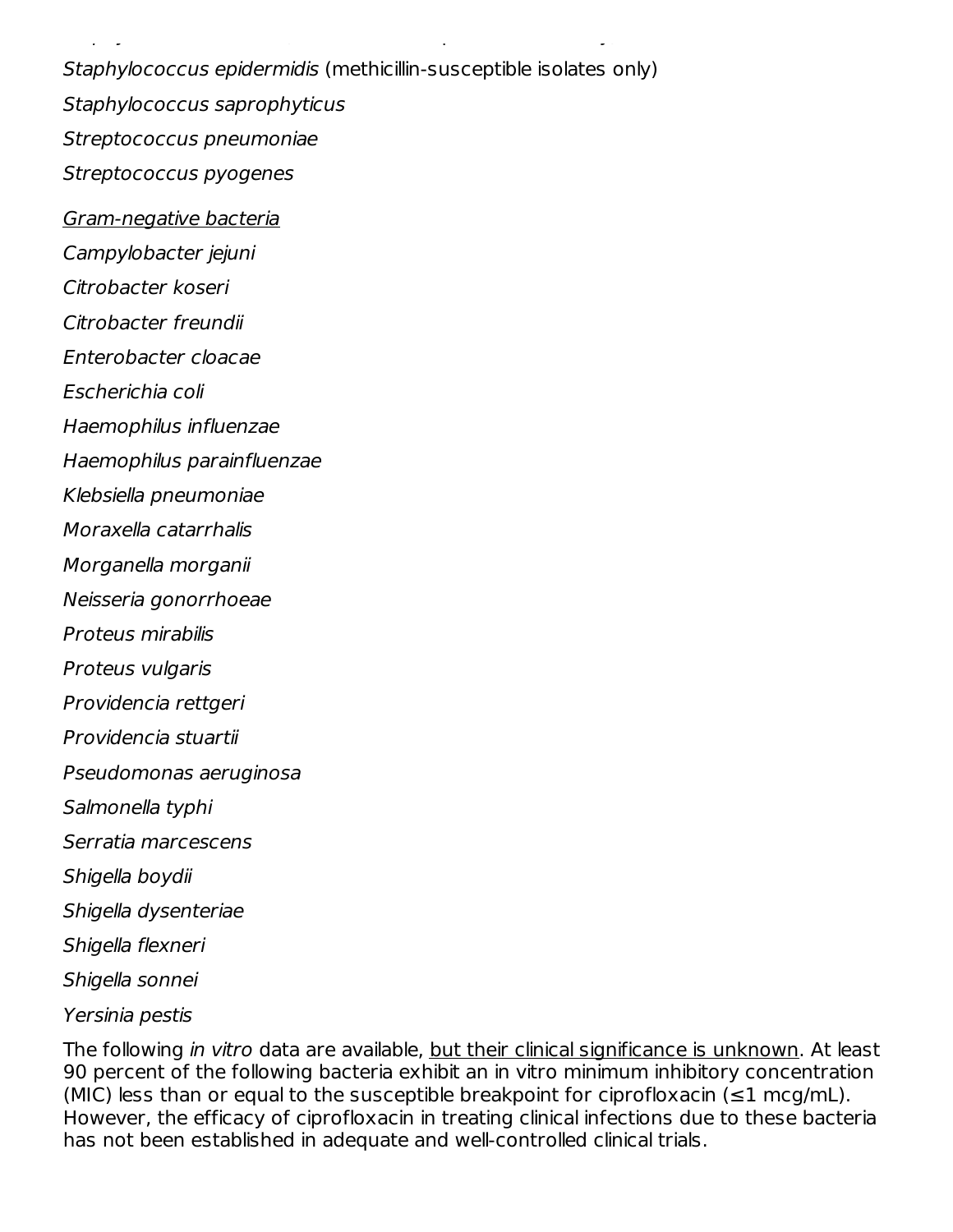*Staphylococcus epidermidis* (methicillin-susceptible isolates only)

*Staphylococcus saprophyticus*

*Streptococcus pneumoniae*

*Streptococcus pyogenes*

Gram-negative bacteria

*Campylobacter jejuni*

*Citrobacter koseri*

*Citrobacter freundii*

*Enterobacter cloacae*

*Escherichia coli*

*Haemophilus influenzae*

*Haemophilus parainfluenzae*

*Klebsiella pneumoniae*

*Moraxella catarrhalis*

*Morganella morganii*

*Neisseria gonorrhoeae*

*Proteus mirabilis*

*Proteus vulgaris*

*Providencia rettgeri*

*Providencia stuartii*

*Pseudomonas aeruginosa*

*Salmonella typhi*

*Serratia marcescens*

*Shigella boydii*

*Shigella dysenteriae*

*Shigella flexneri*

*Shigella sonnei*

*Yersinia pestis*

The following *in vitro* data are available, but their clinical significance is unknown. At least 90 percent of the following bacteria exhibit an in vitro minimum inhibitory concentration (MIC) less than or equal to the susceptible breakpoint for ciprofloxacin (≤1 mcg/mL). However, the efficacy of ciprofloxacin in treating clinical infections due to these bacteria has not been established in adequate and well-controlled clinical trials.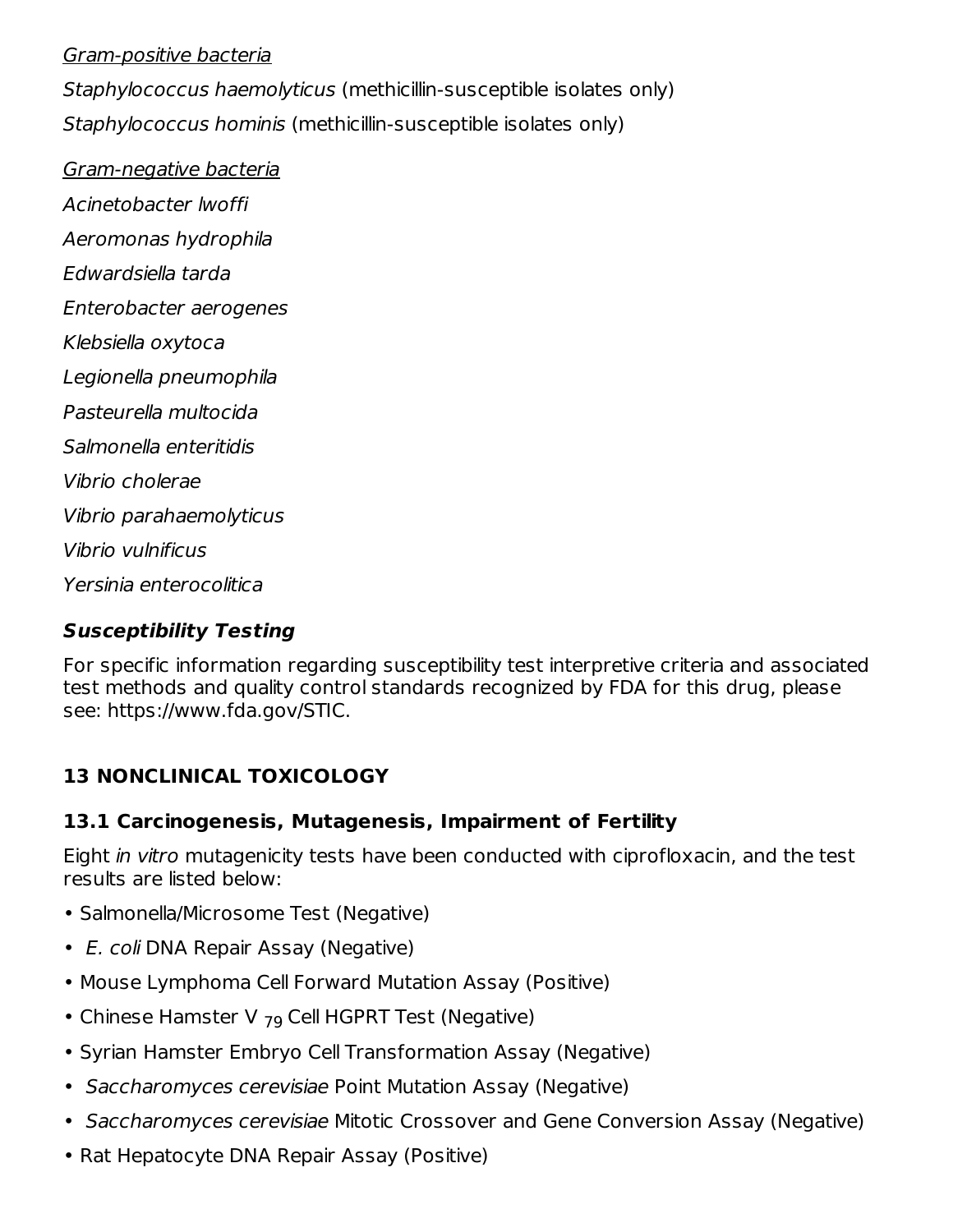_Gram-positive bacteria_

*Staphylococcus haemolyticus* (methicillin-susceptible isolates only)

*Staphylococcus hominis* (methicillin-susceptible isolates only)

_Gram-negative bacteria_

*Acinetobacter lwoffi*

*Aeromonas hydrophila*

*Edwardsiella tarda*

*Enterobacter aerogenes*

*Klebsiella oxytoca*

*Legionella pneumophila*

*Pasteurella multocida*

*Salmonella enteritidis*

*Vibrio cholerae*

*Vibrio parahaemolyticus*

*Vibrio vulnificus*

*Yersinia enterocolitica*

### *Susceptibility Testing*

For specific information regarding susceptibility test interpretive criteria and associated test methods and quality control standards recognized by FDA for this drug, please see: https://www.fda.gov/STIC.

## 13 NONCLINICAL TOXICOLOGY

### 13.1 Carcinogenesis, Mutagenesis, Impairment of Fertility

Eight *in vitro* mutagenicity tests have been conducted with ciprofloxacin, and the test results are listed below:

- Salmonella/Microsome Test (Negative)
- *E. coli* DNA Repair Assay (Negative)
- Mouse Lymphoma Cell Forward Mutation Assay (Positive)
- Chinese Hamster $V_{79}$ Cell HGPRT Test (Negative)
- Syrian Hamster Embryo Cell Transformation Assay (Negative)
- *Saccharomyces cerevisiae* Point Mutation Assay (Negative)
- *Saccharomyces cerevisiae* Mitotic Crossover and Gene Conversion Assay (Negative)
- Rat Hepatocyte DNA Repair Assay (Positive)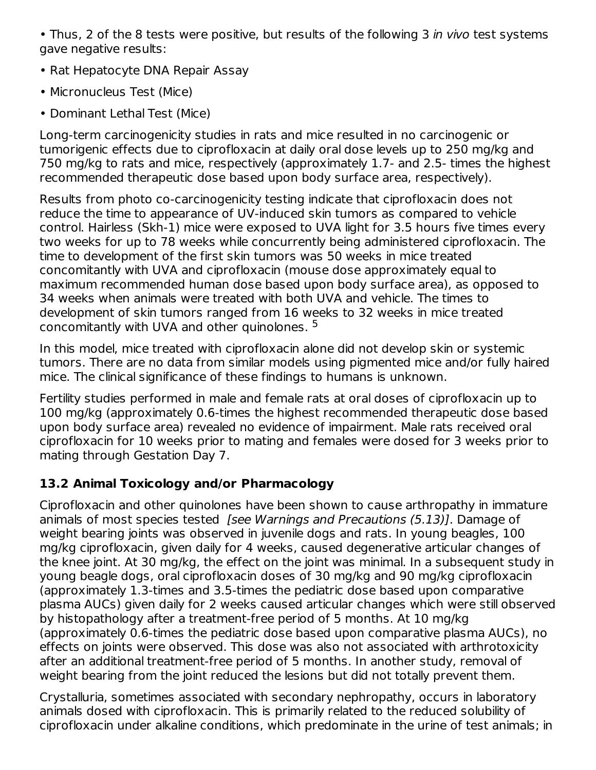• Thus, 2 of the 8 tests were positive, but results of the following 3 *in vivo* test systems gave negative results:

• Rat Hepatocyte DNA Repair Assay

• Micronucleus Test (Mice)

• Dominant Lethal Test (Mice)

Long-term carcinogenicity studies in rats and mice resulted in no carcinogenic or tumorigenic effects due to ciprofloxacin at daily oral dose levels up to 250 mg/kg and 750 mg/kg to rats and mice, respectively (approximately 1.7- and 2.5- times the highest recommended therapeutic dose based upon body surface area, respectively).

Results from photo co-carcinogenicity testing indicate that ciprofloxacin does not reduce the time to appearance of UV-induced skin tumors as compared to vehicle control. Hairless (Skh-1) mice were exposed to UVA light for 3.5 hours five times every two weeks for up to 78 weeks while concurrently being administered ciprofloxacin. The time to development of the first skin tumors was 50 weeks in mice treated concomitantly with UVA and ciprofloxacin (mouse dose approximately equal to maximum recommended human dose based upon body surface area), as opposed to 34 weeks when animals were treated with both UVA and vehicle. The times to development of skin tumors ranged from 16 weeks to 32 weeks in mice treated concomitantly with UVA and other quinolones. [5]

In this model, mice treated with ciprofloxacin alone did not develop skin or systemic tumors. There are no data from similar models using pigmented mice and/or fully haired mice. The clinical significance of these findings to humans is unknown.

Fertility studies performed in male and female rats at oral doses of ciprofloxacin up to 100 mg/kg (approximately 0.6-times the highest recommended therapeutic dose based upon body surface area) revealed no evidence of impairment. Male rats received oral ciprofloxacin for 10 weeks prior to mating and females were dosed for 3 weeks prior to mating through Gestation Day 7.

### 13.2 Animal Toxicology and/or Pharmacology

Ciprofloxacin and other quinolones have been shown to cause arthropathy in immature animals of most species tested *[see Warnings and Precautions (5.13)]*. Damage of weight bearing joints was observed in juvenile dogs and rats. In young beagles, 100 mg/kg ciprofloxacin, given daily for 4 weeks, caused degenerative articular changes of the knee joint. At 30 mg/kg, the effect on the joint was minimal. In a subsequent study in young beagle dogs, oral ciprofloxacin doses of 30 mg/kg and 90 mg/kg ciprofloxacin (approximately 1.3-times and 3.5-times the pediatric dose based upon comparative plasma AUCs) given daily for 2 weeks caused articular changes which were still observed by histopathology after a treatment-free period of 5 months. At 10 mg/kg (approximately 0.6-times the pediatric dose based upon comparative plasma AUCs), no effects on joints were observed. This dose was also not associated with arthrotoxicity after an additional treatment-free period of 5 months. In another study, removal of weight bearing from the joint reduced the lesions but did not totally prevent them.

Crystalluria, sometimes associated with secondary nephropathy, occurs in laboratory animals dosed with ciprofloxacin. This is primarily related to the reduced solubility of ciprofloxacin under alkaline conditions, which predominate in the urine of test animals; in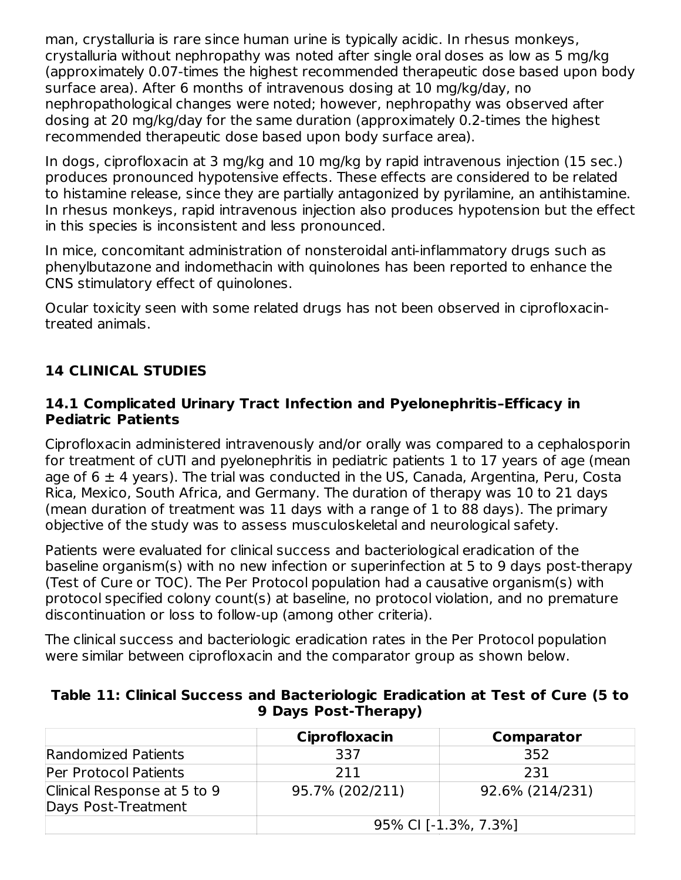man, crystalluria is rare since human urine is typically acidic. In rhesus monkeys, crystalluria without nephropathy was noted after single oral doses as low as 5 mg/kg (approximately 0.07-times the highest recommended therapeutic dose based upon body surface area). After 6 months of intravenous dosing at 10 mg/kg/day, no nephropathological changes were noted; however, nephropathy was observed after dosing at 20 mg/kg/day for the same duration (approximately 0.2-times the highest recommended therapeutic dose based upon body surface area).

In dogs, ciprofloxacin at 3 mg/kg and 10 mg/kg by rapid intravenous injection (15 sec.) produces pronounced hypotensive effects. These effects are considered to be related to histamine release, since they are partially antagonized by pyrilamine, an antihistamine. In rhesus monkeys, rapid intravenous injection also produces hypotension but the effect in this species is inconsistent and less pronounced.

In mice, concomitant administration of nonsteroidal anti-inflammatory drugs such as phenylbutazone and indomethacin with quinolones has been reported to enhance the CNS stimulatory effect of quinolones.

Ocular toxicity seen with some related drugs has not been observed in ciprofloxacin-treated animals.

## 14 CLINICAL STUDIES

### 14.1 Complicated Urinary Tract Infection and Pyelonephritis–Efficacy in Pediatric Patients

Ciprofloxacin administered intravenously and/or orally was compared to a cephalosporin for treatment of cUTI and pyelonephritis in pediatric patients 1 to 17 years of age (mean age of 6 ± 4 years). The trial was conducted in the US, Canada, Argentina, Peru, Costa Rica, Mexico, South Africa, and Germany. The duration of therapy was 10 to 21 days (mean duration of treatment was 11 days with a range of 1 to 88 days). The primary objective of the study was to assess musculoskeletal and neurological safety.

Patients were evaluated for clinical success and bacteriological eradication of the baseline organism(s) with no new infection or superinfection at 5 to 9 days post-therapy (Test of Cure or TOC). The Per Protocol population had a causative organism(s) with protocol specified colony count(s) at baseline, no protocol violation, and no premature discontinuation or loss to follow-up (among other criteria).

The clinical success and bacteriologic eradication rates in the Per Protocol population were similar between ciprofloxacin and the comparator group as shown below.

**Table 11: Clinical Success and Bacteriologic Eradication at Test of Cure (5 to 9 Days Post-Therapy)**

| | Ciprofloxacin | Comparator |
|---|---|---|
| Randomized Patients | 337 | 352 |
| Per Protocol Patients | 211 | 231 |
| Clinical Response at 5 to 9 Days Post-Treatment | 95.7% (202/211) | 92.6% (214/231) |
| | 95% CI [-1.3%, 7.3%] | |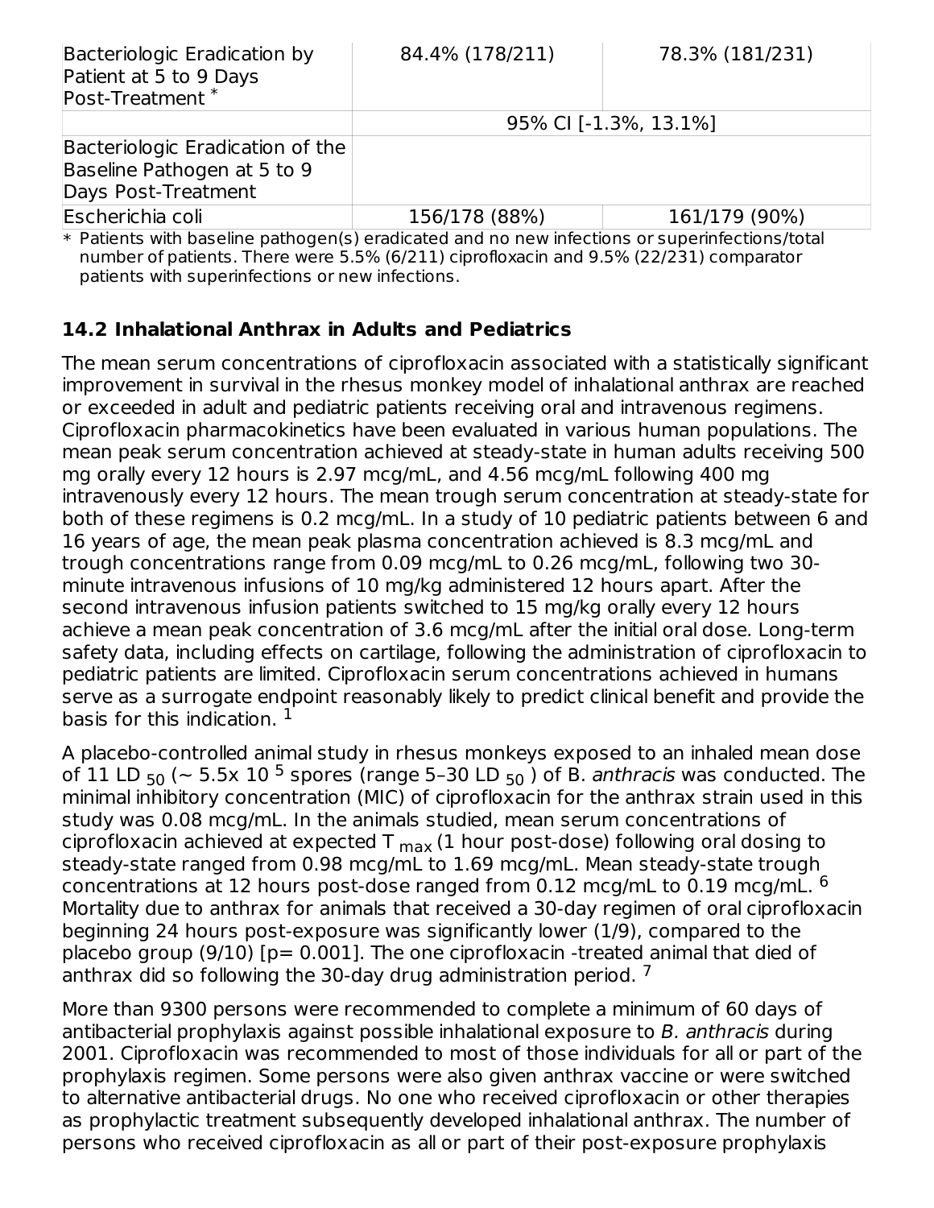| | | |
|---|---|---|
| Bacteriologic Eradication by Patient at 5 to 9 Days Post-Treatment * | 84.4% (178/211) | 78.3% (181/231) |
| | 95% CI [-1.3%, 13.1%] | |
| Bacteriologic Eradication of the Baseline Pathogen at 5 to 9 Days Post-Treatment | | |
| Escherichia coli | 156/178 (88%) | 161/179 (90%) |

* Patients with baseline pathogen(s) eradicated and no new infections or superinfections/total number of patients. There were 5.5% (6/211) ciprofloxacin and 9.5% (22/231) comparator patients with superinfections or new infections.

### 14.2 Inhalational Anthrax in Adults and Pediatrics

The mean serum concentrations of ciprofloxacin associated with a statistically significant improvement in survival in the rhesus monkey model of inhalational anthrax are reached or exceeded in adult and pediatric patients receiving oral and intravenous regimens. Ciprofloxacin pharmacokinetics have been evaluated in various human populations. The mean peak serum concentration achieved at steady-state in human adults receiving 500 mg orally every 12 hours is 2.97 mcg/mL, and 4.56 mcg/mL following 400 mg intravenously every 12 hours. The mean trough serum concentration at steady-state for both of these regimens is 0.2 mcg/mL. In a study of 10 pediatric patients between 6 and 16 years of age, the mean peak plasma concentration achieved is 8.3 mcg/mL and trough concentrations range from 0.09 mcg/mL to 0.26 mcg/mL, following two 30-minute intravenous infusions of 10 mg/kg administered 12 hours apart. After the second intravenous infusion patients switched to 15 mg/kg orally every 12 hours achieve a mean peak concentration of 3.6 mcg/mL after the initial oral dose. Long-term safety data, including effects on cartilage, following the administration of ciprofloxacin to pediatric patients are limited. Ciprofloxacin serum concentrations achieved in humans serve as a surrogate endpoint reasonably likely to predict clinical benefit and provide the basis for this indication. [1]

A placebo-controlled animal study in rhesus monkeys exposed to an inhaled mean dose of 11 $LD_{50}$ (~ $5.5 \times 10^5$ spores (range 5–30 $LD_{50}$) of B. *anthracis* was conducted. The minimal inhibitory concentration (MIC) of ciprofloxacin for the anthrax strain used in this study was 0.08 mcg/mL. In the animals studied, mean serum concentrations of ciprofloxacin achieved at expected $T_{max}$ (1 hour post-dose) following oral dosing to steady-state ranged from 0.98 mcg/mL to 1.69 mcg/mL. Mean steady-state trough concentrations at 12 hours post-dose ranged from 0.12 mcg/mL to 0.19 mcg/mL. [6] Mortality due to anthrax for animals that received a 30-day regimen of oral ciprofloxacin beginning 24 hours post-exposure was significantly lower (1/9), compared to the placebo group (9/10) [p= 0.001]. The one ciprofloxacin -treated animal that died of anthrax did so following the 30-day drug administration period. [7]

More than 9300 persons were recommended to complete a minimum of 60 days of antibacterial prophylaxis against possible inhalational exposure to *B. anthracis* during 2001. Ciprofloxacin was recommended to most of those individuals for all or part of the prophylaxis regimen. Some persons were also given anthrax vaccine or were switched to alternative antibacterial drugs. No one who received ciprofloxacin or other therapies as prophylactic treatment subsequently developed inhalational anthrax. The number of persons who received ciprofloxacin as all or part of their post-exposure prophylaxis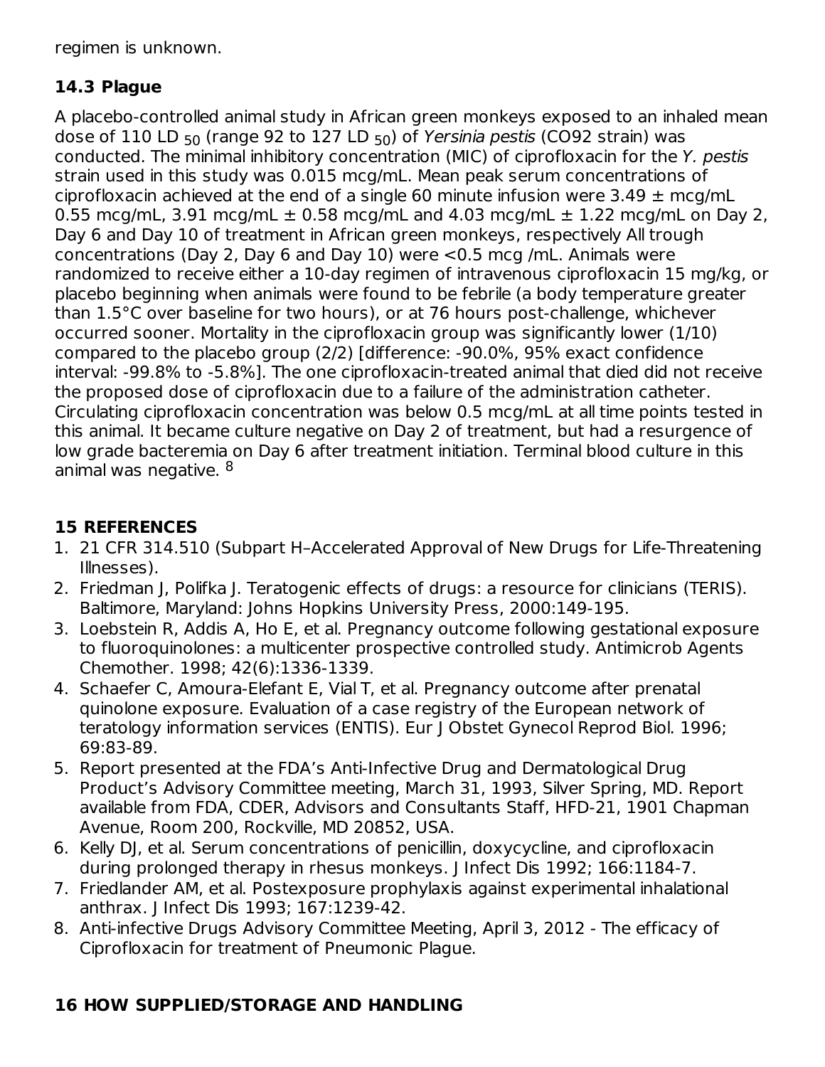regimen is unknown.

## 14.3 Plague

A placebo-controlled animal study in African green monkeys exposed to an inhaled mean dose of 110 LD $_{50}$ (range 92 to 127 LD $_{50}$) of *Yersinia pestis* (CO92 strain) was conducted. The minimal inhibitory concentration (MIC) of ciprofloxacin for the *Y. pestis* strain used in this study was 0.015 mcg/mL. Mean peak serum concentrations of ciprofloxacin achieved at the end of a single 60 minute infusion were 3.49 ± mcg/mL 0.55 mcg/mL, 3.91 mcg/mL ± 0.58 mcg/mL and 4.03 mcg/mL ± 1.22 mcg/mL on Day 2, Day 6 and Day 10 of treatment in African green monkeys, respectively All trough concentrations (Day 2, Day 6 and Day 10) were <0.5 mcg /mL. Animals were randomized to receive either a 10-day regimen of intravenous ciprofloxacin 15 mg/kg, or placebo beginning when animals were found to be febrile (a body temperature greater than 1.5°C over baseline for two hours), or at 76 hours post-challenge, whichever occurred sooner. Mortality in the ciprofloxacin group was significantly lower (1/10) compared to the placebo group (2/2) [difference: -90.0%, 95% exact confidence interval: -99.8% to -5.8%]. The one ciprofloxacin-treated animal that died did not receive the proposed dose of ciprofloxacin due to a failure of the administration catheter. Circulating ciprofloxacin concentration was below 0.5 mcg/mL at all time points tested in this animal. It became culture negative on Day 2 of treatment, but had a resurgence of low grade bacteremia on Day 6 after treatment initiation. Terminal blood culture in this animal was negative. [8]

## 15 REFERENCES

1. 21 CFR 314.510 (Subpart H–Accelerated Approval of New Drugs for Life-Threatening Illnesses).
2. Friedman J, Polifka J. Teratogenic effects of drugs: a resource for clinicians (TERIS). Baltimore, Maryland: Johns Hopkins University Press, 2000:149-195.
3. Loebstein R, Addis A, Ho E, et al. Pregnancy outcome following gestational exposure to fluoroquinolones: a multicenter prospective controlled study. Antimicrob Agents Chemother. 1998; 42(6):1336-1339.
4. Schaefer C, Amoura-Elefant E, Vial T, et al. Pregnancy outcome after prenatal quinolone exposure. Evaluation of a case registry of the European network of teratology information services (ENTIS). Eur J Obstet Gynecol Reprod Biol. 1996; 69:83-89.
5. Report presented at the FDA's Anti-Infective Drug and Dermatological Drug Product's Advisory Committee meeting, March 31, 1993, Silver Spring, MD. Report available from FDA, CDER, Advisors and Consultants Staff, HFD-21, 1901 Chapman Avenue, Room 200, Rockville, MD 20852, USA.
6. Kelly DJ, et al. Serum concentrations of penicillin, doxycycline, and ciprofloxacin during prolonged therapy in rhesus monkeys. J Infect Dis 1992; 166:1184-7.
7. Friedlander AM, et al. Postexposure prophylaxis against experimental inhalational anthrax. J Infect Dis 1993; 167:1239-42.
8. Anti-infective Drugs Advisory Committee Meeting, April 3, 2012 - The efficacy of Ciprofloxacin for treatment of Pneumonic Plague.

## 16 HOW SUPPLIED/STORAGE AND HANDLING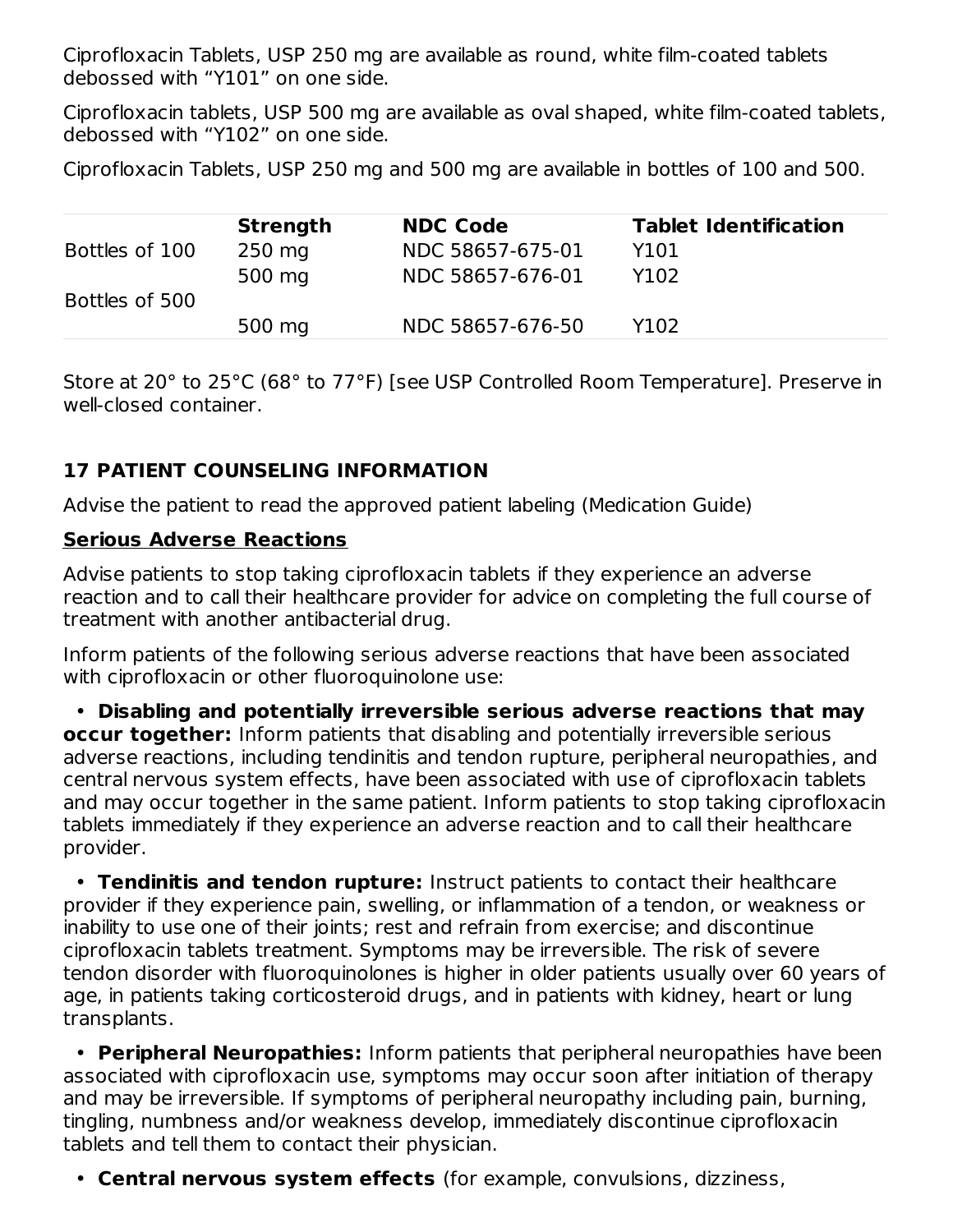Ciprofloxacin Tablets, USP 250 mg are available as round, white film-coated tablets debossed with “Y101” on one side.

Ciprofloxacin tablets, USP 500 mg are available as oval shaped, white film-coated tablets, debossed with “Y102” on one side.

Ciprofloxacin Tablets, USP 250 mg and 500 mg are available in bottles of 100 and 500.

| | Strength | NDC Code | Tablet Identification |
|---|---|---|---|
| Bottles of 100 | 250 mg | NDC 58657-675-01 | Y101 |
| | 500 mg | NDC 58657-676-01 | Y102 |
| Bottles of 500 | | | |
| | 500 mg | NDC 58657-676-50 | Y102 |

Store at 20° to 25°C (68° to 77°F) [see USP Controlled Room Temperature]. Preserve in well-closed container.

## 17 PATIENT COUNSELING INFORMATION

Advise the patient to read the approved patient labeling (Medication Guide)

**Serious Adverse Reactions**

Advise patients to stop taking ciprofloxacin tablets if they experience an adverse reaction and to call their healthcare provider for advice on completing the full course of treatment with another antibacterial drug.

Inform patients of the following serious adverse reactions that have been associated with ciprofloxacin or other fluoroquinolone use:

- **Disabling and potentially irreversible serious adverse reactions that may occur together:** Inform patients that disabling and potentially irreversible serious adverse reactions, including tendinitis and tendon rupture, peripheral neuropathies, and central nervous system effects, have been associated with use of ciprofloxacin tablets and may occur together in the same patient. Inform patients to stop taking ciprofloxacin tablets immediately if they experience an adverse reaction and to call their healthcare provider.
- **Tendinitis and tendon rupture:** Instruct patients to contact their healthcare provider if they experience pain, swelling, or inflammation of a tendon, or weakness or inability to use one of their joints; rest and refrain from exercise; and discontinue ciprofloxacin tablets treatment. Symptoms may be irreversible. The risk of severe tendon disorder with fluoroquinolones is higher in older patients usually over 60 years of age, in patients taking corticosteroid drugs, and in patients with kidney, heart or lung transplants.
- **Peripheral Neuropathies:** Inform patients that peripheral neuropathies have been associated with ciprofloxacin use, symptoms may occur soon after initiation of therapy and may be irreversible. If symptoms of peripheral neuropathy including pain, burning, tingling, numbness and/or weakness develop, immediately discontinue ciprofloxacin tablets and tell them to contact their physician.
- **Central nervous system effects** (for example, convulsions, dizziness,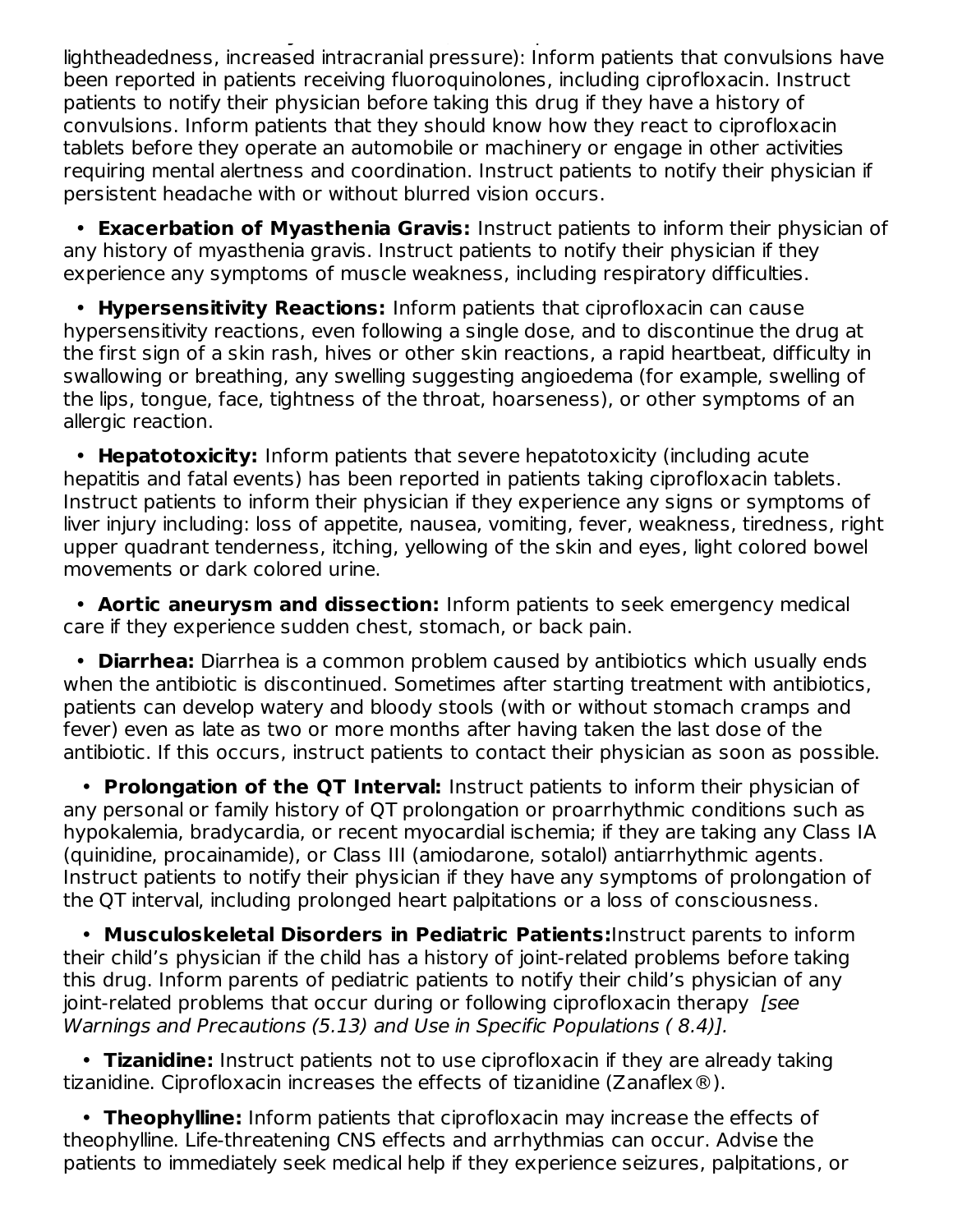lightheadedness, increased intracranial pressure): Inform patients that convulsions have been reported in patients receiving fluoroquinolones, including ciprofloxacin. Instruct patients to notify their physician before taking this drug if they have a history of convulsions. Inform patients that they should know how they react to ciprofloxacin tablets before they operate an automobile or machinery or engage in other activities requiring mental alertness and coordination. Instruct patients to notify their physician if persistent headache with or without blurred vision occurs.

- **Exacerbation of Myasthenia Gravis:** Instruct patients to inform their physician of any history of myasthenia gravis. Instruct patients to notify their physician if they experience any symptoms of muscle weakness, including respiratory difficulties.

- **Hypersensitivity Reactions:** Inform patients that ciprofloxacin can cause hypersensitivity reactions, even following a single dose, and to discontinue the drug at the first sign of a skin rash, hives or other skin reactions, a rapid heartbeat, difficulty in swallowing or breathing, any swelling suggesting angioedema (for example, swelling of the lips, tongue, face, tightness of the throat, hoarseness), or other symptoms of an allergic reaction.

- **Hepatotoxicity:** Inform patients that severe hepatotoxicity (including acute hepatitis and fatal events) has been reported in patients taking ciprofloxacin tablets. Instruct patients to inform their physician if they experience any signs or symptoms of liver injury including: loss of appetite, nausea, vomiting, fever, weakness, tiredness, right upper quadrant tenderness, itching, yellowing of the skin and eyes, light colored bowel movements or dark colored urine.

- **Aortic aneurysm and dissection:** Inform patients to seek emergency medical care if they experience sudden chest, stomach, or back pain.

- **Diarrhea:** Diarrhea is a common problem caused by antibiotics which usually ends when the antibiotic is discontinued. Sometimes after starting treatment with antibiotics, patients can develop watery and bloody stools (with or without stomach cramps and fever) even as late as two or more months after having taken the last dose of the antibiotic. If this occurs, instruct patients to contact their physician as soon as possible.

- **Prolongation of the QT Interval:** Instruct patients to inform their physician of any personal or family history of QT prolongation or proarrhythmic conditions such as hypokalemia, bradycardia, or recent myocardial ischemia; if they are taking any Class IA (quinidine, procainamide), or Class III (amiodarone, sotalol) antiarrhythmic agents. Instruct patients to notify their physician if they have any symptoms of prolongation of the QT interval, including prolonged heart palpitations or a loss of consciousness.

- **Musculoskeletal Disorders in Pediatric Patients:** Instruct parents to inform their child's physician if the child has a history of joint-related problems before taking this drug. Inform parents of pediatric patients to notify their child's physician of any joint-related problems that occur during or following ciprofloxacin therapy *[see Warnings and Precautions (5.13) and Use in Specific Populations ( 8.4)].*

- **Tizanidine:** Instruct patients not to use ciprofloxacin if they are already taking tizanidine. Ciprofloxacin increases the effects of tizanidine (Zanaflex®).

- **Theophylline:** Inform patients that ciprofloxacin may increase the effects of theophylline. Life-threatening CNS effects and arrhythmias can occur. Advise the patients to immediately seek medical help if they experience seizures, palpitations, or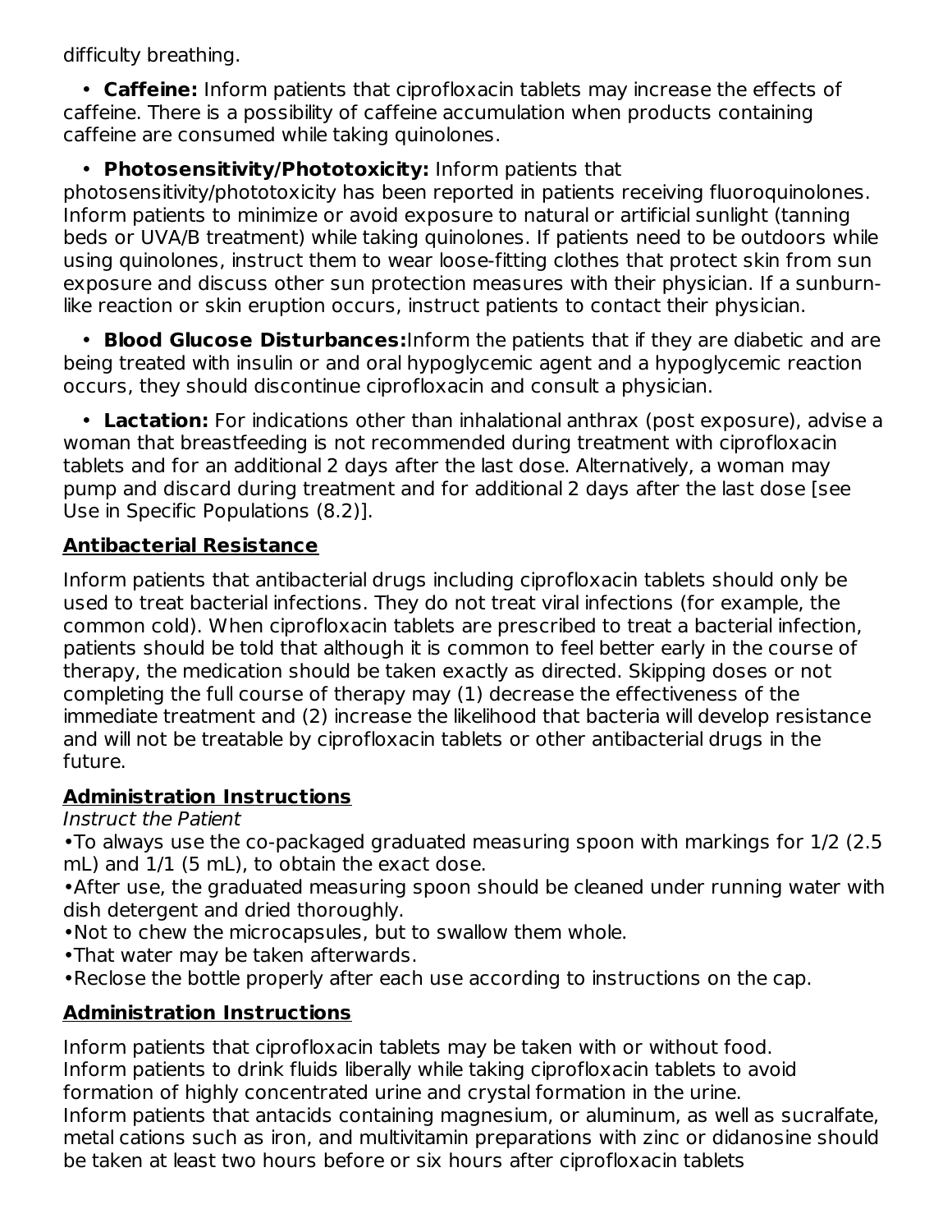difficulty breathing.

- **Caffeine:** Inform patients that ciprofloxacin tablets may increase the effects of caffeine. There is a possibility of caffeine accumulation when products containing caffeine are consumed while taking quinolones.
- **Photosensitivity/Phototoxicity:** Inform patients that photosensitivity/phototoxicity has been reported in patients receiving fluoroquinolones. Inform patients to minimize or avoid exposure to natural or artificial sunlight (tanning beds or UVA/B treatment) while taking quinolones. If patients need to be outdoors while using quinolones, instruct them to wear loose-fitting clothes that protect skin from sun exposure and discuss other sun protection measures with their physician. If a sunburn-like reaction or skin eruption occurs, instruct patients to contact their physician.
- **Blood Glucose Disturbances:**Inform the patients that if they are diabetic and are being treated with insulin or and oral hypoglycemic agent and a hypoglycemic reaction occurs, they should discontinue ciprofloxacin and consult a physician.
- **Lactation:** For indications other than inhalational anthrax (post exposure), advise a woman that breastfeeding is not recommended during treatment with ciprofloxacin tablets and for an additional 2 days after the last dose. Alternatively, a woman may pump and discard during treatment and for additional 2 days after the last dose [see Use in Specific Populations (8.2)].

## Antibacterial Resistance

Inform patients that antibacterial drugs including ciprofloxacin tablets should only be used to treat bacterial infections. They do not treat viral infections (for example, the common cold). When ciprofloxacin tablets are prescribed to treat a bacterial infection, patients should be told that although it is common to feel better early in the course of therapy, the medication should be taken exactly as directed. Skipping doses or not completing the full course of therapy may (1) decrease the effectiveness of the immediate treatment and (2) increase the likelihood that bacteria will develop resistance and will not be treatable by ciprofloxacin tablets or other antibacterial drugs in the future.

## Administration Instructions

*Instruct the Patient*

- To always use the co-packaged graduated measuring spoon with markings for 1/2 (2.5 mL) and 1/1 (5 mL), to obtain the exact dose.
- After use, the graduated measuring spoon should be cleaned under running water with dish detergent and dried thoroughly.
- Not to chew the microcapsules, but to swallow them whole.
- That water may be taken afterwards.
- Reclose the bottle properly after each use according to instructions on the cap.

## Administration Instructions

Inform patients that ciprofloxacin tablets may be taken with or without food.
Inform patients to drink fluids liberally while taking ciprofloxacin tablets to avoid formation of highly concentrated urine and crystal formation in the urine.
Inform patients that antacids containing magnesium, or aluminum, as well as sucralfate, metal cations such as iron, and multivitamin preparations with zinc or didanosine should be taken at least two hours before or six hours after ciprofloxacin tablets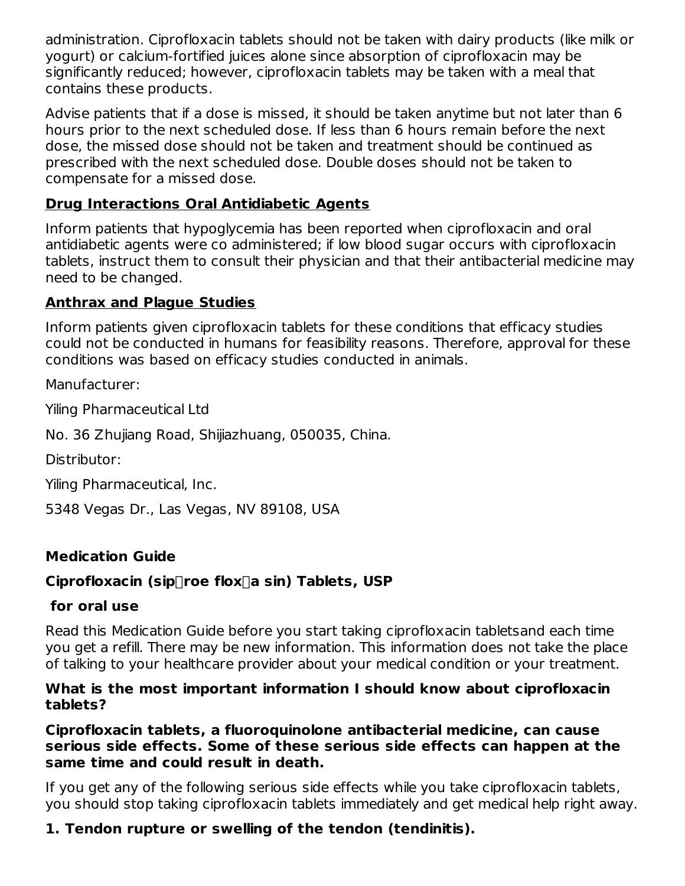administration. Ciprofloxacin tablets should not be taken with dairy products (like milk or yogurt) or calcium-fortified juices alone since absorption of ciprofloxacin may be significantly reduced; however, ciprofloxacin tablets may be taken with a meal that contains these products.

Advise patients that if a dose is missed, it should be taken anytime but not later than 6 hours prior to the next scheduled dose. If less than 6 hours remain before the next dose, the missed dose should not be taken and treatment should be continued as prescribed with the next scheduled dose. Double doses should not be taken to compensate for a missed dose.

**Drug Interactions Oral Antidiabetic Agents**

Inform patients that hypoglycemia has been reported when ciprofloxacin and oral antidiabetic agents were co administered; if low blood sugar occurs with ciprofloxacin tablets, instruct them to consult their physician and that their antibacterial medicine may need to be changed.

**Anthrax and Plague Studies**

Inform patients given ciprofloxacin tablets for these conditions that efficacy studies could not be conducted in humans for feasibility reasons. Therefore, approval for these conditions was based on efficacy studies conducted in animals.

Manufacturer:

Yiling Pharmaceutical Ltd

No. 36 Zhujiang Road, Shijiazhuang, 050035, China.

Distributor:

Yiling Pharmaceutical, Inc.

5348 Vegas Dr., Las Vegas, NV 89108, USA

## Medication Guide

**Ciprofloxacin (sip roe flox a sin) Tablets, USP**

**for oral use**

Read this Medication Guide before you start taking ciprofloxacin tabletsand each time you get a refill. There may be new information. This information does not take the place of talking to your healthcare provider about your medical condition or your treatment.

**What is the most important information I should know about ciprofloxacin tablets?**

**Ciprofloxacin tablets, a fluoroquinolone antibacterial medicine, can cause serious side effects. Some of these serious side effects can happen at the same time and could result in death.**

If you get any of the following serious side effects while you take ciprofloxacin tablets, you should stop taking ciprofloxacin tablets immediately and get medical help right away.

**1. Tendon rupture or swelling of the tendon (tendinitis).**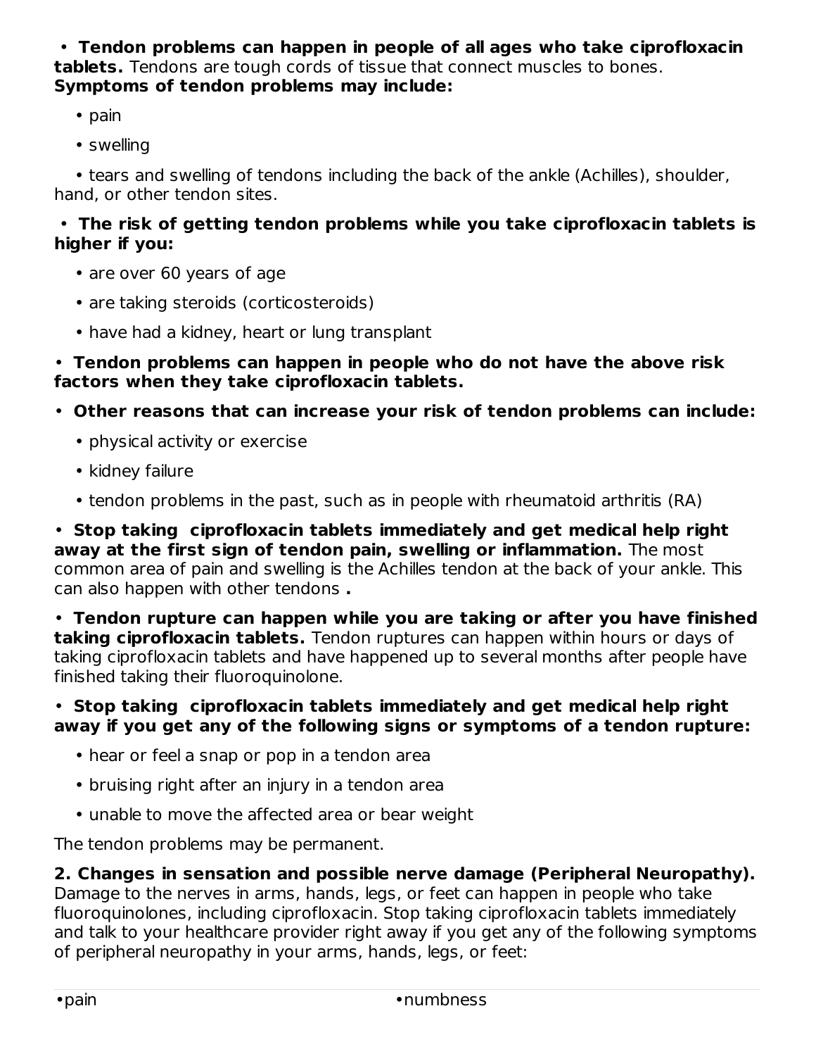- **Tendon problems can happen in people of all ages who take ciprofloxacin tablets.** Tendons are tough cords of tissue that connect muscles to bones. **Symptoms of tendon problems may include:**
  - pain
  - swelling
  - tears and swelling of tendons including the back of the ankle (Achilles), shoulder, hand, or other tendon sites.
- **The risk of getting tendon problems while you take ciprofloxacin tablets is higher if you:**
  - are over 60 years of age
  - are taking steroids (corticosteroids)
  - have had a kidney, heart or lung transplant
- **Tendon problems can happen in people who do not have the above risk factors when they take ciprofloxacin tablets.**
- **Other reasons that can increase your risk of tendon problems can include:**
  - physical activity or exercise
  - kidney failure
  - tendon problems in the past, such as in people with rheumatoid arthritis (RA)
- **Stop taking ciprofloxacin tablets immediately and get medical help right away at the first sign of tendon pain, swelling or inflammation.** The most common area of pain and swelling is the Achilles tendon at the back of your ankle. This can also happen with other tendons **.**
- **Tendon rupture can happen while you are taking or after you have finished taking ciprofloxacin tablets.** Tendon ruptures can happen within hours or days of taking ciprofloxacin tablets and have happened up to several months after people have finished taking their fluoroquinolone.
- **Stop taking ciprofloxacin tablets immediately and get medical help right away if you get any of the following signs or symptoms of a tendon rupture:**
  - hear or feel a snap or pop in a tendon area
  - bruising right after an injury in a tendon area
  - unable to move the affected area or bear weight

The tendon problems may be permanent.

**2. Changes in sensation and possible nerve damage (Peripheral Neuropathy).** Damage to the nerves in arms, hands, legs, or feet can happen in people who take fluoroquinolones, including ciprofloxacin. Stop taking ciprofloxacin tablets immediately and talk to your healthcare provider right away if you get any of the following symptoms of peripheral neuropathy in your arms, hands, legs, or feet:

- pain
- numbness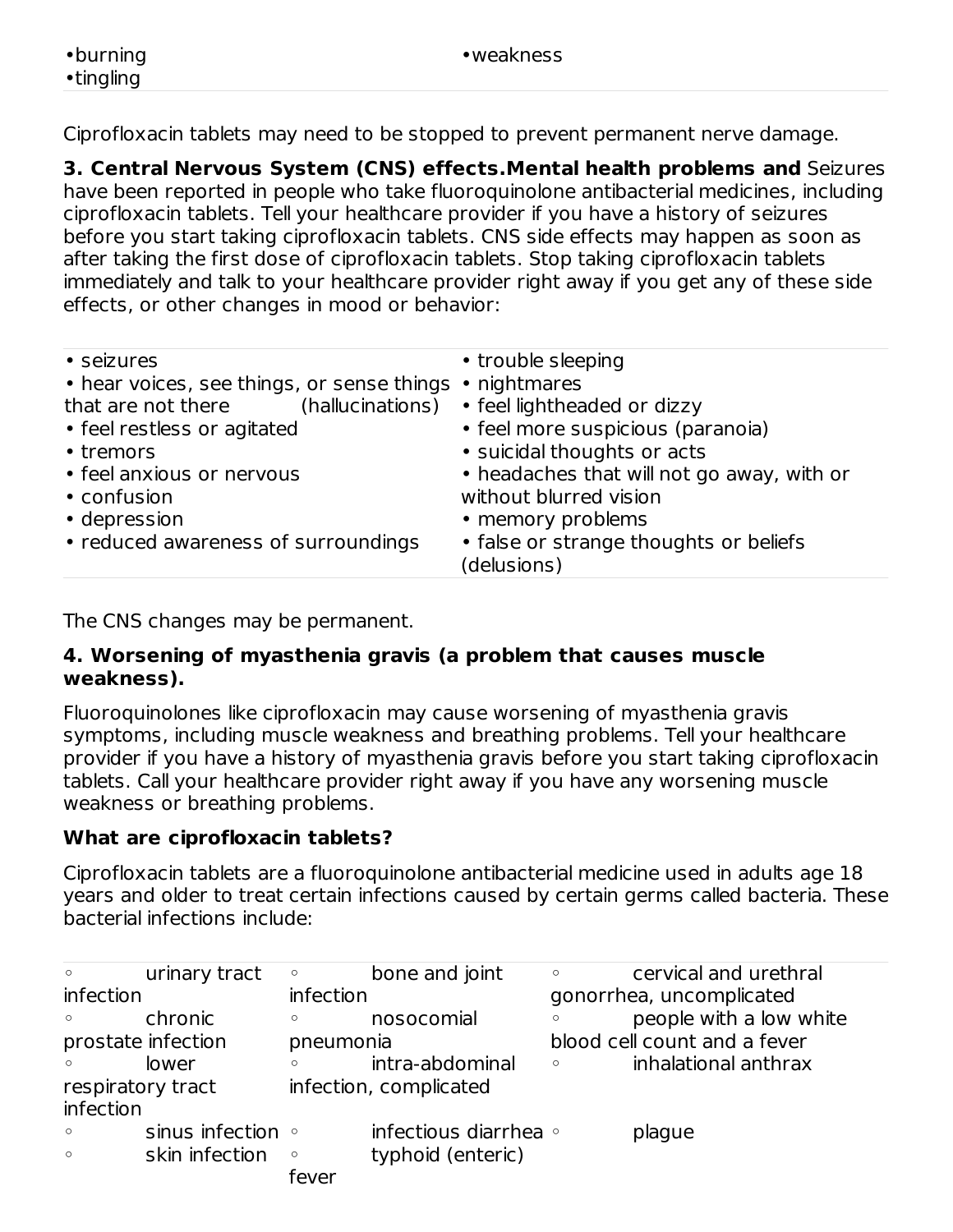| | |
|---|---|
| •burning<br>•tingling | •weakness |

Ciprofloxacin tablets may need to be stopped to prevent permanent nerve damage.

**3. Central Nervous System (CNS) effects.Mental health problems and** Seizures have been reported in people who take fluoroquinolone antibacterial medicines, including ciprofloxacin tablets. Tell your healthcare provider if you have a history of seizures before you start taking ciprofloxacin tablets. CNS side effects may happen as soon as after taking the first dose of ciprofloxacin tablets. Stop taking ciprofloxacin tablets immediately and talk to your healthcare provider right away if you get any of these side effects, or other changes in mood or behavior:

| | |
|---|---|
| • seizures<br>• hear voices, see things, or sense things that are not there (hallucinations)<br>• feel restless or agitated<br>• tremors<br>• feel anxious or nervous<br>• confusion<br>• depression<br>• reduced awareness of surroundings | • trouble sleeping<br>• nightmares<br>• feel lightheaded or dizzy<br>• feel more suspicious (paranoia)<br>• suicidal thoughts or acts<br>• headaches that will not go away, with or without blurred vision<br>• memory problems<br>• false or strange thoughts or beliefs (delusions) |

The CNS changes may be permanent.

**4. Worsening of myasthenia gravis (a problem that causes muscle weakness).**

Fluoroquinolones like ciprofloxacin may cause worsening of myasthenia gravis symptoms, including muscle weakness and breathing problems. Tell your healthcare provider if you have a history of myasthenia gravis before you start taking ciprofloxacin tablets. Call your healthcare provider right away if you have any worsening muscle weakness or breathing problems.

**What are ciprofloxacin tablets?**

Ciprofloxacin tablets are a fluoroquinolone antibacterial medicine used in adults age 18 years and older to treat certain infections caused by certain germs called bacteria. These bacterial infections include:

| | | |
|---|---|---|
| ◦ urinary tract infection | ◦ bone and joint infection | ◦ cervical and urethral gonorrhea, uncomplicated |
| ◦ chronic prostate infection | ◦ nosocomial pneumonia | ◦ people with a low white blood cell count and a fever |
| ◦ lower respiratory tract infection | ◦ intra-abdominal infection, complicated | ◦ inhalational anthrax |
| ◦ sinus infection | ◦ infectious diarrhea | ◦ plague |
| ◦ skin infection | ◦ typhoid (enteric) fever | |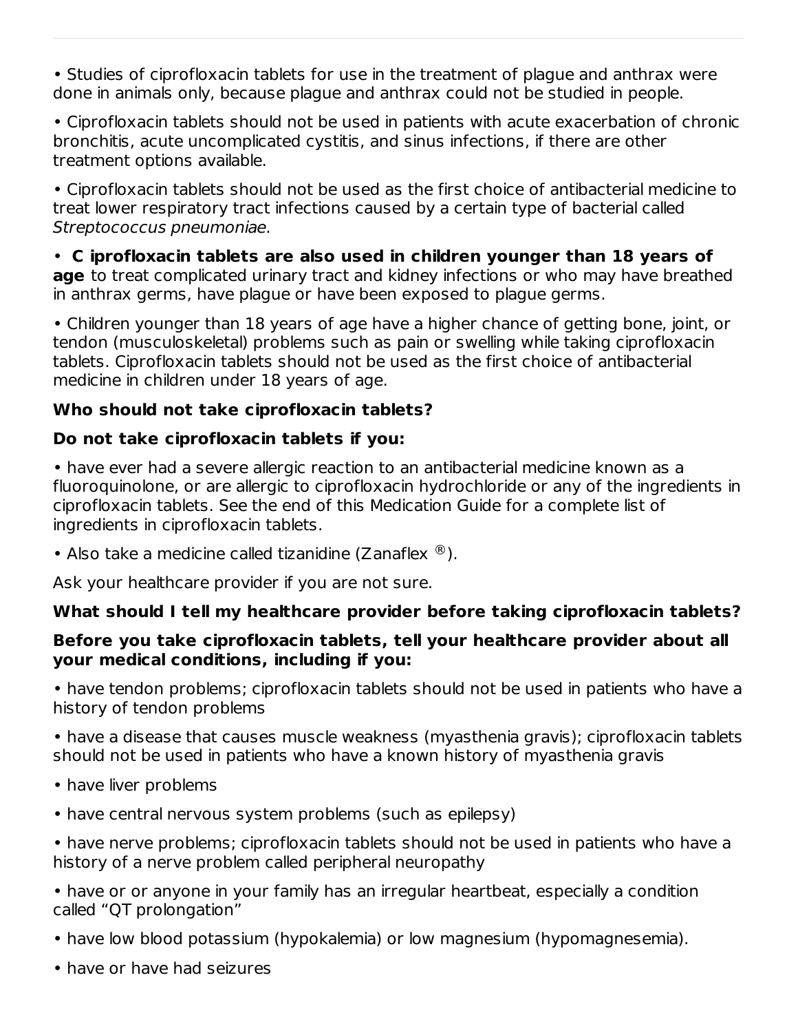- Studies of ciprofloxacin tablets for use in the treatment of plague and anthrax were done in animals only, because plague and anthrax could not be studied in people.

- Ciprofloxacin tablets should not be used in patients with acute exacerbation of chronic bronchitis, acute uncomplicated cystitis, and sinus infections, if there are other treatment options available.

- Ciprofloxacin tablets should not be used as the first choice of antibacterial medicine to treat lower respiratory tract infections caused by a certain type of bacterial called *Streptococcus pneumoniae*.

- **C iprofloxacin tablets are also used in children younger than 18 years of age** to treat complicated urinary tract and kidney infections or who may have breathed in anthrax germs, have plague or have been exposed to plague germs.

- Children younger than 18 years of age have a higher chance of getting bone, joint, or tendon (musculoskeletal) problems such as pain or swelling while taking ciprofloxacin tablets. Ciprofloxacin tablets should not be used as the first choice of antibacterial medicine in children under 18 years of age.

**Who should not take ciprofloxacin tablets?**

**Do not take ciprofloxacin tablets if you:**

- have ever had a severe allergic reaction to an antibacterial medicine known as a fluoroquinolone, or are allergic to ciprofloxacin hydrochloride or any of the ingredients in ciprofloxacin tablets. See the end of this Medication Guide for a complete list of ingredients in ciprofloxacin tablets.

- Also take a medicine called tizanidine (Zanaflex ®).

Ask your healthcare provider if you are not sure.

**What should I tell my healthcare provider before taking ciprofloxacin tablets?**

**Before you take ciprofloxacin tablets, tell your healthcare provider about all your medical conditions, including if you:**

- have tendon problems; ciprofloxacin tablets should not be used in patients who have a history of tendon problems

- have a disease that causes muscle weakness (myasthenia gravis); ciprofloxacin tablets should not be used in patients who have a known history of myasthenia gravis

- have liver problems

- have central nervous system problems (such as epilepsy)

- have nerve problems; ciprofloxacin tablets should not be used in patients who have a history of a nerve problem called peripheral neuropathy

- have or or anyone in your family has an irregular heartbeat, especially a condition called “QT prolongation”

- have low blood potassium (hypokalemia) or low magnesium (hypomagnesemia).

- have or have had seizures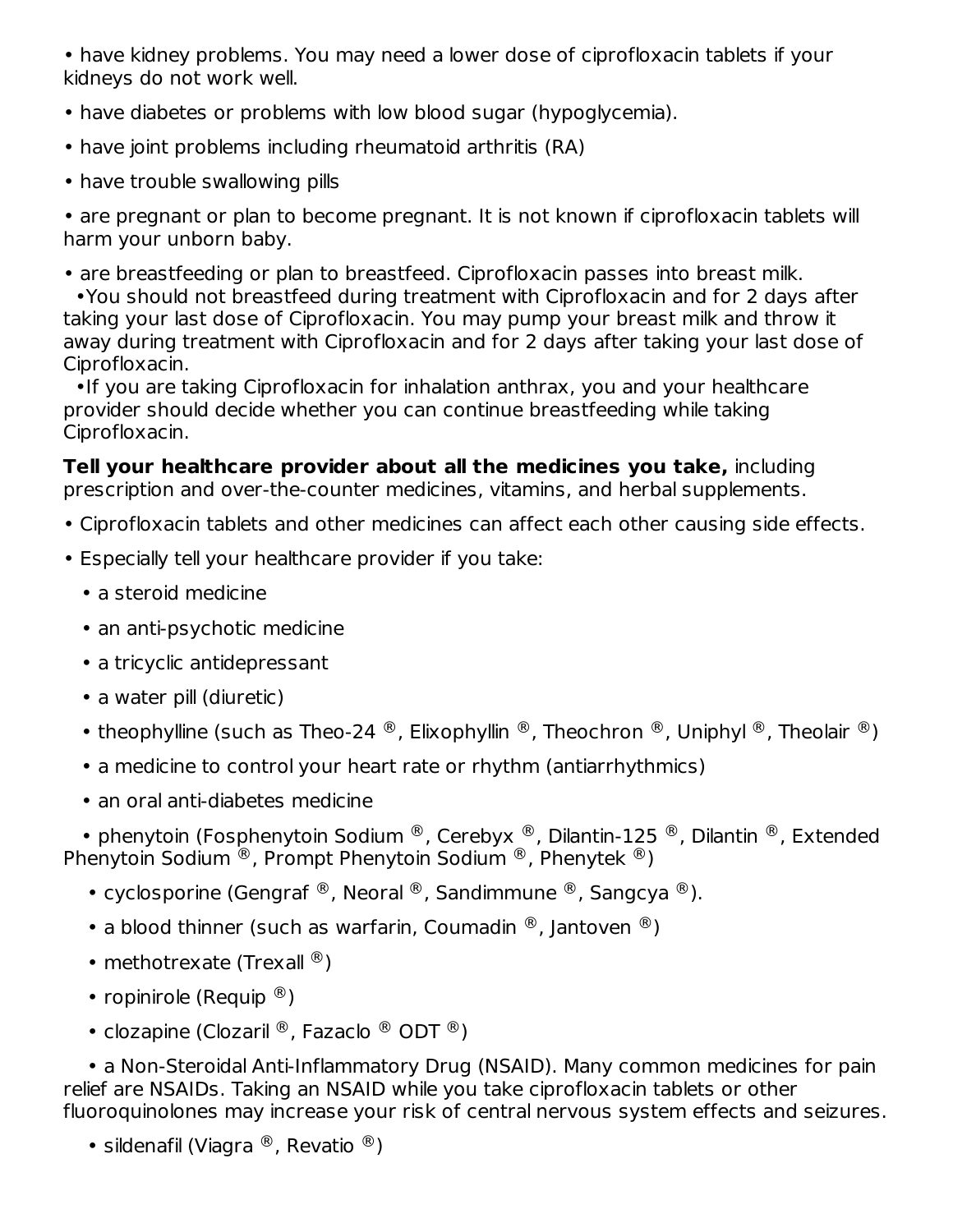- have kidney problems. You may need a lower dose of ciprofloxacin tablets if your kidneys do not work well.
- have diabetes or problems with low blood sugar (hypoglycemia).
- have joint problems including rheumatoid arthritis (RA)
- have trouble swallowing pills
- are pregnant or plan to become pregnant. It is not known if ciprofloxacin tablets will harm your unborn baby.
- are breastfeeding or plan to breastfeed. Ciprofloxacin passes into breast milk.
  - You should not breastfeed during treatment with Ciprofloxacin and for 2 days after taking your last dose of Ciprofloxacin. You may pump your breast milk and throw it away during treatment with Ciprofloxacin and for 2 days after taking your last dose of Ciprofloxacin.
  - If you are taking Ciprofloxacin for inhalation anthrax, you and your healthcare provider should decide whether you can continue breastfeeding while taking Ciprofloxacin.

**Tell your healthcare provider about all the medicines you take,** including prescription and over-the-counter medicines, vitamins, and herbal supplements.

- Ciprofloxacin tablets and other medicines can affect each other causing side effects.
- Especially tell your healthcare provider if you take:
  - a steroid medicine
  - an anti-psychotic medicine
  - a tricyclic antidepressant
  - a water pill (diuretic)
  - theophylline (such as Theo-24 ®, Elixophyllin ®, Theochron ®, Uniphyl ®, Theolair ®)
  - a medicine to control your heart rate or rhythm (antiarrhythmics)
  - an oral anti-diabetes medicine
  - phenytoin (Fosphenytoin Sodium ®, Cerebyx ®, Dilantin-125 ®, Dilantin ®, Extended Phenytoin Sodium ®, Prompt Phenytoin Sodium ®, Phenytek ®)
  - cyclosporine (Gengraf ®, Neoral ®, Sandimmune ®, Sangcya ®).
  - a blood thinner (such as warfarin, Coumadin ®, Jantoven ®)
  - methotrexate (Trexall ®)
  - ropinirole (Requip ®)
  - clozapine (Clozaril ®, Fazaclo ® ODT ®)
  - a Non-Steroidal Anti-Inflammatory Drug (NSAID). Many common medicines for pain relief are NSAIDs. Taking an NSAID while you take ciprofloxacin tablets or other fluoroquinolones may increase your risk of central nervous system effects and seizures.
  - sildenafil (Viagra ®, Revatio ®)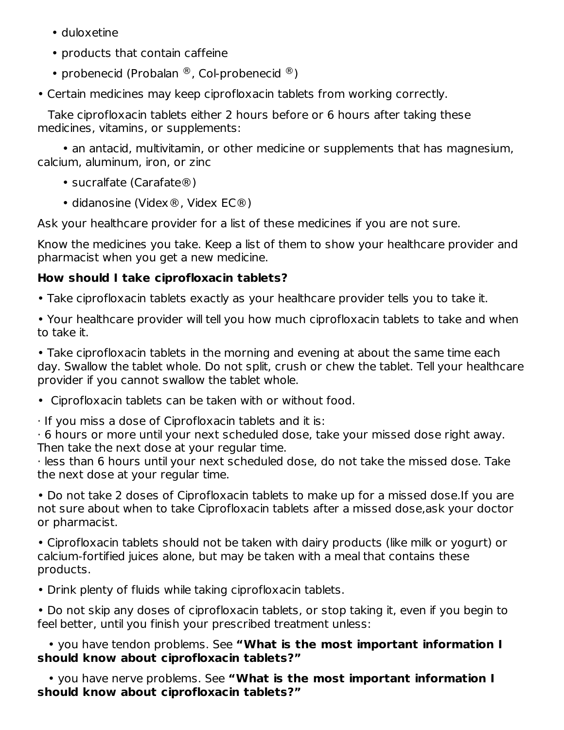- duloxetine
- products that contain caffeine
- probenecid (Probalan ®, Col-probenecid ®)

- Certain medicines may keep ciprofloxacin tablets from working correctly.

  Take ciprofloxacin tablets either 2 hours before or 6 hours after taking these medicines, vitamins, or supplements:

  - an antacid, multivitamin, or other medicine or supplements that has magnesium, calcium, aluminum, iron, or zinc
  - sucralfate (Carafate®)
  - didanosine (Videx®, Videx EC®)

Ask your healthcare provider for a list of these medicines if you are not sure.

Know the medicines you take. Keep a list of them to show your healthcare provider and pharmacist when you get a new medicine.

**How should I take ciprofloxacin tablets?**

- Take ciprofloxacin tablets exactly as your healthcare provider tells you to take it.
- Your healthcare provider will tell you how much ciprofloxacin tablets to take and when to take it.
- Take ciprofloxacin tablets in the morning and evening at about the same time each day. Swallow the tablet whole. Do not split, crush or chew the tablet. Tell your healthcare provider if you cannot swallow the tablet whole.
- Ciprofloxacin tablets can be taken with or without food.

· If you miss a dose of Ciprofloxacin tablets and it is:
· 6 hours or more until your next scheduled dose, take your missed dose right away. Then take the next dose at your regular time.
· less than 6 hours until your next scheduled dose, do not take the missed dose. Take the next dose at your regular time.

- Do not take 2 doses of Ciprofloxacin tablets to make up for a missed dose.If you are not sure about when to take Ciprofloxacin tablets after a missed dose,ask your doctor or pharmacist.
- Ciprofloxacin tablets should not be taken with dairy products (like milk or yogurt) or calcium-fortified juices alone, but may be taken with a meal that contains these products.
- Drink plenty of fluids while taking ciprofloxacin tablets.
- Do not skip any doses of ciprofloxacin tablets, or stop taking it, even if you begin to feel better, until you finish your prescribed treatment unless:
  - you have tendon problems. See **"What is the most important information I should know about ciprofloxacin tablets?"**
  - you have nerve problems. See **"What is the most important information I should know about ciprofloxacin tablets?"**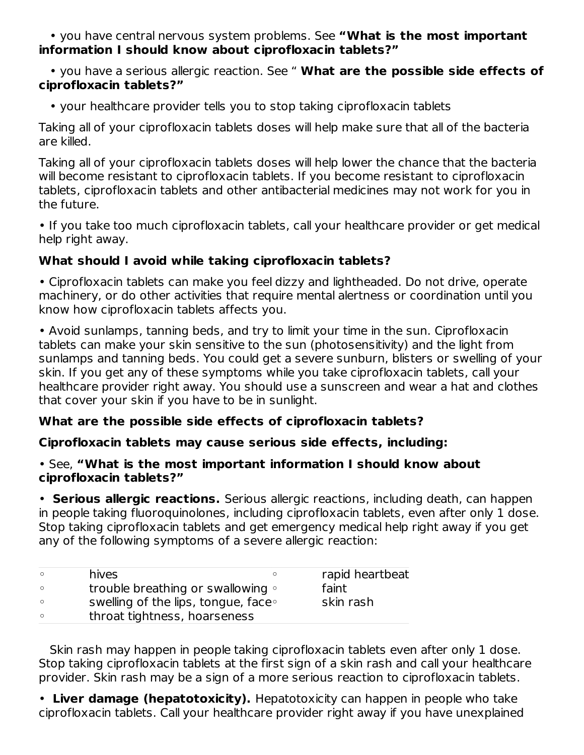- you have central nervous system problems. See **"What is the most important information I should know about ciprofloxacin tablets?"**
- you have a serious allergic reaction. See " **What are the possible side effects of ciprofloxacin tablets?"**
- your healthcare provider tells you to stop taking ciprofloxacin tablets

Taking all of your ciprofloxacin tablets doses will help make sure that all of the bacteria are killed.

Taking all of your ciprofloxacin tablets doses will help lower the chance that the bacteria will become resistant to ciprofloxacin tablets. If you become resistant to ciprofloxacin tablets, ciprofloxacin tablets and other antibacterial medicines may not work for you in the future.

- If you take too much ciprofloxacin tablets, call your healthcare provider or get medical help right away.

**What should I avoid while taking ciprofloxacin tablets?**

- Ciprofloxacin tablets can make you feel dizzy and lightheaded. Do not drive, operate machinery, or do other activities that require mental alertness or coordination until you know how ciprofloxacin tablets affects you.
- Avoid sunlamps, tanning beds, and try to limit your time in the sun. Ciprofloxacin tablets can make your skin sensitive to the sun (photosensitivity) and the light from sunlamps and tanning beds. You could get a severe sunburn, blisters or swelling of your skin. If you get any of these symptoms while you take ciprofloxacin tablets, call your healthcare provider right away. You should use a sunscreen and wear a hat and clothes that cover your skin if you have to be in sunlight.

**What are the possible side effects of ciprofloxacin tablets?**

**Ciprofloxacin tablets may cause serious side effects, including:**

- See, **"What is the most important information I should know about ciprofloxacin tablets?"**
- **Serious allergic reactions.** Serious allergic reactions, including death, can happen in people taking fluoroquinolones, including ciprofloxacin tablets, even after only 1 dose. Stop taking ciprofloxacin tablets and get emergency medical help right away if you get any of the following symptoms of a severe allergic reaction:

| | | | |
|---|---|---|---|
| ◦ | hives | ◦ | rapid heartbeat |
| ◦ | trouble breathing or swallowing | ◦ | faint |
| ◦ | swelling of the lips, tongue, face | ◦ | skin rash |
| ◦ | throat tightness, hoarseness | | |

Skin rash may happen in people taking ciprofloxacin tablets even after only 1 dose. Stop taking ciprofloxacin tablets at the first sign of a skin rash and call your healthcare provider. Skin rash may be a sign of a more serious reaction to ciprofloxacin tablets.

- **Liver damage (hepatotoxicity).** Hepatotoxicity can happen in people who take ciprofloxacin tablets. Call your healthcare provider right away if you have unexplained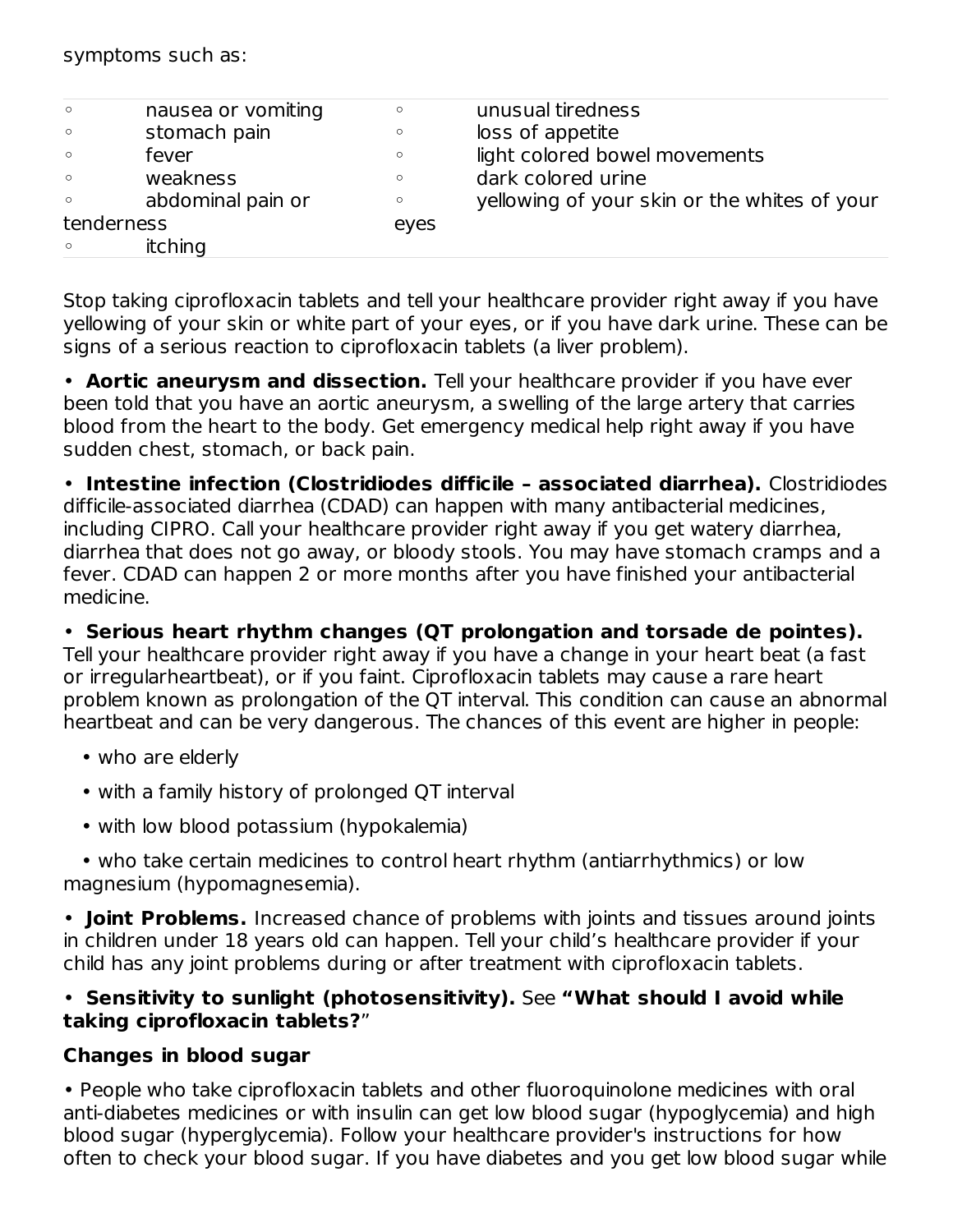symptoms such as:

- nausea or vomiting
- stomach pain
- fever
- weakness
- abdominal pain or tenderness
- itching
- unusual tiredness
- loss of appetite
- light colored bowel movements
- dark colored urine
- yellowing of your skin or the whites of your eyes

Stop taking ciprofloxacin tablets and tell your healthcare provider right away if you have yellowing of your skin or white part of your eyes, or if you have dark urine. These can be signs of a serious reaction to ciprofloxacin tablets (a liver problem).

- **Aortic aneurysm and dissection.** Tell your healthcare provider if you have ever been told that you have an aortic aneurysm, a swelling of the large artery that carries blood from the heart to the body. Get emergency medical help right away if you have sudden chest, stomach, or back pain.

- **Intestine infection (Clostridiodes difficile – associated diarrhea).** Clostridiodes difficile-associated diarrhea (CDAD) can happen with many antibacterial medicines, including CIPRO. Call your healthcare provider right away if you get watery diarrhea, diarrhea that does not go away, or bloody stools. You may have stomach cramps and a fever. CDAD can happen 2 or more months after you have finished your antibacterial medicine.

- **Serious heart rhythm changes (QT prolongation and torsade de pointes).** Tell your healthcare provider right away if you have a change in your heart beat (a fast or irregularheartbeat), or if you faint. Ciprofloxacin tablets may cause a rare heart problem known as prolongation of the QT interval. This condition can cause an abnormal heartbeat and can be very dangerous. The chances of this event are higher in people:
  - who are elderly
  - with a family history of prolonged QT interval
  - with low blood potassium (hypokalemia)
  - who take certain medicines to control heart rhythm (antiarrhythmics) or low magnesium (hypomagnesemia).

- **Joint Problems.** Increased chance of problems with joints and tissues around joints in children under 18 years old can happen. Tell your child's healthcare provider if your child has any joint problems during or after treatment with ciprofloxacin tablets.

- **Sensitivity to sunlight (photosensitivity).** See **"What should I avoid while taking ciprofloxacin tablets?**"

**Changes in blood sugar**

- People who take ciprofloxacin tablets and other fluoroquinolone medicines with oral anti-diabetes medicines or with insulin can get low blood sugar (hypoglycemia) and high blood sugar (hyperglycemia). Follow your healthcare provider's instructions for how often to check your blood sugar. If you have diabetes and you get low blood sugar while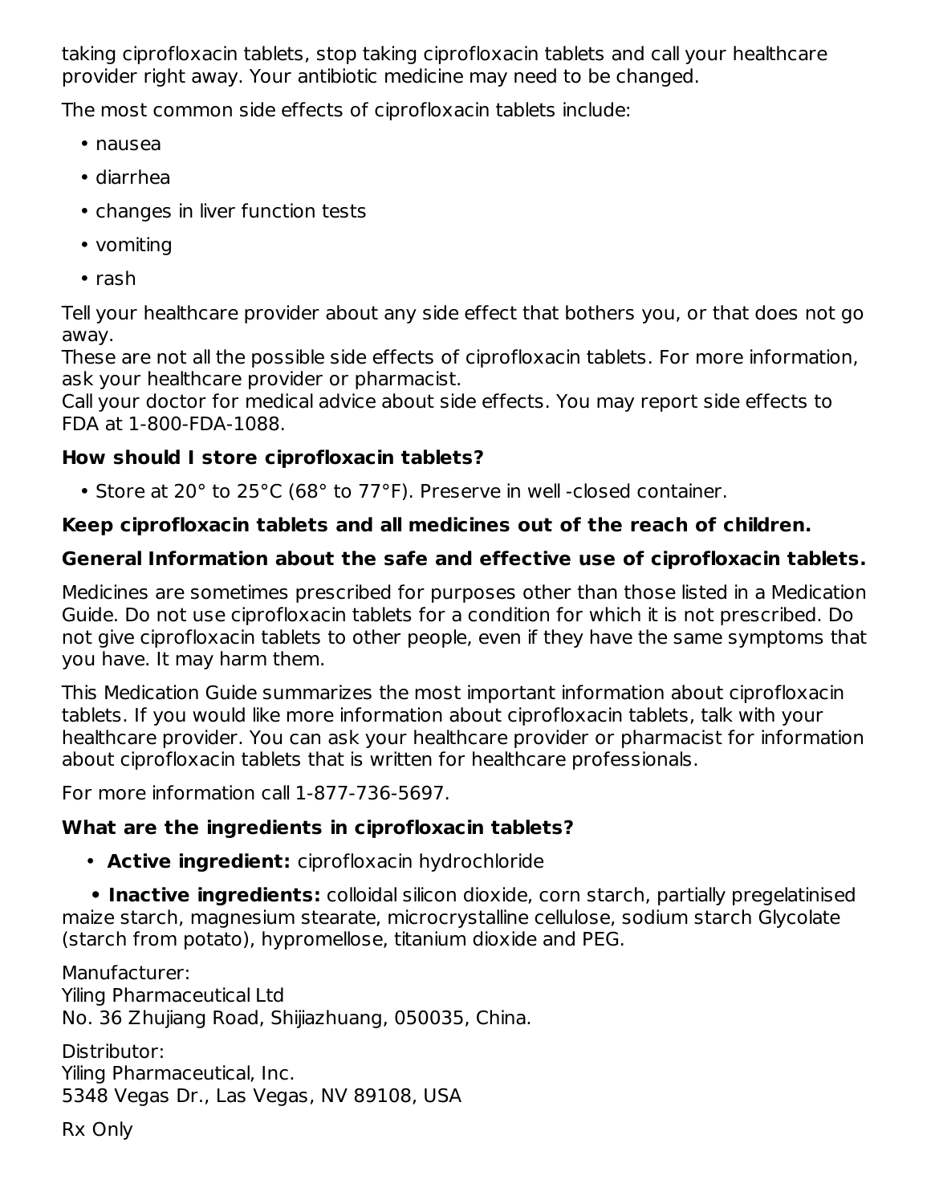taking ciprofloxacin tablets, stop taking ciprofloxacin tablets and call your healthcare provider right away. Your antibiotic medicine may need to be changed.

The most common side effects of ciprofloxacin tablets include:

- nausea
- diarrhea
- changes in liver function tests
- vomiting
- rash

Tell your healthcare provider about any side effect that bothers you, or that does not go away.
These are not all the possible side effects of ciprofloxacin tablets. For more information, ask your healthcare provider or pharmacist.
Call your doctor for medical advice about side effects. You may report side effects to FDA at 1-800-FDA-1088.

**How should I store ciprofloxacin tablets?**

- Store at 20° to 25°C (68° to 77°F). Preserve in well -closed container.

**Keep ciprofloxacin tablets and all medicines out of the reach of children.**

**General Information about the safe and effective use of ciprofloxacin tablets.**

Medicines are sometimes prescribed for purposes other than those listed in a Medication Guide. Do not use ciprofloxacin tablets for a condition for which it is not prescribed. Do not give ciprofloxacin tablets to other people, even if they have the same symptoms that you have. It may harm them.

This Medication Guide summarizes the most important information about ciprofloxacin tablets. If you would like more information about ciprofloxacin tablets, talk with your healthcare provider. You can ask your healthcare provider or pharmacist for information about ciprofloxacin tablets that is written for healthcare professionals.

For more information call 1-877-736-5697.

**What are the ingredients in ciprofloxacin tablets?**

- **Active ingredient:** ciprofloxacin hydrochloride
- **Inactive ingredients:** colloidal silicon dioxide, corn starch, partially pregelatinised maize starch, magnesium stearate, microcrystalline cellulose, sodium starch Glycolate (starch from potato), hypromellose, titanium dioxide and PEG.

Manufacturer:
Yiling Pharmaceutical Ltd
No. 36 Zhujiang Road, Shijiazhuang, 050035, China.

Distributor:
Yiling Pharmaceutical, Inc.
5348 Vegas Dr., Las Vegas, NV 89108, USA

Rx Only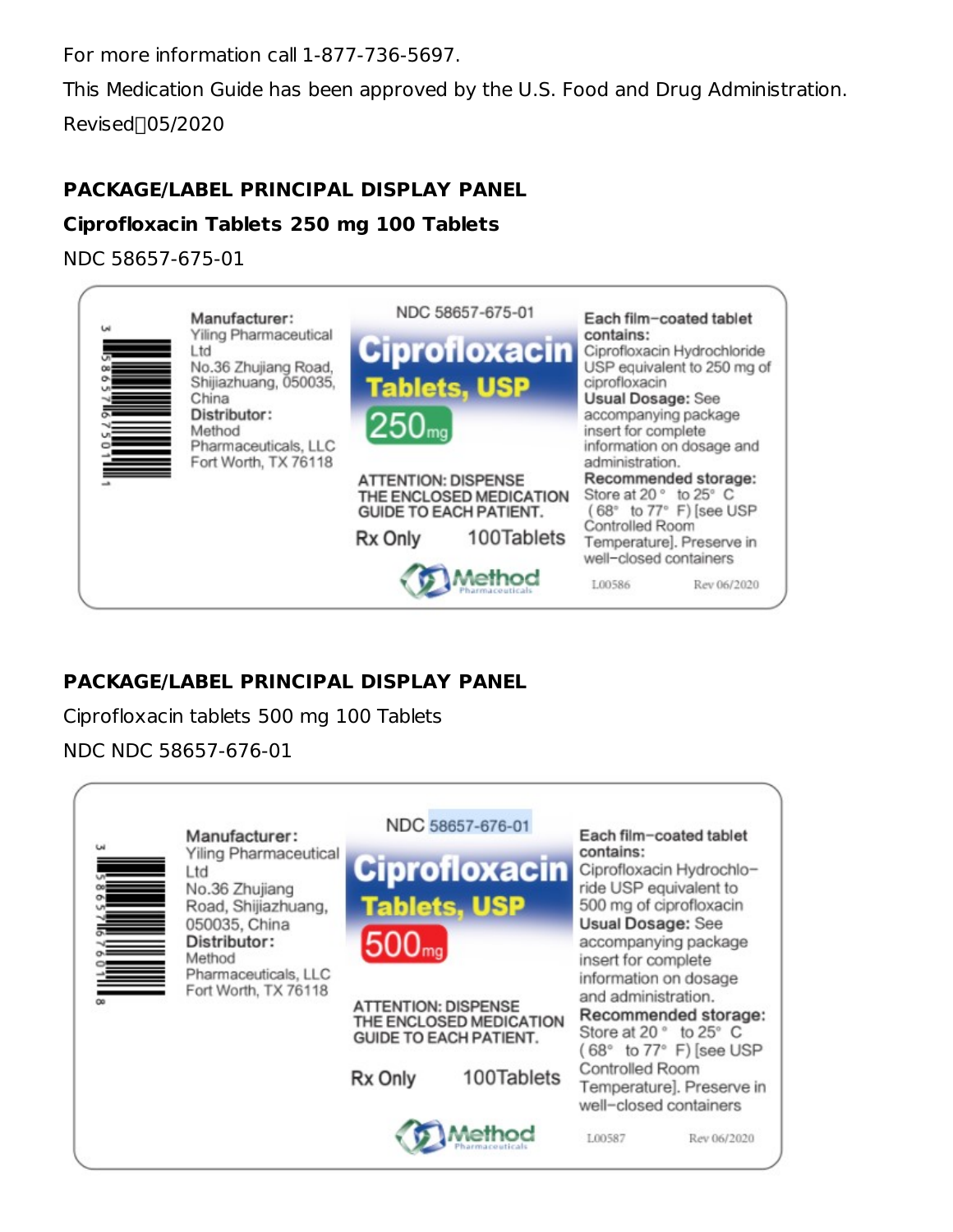For more information call 1-877-736-5697.

This Medication Guide has been approved by the U.S. Food and Drug Administration.

Revised 05/2020

**PACKAGE/LABEL PRINCIPAL DISPLAY PANEL**

**Ciprofloxacin Tablets 250 mg 100 Tablets**

NDC 58657-675-01

Manufacturer:
Yiling Pharmaceutical Ltd
No.36 Zhujiang Road, Shijiazhuang, 050035, China
Distributor:
Method Pharmaceuticals, LLC
Fort Worth, TX 76118

NDC 58657-675-01

Ciprofloxacin Tablets, USP

250 mg

ATTENTION: DISPENSE THE ENCLOSED MEDICATION GUIDE TO EACH PATIENT.

Rx Only 100Tablets

Method Pharmaceuticals

Each film-coated tablet contains: Ciprofloxacin Hydrochloride USP equivalent to 250 mg of ciprofloxacin

Usual Dosage: See accompanying package insert for complete information on dosage and administration.

Recommended storage: Store at 20° to 25° C (68° to 77° F) [see USP Controlled Room Temperature]. Preserve in well-closed containers

L00586 Rev 06/2020

**PACKAGE/LABEL PRINCIPAL DISPLAY PANEL**

Ciprofloxacin tablets 500 mg 100 Tablets

NDC NDC 58657-676-01

Manufacturer:
Yiling Pharmaceutical Ltd
No.36 Zhujiang Road, Shijiazhuang, 050035, China
Distributor:
Method Pharmaceuticals, LLC
Fort Worth, TX 76118

NDC 58657-676-01

Ciprofloxacin Tablets, USP

500 mg

ATTENTION: DISPENSE THE ENCLOSED MEDICATION GUIDE TO EACH PATIENT.

Rx Only 100Tablets

Method Pharmaceuticals

Each film-coated tablet contains: Ciprofloxacin Hydrochloride USP equivalent to 500 mg of ciprofloxacin

Usual Dosage: See accompanying package insert for complete information on dosage and administration.

Recommended storage: Store at 20° to 25° C (68° to 77° F) [see USP Controlled Room Temperature]. Preserve in well-closed containers

L00587 Rev 06/2020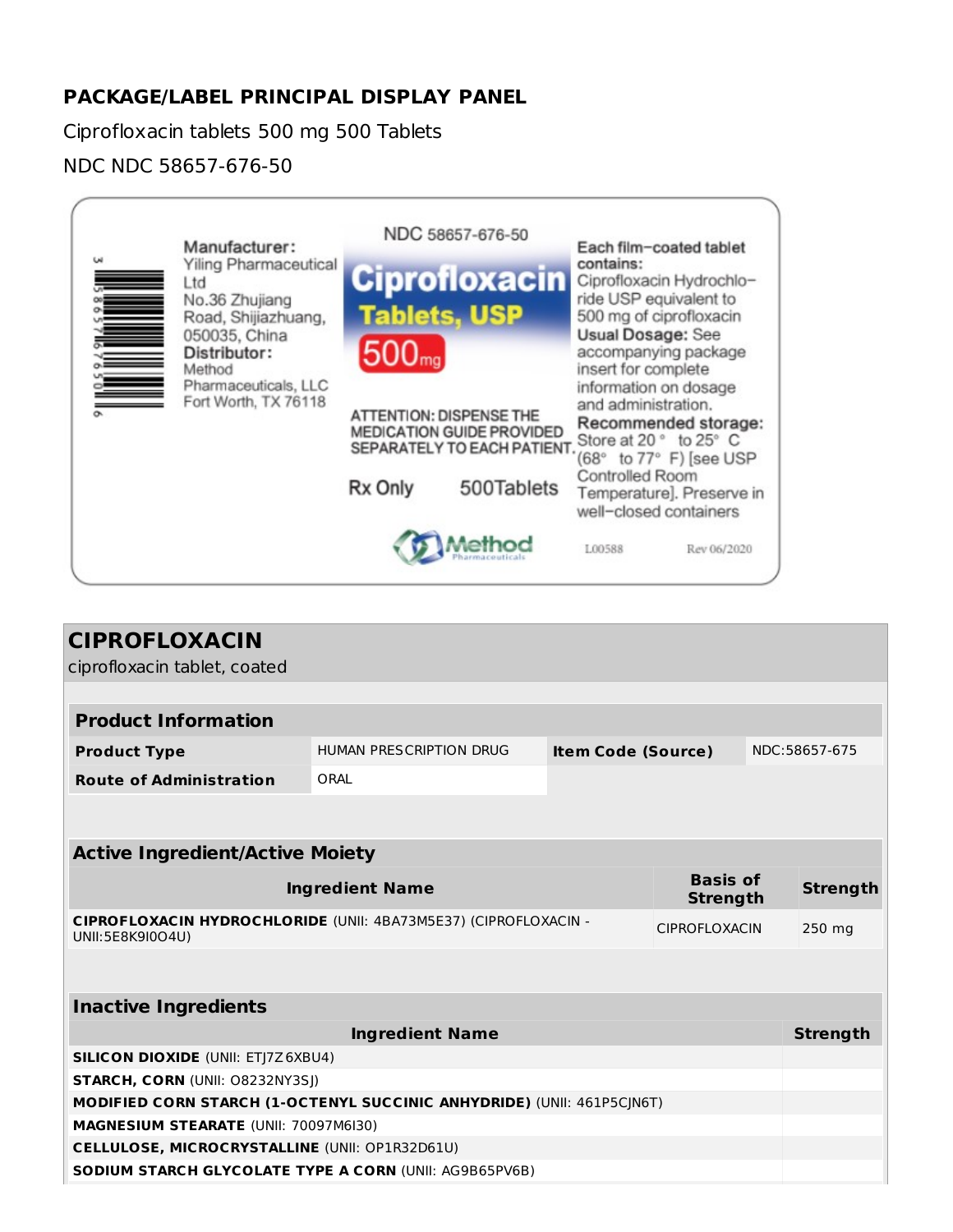## PACKAGE/LABEL PRINCIPAL DISPLAY PANEL

Ciprofloxacin tablets 500 mg 500 Tablets

NDC NDC 58657-676-50

Manufacturer: Yiling Pharmaceutical Ltd No.36 Zhujiang Road, Shijiazhuang, 050035, China
Distributor: Method Pharmaceuticals, LLC Fort Worth, TX 76118

NDC 58657-676-50

Ciprofloxacin Tablets, USP 500mg

ATTENTION: DISPENSE THE MEDICATION GUIDE PROVIDED SEPARATELY TO EACH PATIENT.

Rx Only 500Tablets

Method Pharmaceuticals

Each film-coated tablet contains: Ciprofloxacin Hydrochloride USP equivalent to 500 mg of ciprofloxacin
Usual Dosage: See accompanying package insert for complete information on dosage and administration.
Recommended storage: Store at 20° to 25° C (68° to 77° F) [see USP Controlled Room Temperature]. Preserve in well-closed containers

L00588 Rev 06/2020

## CIPROFLOXACIN

ciprofloxacin tablet, coated

| Product Information | | | |
|---|---|---|---|
| Product Type | HUMAN PRESCRIPTION DRUG | Item Code (Source) | NDC:58657-675 |
| Route of Administration | ORAL | | |

| Active Ingredient/Active Moiety | | |
|---|---|---|
| Ingredient Name | Basis of Strength | Strength |
| **CIPROFLOXACIN HYDROCHLORIDE** (UNII: 4BA73M5E37) (CIPROFLOXACIN - UNII:5E8K9I0O4U) | CIPROFLOXACIN | 250 mg |

| Inactive Ingredients | |
|---|---|
| Ingredient Name | Strength |
| **SILICON DIOXIDE** (UNII: ETJ7Z6XBU4) | |
| **STARCH, CORN** (UNII: O8232NY3SJ) | |
| **MODIFIED CORN STARCH (1-OCTENYL SUCCINIC ANHYDRIDE)** (UNII: 461P5CJN6T) | |
| **MAGNESIUM STEARATE** (UNII: 70097M6I30) | |
| **CELLULOSE, MICROCRYSTALLINE** (UNII: OP1R32D61U) | |
| **SODIUM STARCH GLYCOLATE TYPE A CORN** (UNII: AG9B65PV6B) | |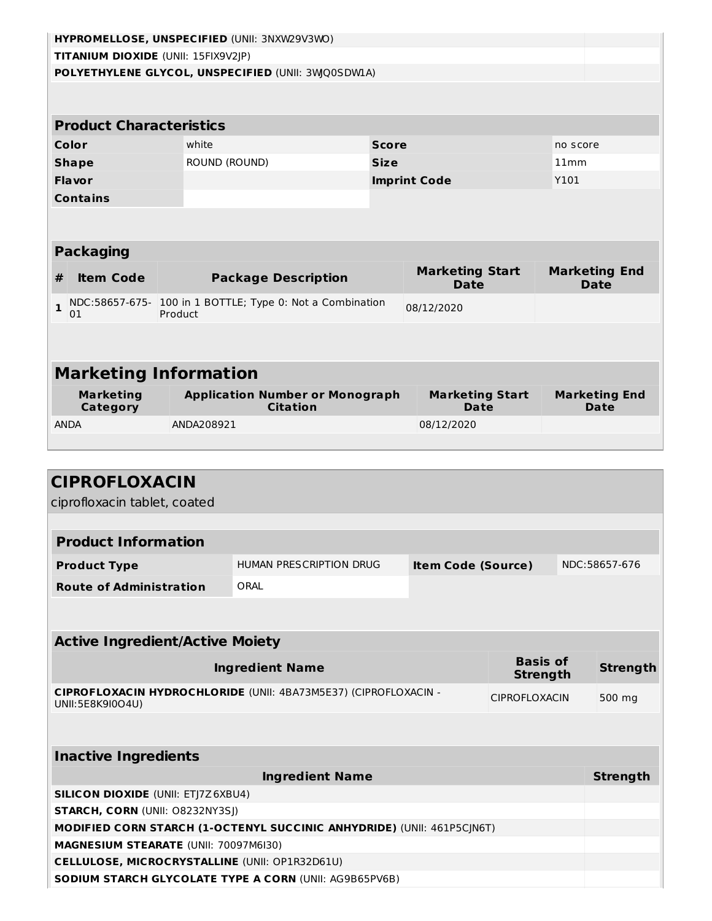| Ingredient Name | Strength |
| --- | --- |
| **HYPROMELLOSE, UNSPECIFIED** (UNII: 3NXW29V3WO) | |
| **TITANIUM DIOXIDE** (UNII: 15FIX9V2JP) | |
| **POLYETHYLENE GLYCOL, UNSPECIFIED** (UNII: 3WJQ0SDW1A) | |

## Product Characteristics

| | | | |
| --- | --- | --- | --- |
| **Color** | white | **Score** | no score |
| **Shape** | ROUND (ROUND) | **Size** | 11mm |
| **Flavor** | | **Imprint Code** | Y101 |
| **Contains** | | | |

## Packaging

| # | Item Code | Package Description | Marketing Start Date | Marketing End Date |
| --- | --- | --- | --- | --- |
| 1 | NDC:58657-675-01 | 100 in 1 BOTTLE; Type 0: Not a Combination Product | 08/12/2020 | |

## Marketing Information

| Marketing Category | Application Number or Monograph Citation | Marketing Start Date | Marketing End Date |
| --- | --- | --- | --- |
| ANDA | ANDA208921 | 08/12/2020 | |

# CIPROFLOXACIN

ciprofloxacin tablet, coated

## Product Information

| | | | |
| --- | --- | --- | --- |
| **Product Type** | HUMAN PRESCRIPTION DRUG | **Item Code (Source)** | NDC:58657-676 |
| **Route of Administration** | ORAL | | |

## Active Ingredient/Active Moiety

| Ingredient Name | Basis of Strength | Strength |
| --- | --- | --- |
| **CIPROFLOXACIN HYDROCHLORIDE** (UNII: 4BA73M5E37) (CIPROFLOXACIN - UNII:5E8K9I0O4U) | CIPROFLOXACIN | 500 mg |

## Inactive Ingredients

| Ingredient Name | Strength |
| --- | --- |
| **SILICON DIOXIDE** (UNII: ETJ7Z6XBU4) | |
| **STARCH, CORN** (UNII: O8232NY3SJ) | |
| **MODIFIED CORN STARCH (1-OCTENYL SUCCINIC ANHYDRIDE)** (UNII: 461P5CJN6T) | |
| **MAGNESIUM STEARATE** (UNII: 70097M6I30) | |
| **CELLULOSE, MICROCRYSTALLINE** (UNII: OP1R32D61U) | |
| **SODIUM STARCH GLYCOLATE TYPE A CORN** (UNII: AG9B65PV6B) | |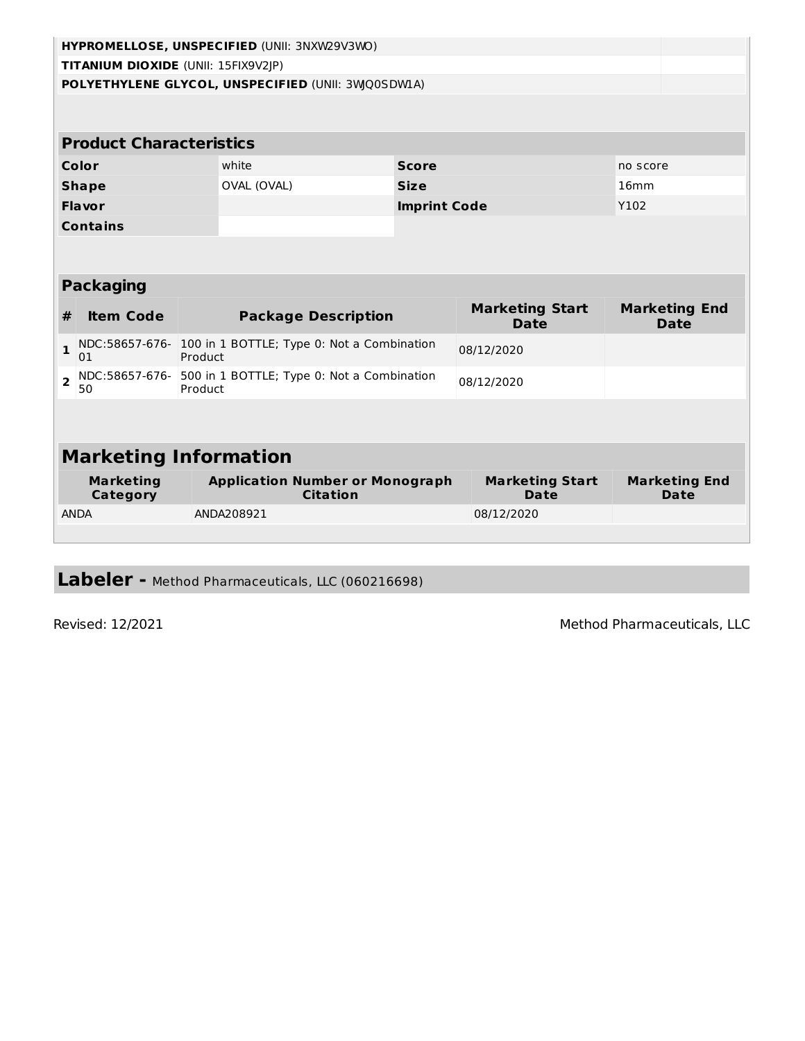| | |
|---|---|
| **HYPROMELLOSE, UNSPECIFIED** (UNII: 3NXW29V3WO) | |
| **TITANIUM DIOXIDE** (UNII: 15FIX9V2JP) | |
| **POLYETHYLENE GLYCOL, UNSPECIFIED** (UNII: 3WJQ0SDW1A) | |

### Product Characteristics

| | | | |
|---|---|---|---|
| **Color** | white | **Score** | no score |
| **Shape** | OVAL (OVAL) | **Size** | 16mm |
| **Flavor** | | **Imprint Code** | Y102 |
| **Contains** | | | |

### Packaging

| # | Item Code | Package Description | Marketing Start Date | Marketing End Date |
|---|---|---|---|---|
| 1 | NDC:58657-676-01 | 100 in 1 BOTTLE; Type 0: Not a Combination Product | 08/12/2020 | |
| 2 | NDC:58657-676-50 | 500 in 1 BOTTLE; Type 0: Not a Combination Product | 08/12/2020 | |

## Marketing Information

| Marketing Category | Application Number or Monograph Citation | Marketing Start Date | Marketing End Date |
|---|---|---|---|
| ANDA | ANDA208921 | 08/12/2020 | |

## Labeler - Method Pharmaceuticals, LLC (060216698)

Revised: 12/2021

Method Pharmaceuticals, LLC